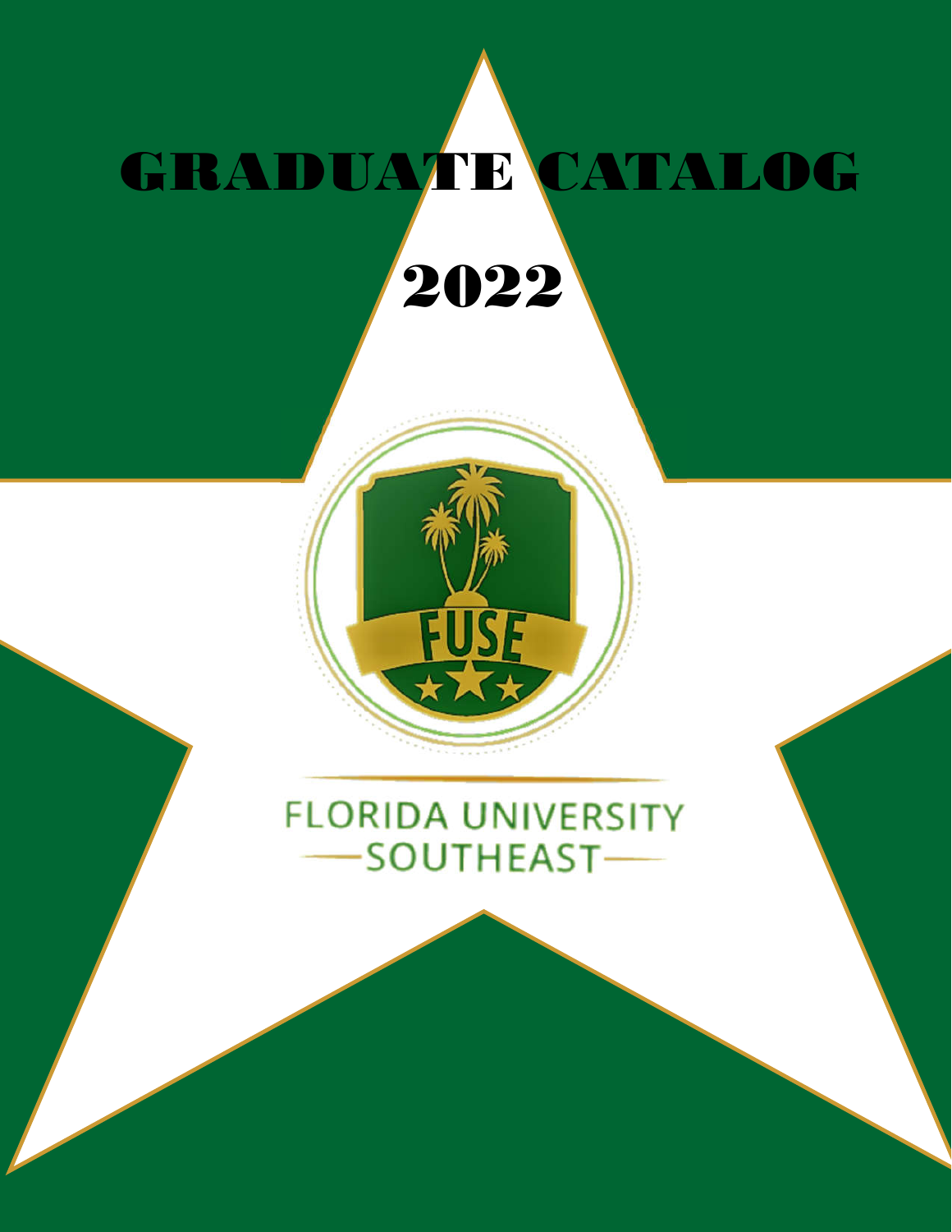# GRADUATE CATALOG

# 2022

FUSE

FLORIDA UNIVERSITY SOUTHEAST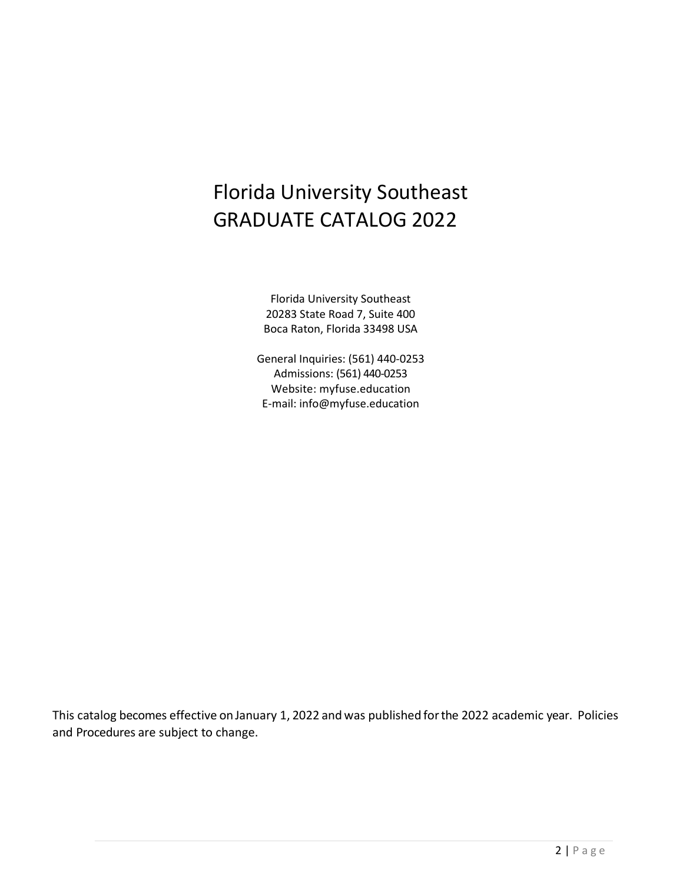# Florida University Southeast
# GRADUATE CATALOG 2022

Florida University Southeast
20283 State Road 7, Suite 400
Boca Raton, Florida 33498 USA

General Inquiries: (561) 440-0253
Admissions: (561) 440-0253
Website: myfuse.education
E-mail: info@myfuse.education

This catalog becomes effective on January 1, 2022 and was published for the 2022 academic year. Policies and Procedures are subject to change.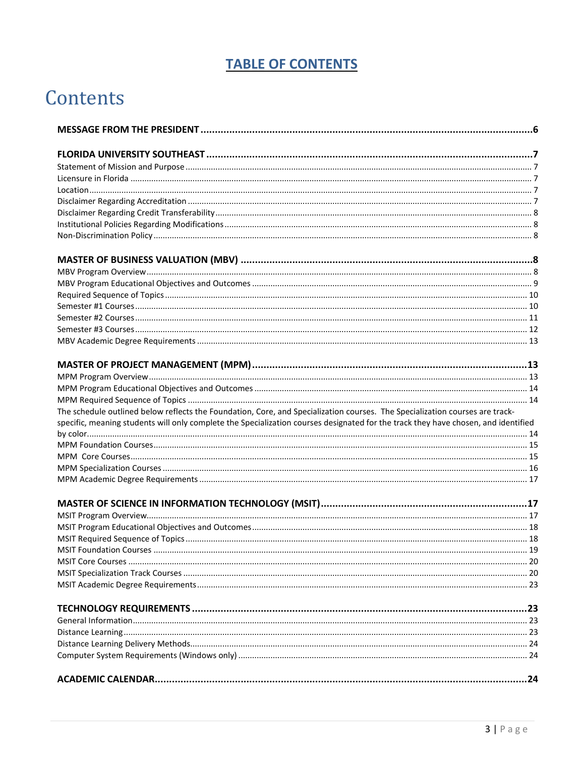## TABLE OF CONTENTS

# Contents

**MESSAGE FROM THE PRESIDENT ....................................................................................................................6**

**FLORIDA UNIVERSITY SOUTHEAST ................................................................................................................7**

Statement of Mission and Purpose .................................................................................................................. 7
Licensure in Florida ............................................................................................................................................ 7
Location ............................................................................................................................................................. 7
Disclaimer Regarding Accreditation ................................................................................................................... 7
Disclaimer Regarding Credit Transferability ....................................................................................................... 8
Institutional Policies Regarding Modifications .................................................................................................... 8
Non-Discrimination Policy ................................................................................................................................. 8

**MASTER OF BUSINESS VALUATION (MBV) ...................................................................................................8**

MBV Program Overview ..................................................................................................................................... 8
MBV Program Educational Objectives and Outcomes ........................................................................................ 9
Required Sequence of Topics ........................................................................................................................... 10
Semester #1 Courses ....................................................................................................................................... 10
Semester #2 Courses ....................................................................................................................................... 11
Semester #3 Courses ....................................................................................................................................... 12
MBV Academic Degree Requirements ............................................................................................................. 13

**MASTER OF PROJECT MANAGEMENT (MPM) ...............................................................................................13**

MPM Program Overview .................................................................................................................................. 13
MPM Program Educational Objectives and Outcomes ..................................................................................... 14
MPM Required Sequence of Topics .................................................................................................................. 14
The schedule outlined below reflects the Foundation, Core, and Specialization courses. The Specialization courses are track-specific, meaning students will only complete the Specialization courses designated for the track they have chosen, and identified by color. ........................................................................................................................................................... 14
MPM Foundation Courses ................................................................................................................................ 15
MPM Core Courses .......................................................................................................................................... 15
MPM Specialization Courses ............................................................................................................................ 16
MPM Academic Degree Requirements ............................................................................................................. 17

**MASTER OF SCIENCE IN INFORMATION TECHNOLOGY (MSIT) .......................................................................17**

MSIT Program Overview ................................................................................................................................... 17
MSIT Program Educational Objectives and Outcomes ...................................................................................... 18
MSIT Required Sequence of Topics .................................................................................................................. 18
MSIT Foundation Courses ................................................................................................................................ 19
MSIT Core Courses ........................................................................................................................................... 20
MSIT Specialization Track Courses .................................................................................................................... 20
MSIT Academic Degree Requirements .............................................................................................................. 23

**TECHNOLOGY REQUIREMENTS ...................................................................................................................23**

General Information ......................................................................................................................................... 23
Distance Learning ............................................................................................................................................. 23
Distance Learning Delivery Methods ................................................................................................................ 24
Computer System Requirements (Windows only) ............................................................................................ 24

**ACADEMIC CALENDAR.................................................................................................................................24**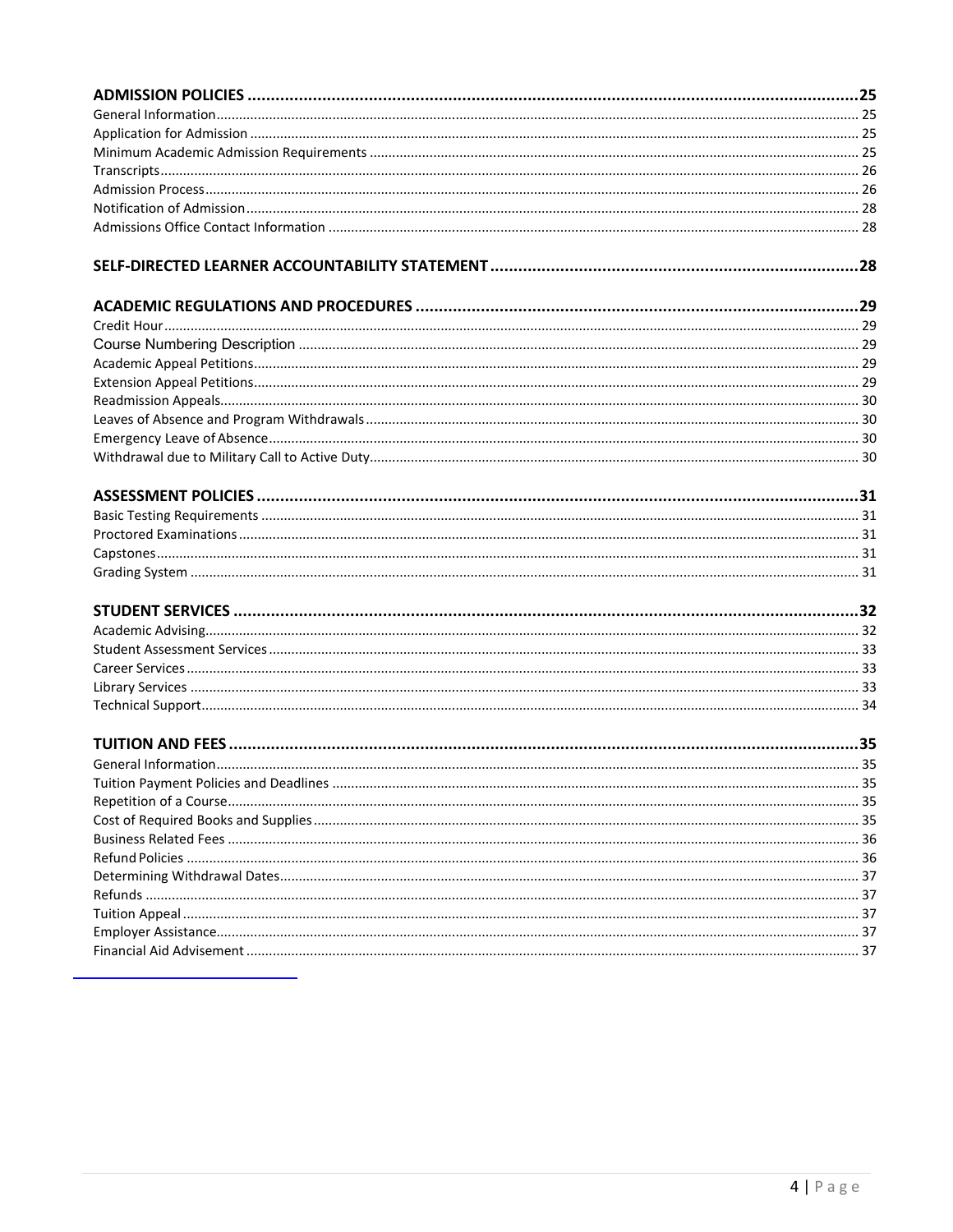**ADMISSION POLICIES** ....................................................................................................................... 25
General Information ....................................................................................................................... 25
Application for Admission ............................................................................................................... 25
Minimum Academic Admission Requirements ................................................................................. 25
Transcripts ...................................................................................................................................... 26
Admission Process .......................................................................................................................... 26
Notification of Admission ................................................................................................................ 28
Admissions Office Contact Information ........................................................................................... 28

**SELF-DIRECTED LEARNER ACCOUNTABILITY STATEMENT** ................................................................. 28

**ACADEMIC REGULATIONS AND PROCEDURES** ................................................................................. 29
Credit Hour ..................................................................................................................................... 29
Course Numbering Description ....................................................................................................... 29
Academic Appeal Petitions .............................................................................................................. 29
Extension Appeal Petitions .............................................................................................................. 29
Readmission Appeals ....................................................................................................................... 30
Leaves of Absence and Program Withdrawals .................................................................................. 30
Emergency Leave of Absence .......................................................................................................... 30
Withdrawal due to Military Call to Active Duty ................................................................................. 30

**ASSESSMENT POLICIES** ................................................................................................................. 31
Basic Testing Requirements ............................................................................................................ 31
Proctored Examinations .................................................................................................................. 31
Capstones ....................................................................................................................................... 31
Grading System .............................................................................................................................. 31

**STUDENT SERVICES** ...................................................................................................................... 32
Academic Advising .......................................................................................................................... 32
Student Assessment Services .......................................................................................................... 33
Career Services ............................................................................................................................... 33
Library Services .............................................................................................................................. 33
Technical Support ........................................................................................................................... 34

**TUITION AND FEES** ....................................................................................................................... 35
General Information ....................................................................................................................... 35
Tuition Payment Policies and Deadlines .......................................................................................... 35
Repetition of a Course ..................................................................................................................... 35
Cost of Required Books and Supplies .............................................................................................. 35
Business Related Fees ..................................................................................................................... 36
Refund Policies ............................................................................................................................... 36
Determining Withdrawal Dates ........................................................................................................ 37
Refunds .......................................................................................................................................... 37
Tuition Appeal ................................................................................................................................ 37
Employer Assistance ....................................................................................................................... 37
Financial Aid Advisement ................................................................................................................ 37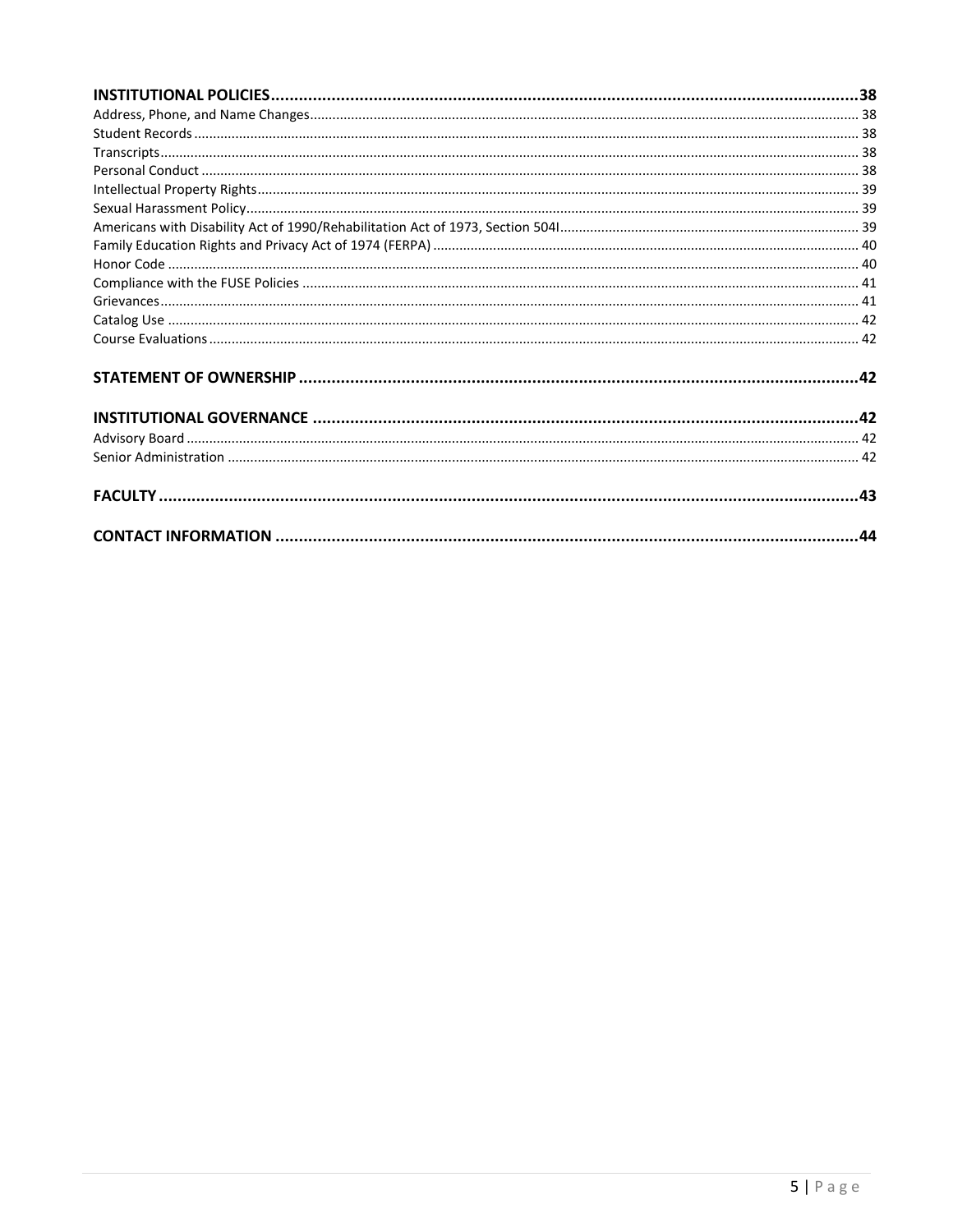**INSTITUTIONAL POLICIES ... 38**

Address, Phone, and Name Changes ... 38
Student Records ... 38
Transcripts ... 38
Personal Conduct ... 38
Intellectual Property Rights ... 39
Sexual Harassment Policy ... 39
Americans with Disability Act of 1990/Rehabilitation Act of 1973, Section 504I ... 39
Family Education Rights and Privacy Act of 1974 (FERPA) ... 40
Honor Code ... 40
Compliance with the FUSE Policies ... 41
Grievances ... 41
Catalog Use ... 42
Course Evaluations ... 42

**STATEMENT OF OWNERSHIP ... 42**

**INSTITUTIONAL GOVERNANCE ... 42**

Advisory Board ... 42
Senior Administration ... 42

**FACULTY ... 43**

**CONTACT INFORMATION ... 44**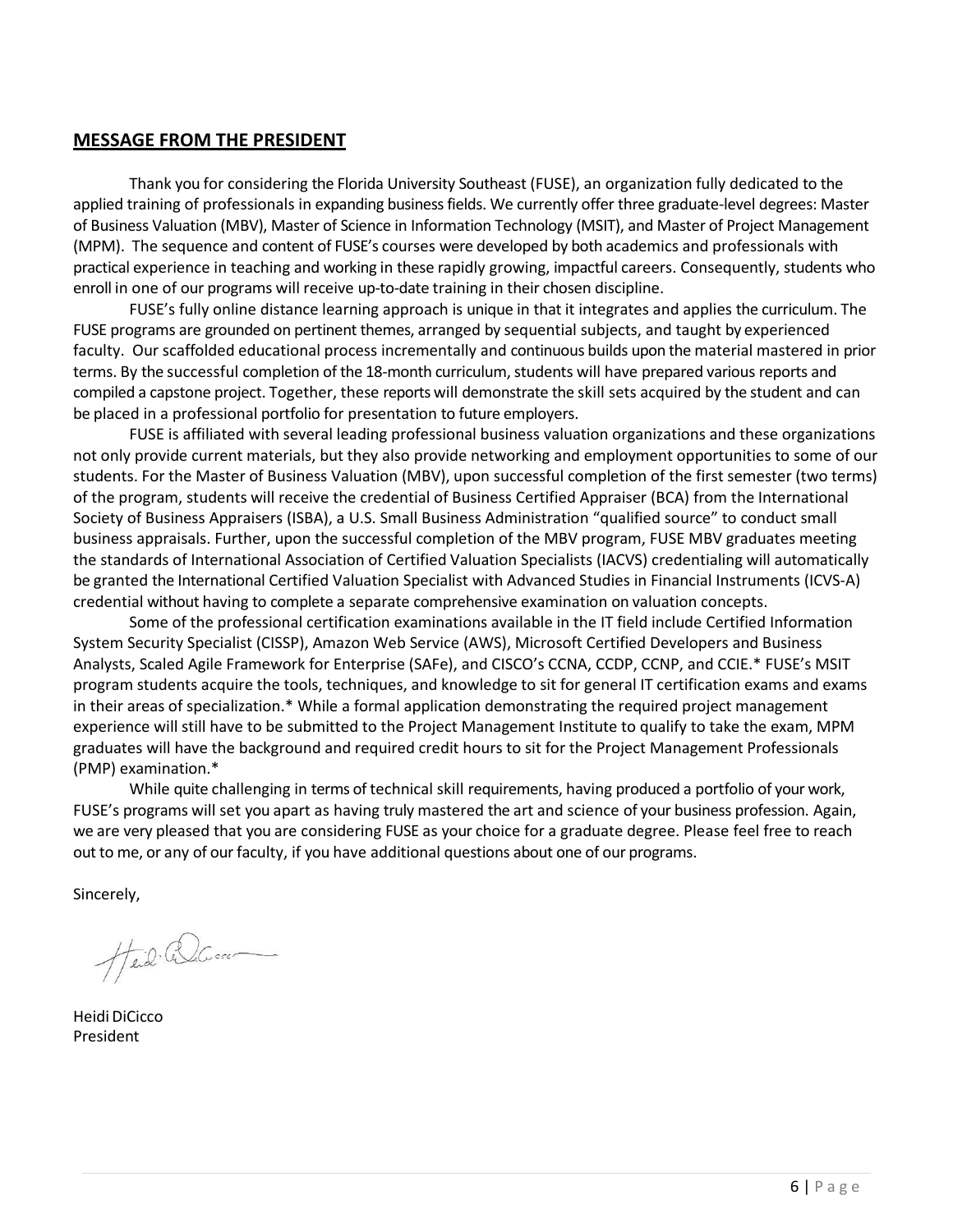## MESSAGE FROM THE PRESIDENT

Thank you for considering the Florida University Southeast (FUSE), an organization fully dedicated to the applied training of professionals in expanding business fields. We currently offer three graduate-level degrees: Master of Business Valuation (MBV), Master of Science in Information Technology (MSIT), and Master of Project Management (MPM). The sequence and content of FUSE's courses were developed by both academics and professionals with practical experience in teaching and working in these rapidly growing, impactful careers. Consequently, students who enroll in one of our programs will receive up-to-date training in their chosen discipline.

FUSE's fully online distance learning approach is unique in that it integrates and applies the curriculum. The FUSE programs are grounded on pertinent themes, arranged by sequential subjects, and taught by experienced faculty. Our scaffolded educational process incrementally and continuous builds upon the material mastered in prior terms. By the successful completion of the 18-month curriculum, students will have prepared various reports and compiled a capstone project. Together, these reports will demonstrate the skill sets acquired by the student and can be placed in a professional portfolio for presentation to future employers.

FUSE is affiliated with several leading professional business valuation organizations and these organizations not only provide current materials, but they also provide networking and employment opportunities to some of our students. For the Master of Business Valuation (MBV), upon successful completion of the first semester (two terms) of the program, students will receive the credential of Business Certified Appraiser (BCA) from the International Society of Business Appraisers (ISBA), a U.S. Small Business Administration "qualified source" to conduct small business appraisals. Further, upon the successful completion of the MBV program, FUSE MBV graduates meeting the standards of International Association of Certified Valuation Specialists (IACVS) credentialing will automatically be granted the International Certified Valuation Specialist with Advanced Studies in Financial Instruments (ICVS-A) credential without having to complete a separate comprehensive examination on valuation concepts.

Some of the professional certification examinations available in the IT field include Certified Information System Security Specialist (CISSP), Amazon Web Service (AWS), Microsoft Certified Developers and Business Analysts, Scaled Agile Framework for Enterprise (SAFe), and CISCO's CCNA, CCDP, CCNP, and CCIE.* FUSE's MSIT program students acquire the tools, techniques, and knowledge to sit for general IT certification exams and exams in their areas of specialization.* While a formal application demonstrating the required project management experience will still have to be submitted to the Project Management Institute to qualify to take the exam, MPM graduates will have the background and required credit hours to sit for the Project Management Professionals (PMP) examination.*

While quite challenging in terms of technical skill requirements, having produced a portfolio of your work, FUSE's programs will set you apart as having truly mastered the art and science of your business profession. Again, we are very pleased that you are considering FUSE as your choice for a graduate degree. Please feel free to reach out to me, or any of our faculty, if you have additional questions about one of our programs.

Sincerely,

Heidi DiCicco
President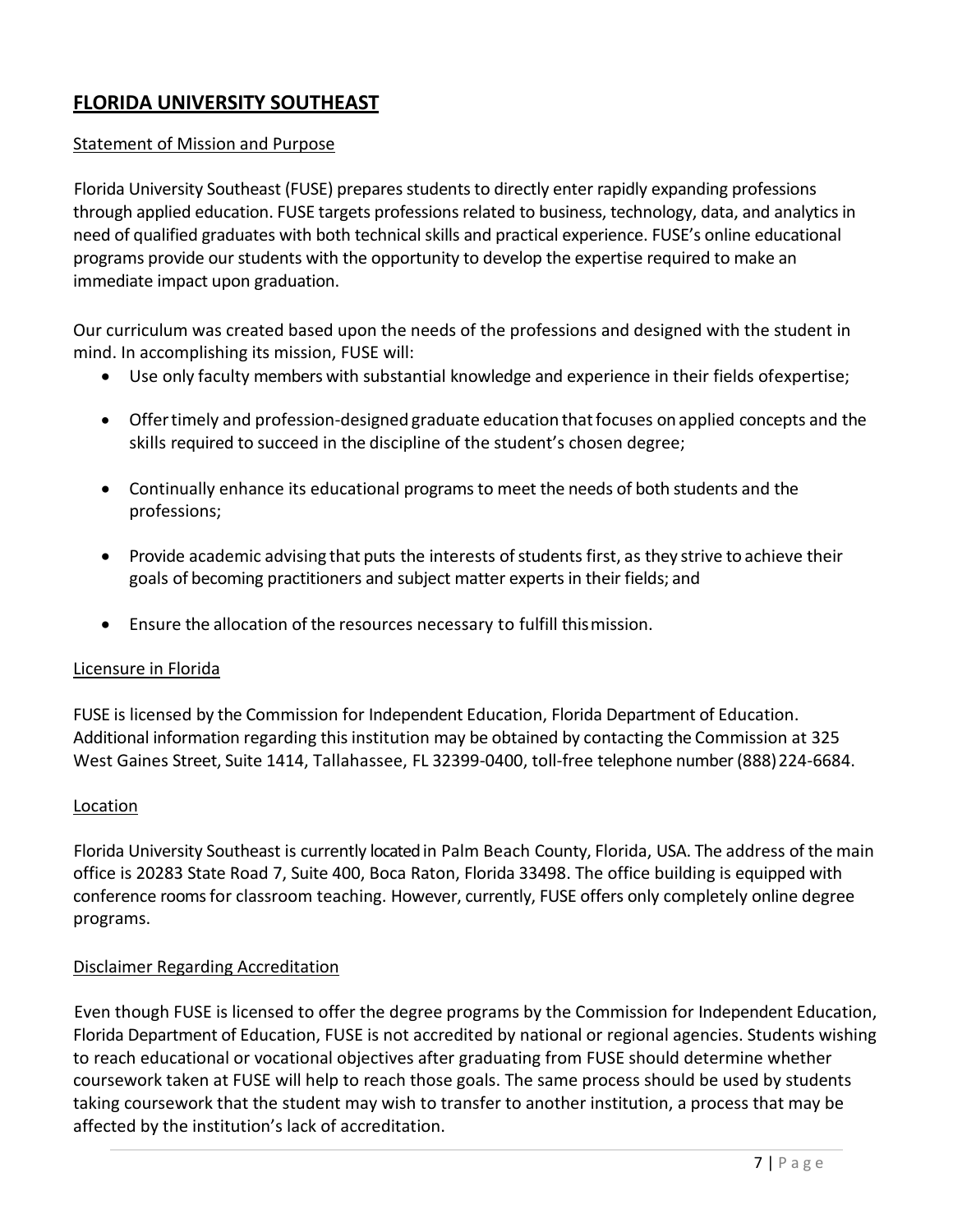## FLORIDA UNIVERSITY SOUTHEAST

### Statement of Mission and Purpose

Florida University Southeast (FUSE) prepares students to directly enter rapidly expanding professions through applied education. FUSE targets professions related to business, technology, data, and analytics in need of qualified graduates with both technical skills and practical experience. FUSE's online educational programs provide our students with the opportunity to develop the expertise required to make an immediate impact upon graduation.

Our curriculum was created based upon the needs of the professions and designed with the student in mind. In accomplishing its mission, FUSE will:

- Use only faculty members with substantial knowledge and experience in their fields ofexpertise;
- Offer timely and profession-designed graduate education that focuses on applied concepts and the skills required to succeed in the discipline of the student's chosen degree;
- Continually enhance its educational programs to meet the needs of both students and the professions;
- Provide academic advising that puts the interests of students first, as they strive to achieve their goals of becoming practitioners and subject matter experts in their fields; and
- Ensure the allocation of the resources necessary to fulfill thismission.

### Licensure in Florida

FUSE is licensed by the Commission for Independent Education, Florida Department of Education. Additional information regarding this institution may be obtained by contacting the Commission at 325 West Gaines Street, Suite 1414, Tallahassee, FL 32399-0400, toll-free telephone number (888) 224-6684.

### Location

Florida University Southeast is currently located in Palm Beach County, Florida, USA. The address of the main office is 20283 State Road 7, Suite 400, Boca Raton, Florida 33498. The office building is equipped with conference rooms for classroom teaching. However, currently, FUSE offers only completely online degree programs.

### Disclaimer Regarding Accreditation

Even though FUSE is licensed to offer the degree programs by the Commission for Independent Education, Florida Department of Education, FUSE is not accredited by national or regional agencies. Students wishing to reach educational or vocational objectives after graduating from FUSE should determine whether coursework taken at FUSE will help to reach those goals. The same process should be used by students taking coursework that the student may wish to transfer to another institution, a process that may be affected by the institution's lack of accreditation.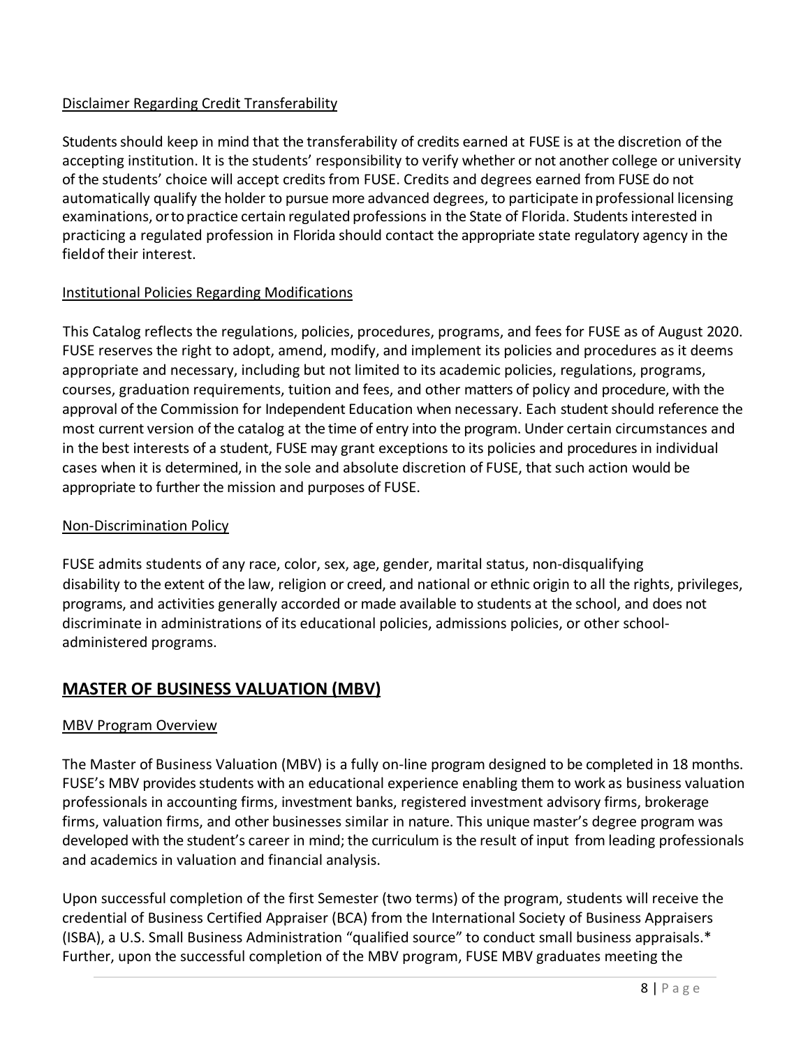Disclaimer Regarding Credit Transferability

Students should keep in mind that the transferability of credits earned at FUSE is at the discretion of the accepting institution. It is the students' responsibility to verify whether or not another college or university of the students' choice will accept credits from FUSE. Credits and degrees earned from FUSE do not automatically qualify the holder to pursue more advanced degrees, to participate in professional licensing examinations, or to practice certain regulated professions in the State of Florida. Students interested in practicing a regulated profession in Florida should contact the appropriate state regulatory agency in the field of their interest.

Institutional Policies Regarding Modifications

This Catalog reflects the regulations, policies, procedures, programs, and fees for FUSE as of August 2020. FUSE reserves the right to adopt, amend, modify, and implement its policies and procedures as it deems appropriate and necessary, including but not limited to its academic policies, regulations, programs, courses, graduation requirements, tuition and fees, and other matters of policy and procedure, with the approval of the Commission for Independent Education when necessary. Each student should reference the most current version of the catalog at the time of entry into the program. Under certain circumstances and in the best interests of a student, FUSE may grant exceptions to its policies and procedures in individual cases when it is determined, in the sole and absolute discretion of FUSE, that such action would be appropriate to further the mission and purposes of FUSE.

Non-Discrimination Policy

FUSE admits students of any race, color, sex, age, gender, marital status, non-disqualifying disability to the extent of the law, religion or creed, and national or ethnic origin to all the rights, privileges, programs, and activities generally accorded or made available to students at the school, and does not discriminate in administrations of its educational policies, admissions policies, or other school-administered programs.

## MASTER OF BUSINESS VALUATION (MBV)

MBV Program Overview

The Master of Business Valuation (MBV) is a fully on-line program designed to be completed in 18 months. FUSE's MBV provides students with an educational experience enabling them to work as business valuation professionals in accounting firms, investment banks, registered investment advisory firms, brokerage firms, valuation firms, and other businesses similar in nature. This unique master's degree program was developed with the student's career in mind; the curriculum is the result of input from leading professionals and academics in valuation and financial analysis.

Upon successful completion of the first Semester (two terms) of the program, students will receive the credential of Business Certified Appraiser (BCA) from the International Society of Business Appraisers (ISBA), a U.S. Small Business Administration "qualified source" to conduct small business appraisals.* Further, upon the successful completion of the MBV program, FUSE MBV graduates meeting the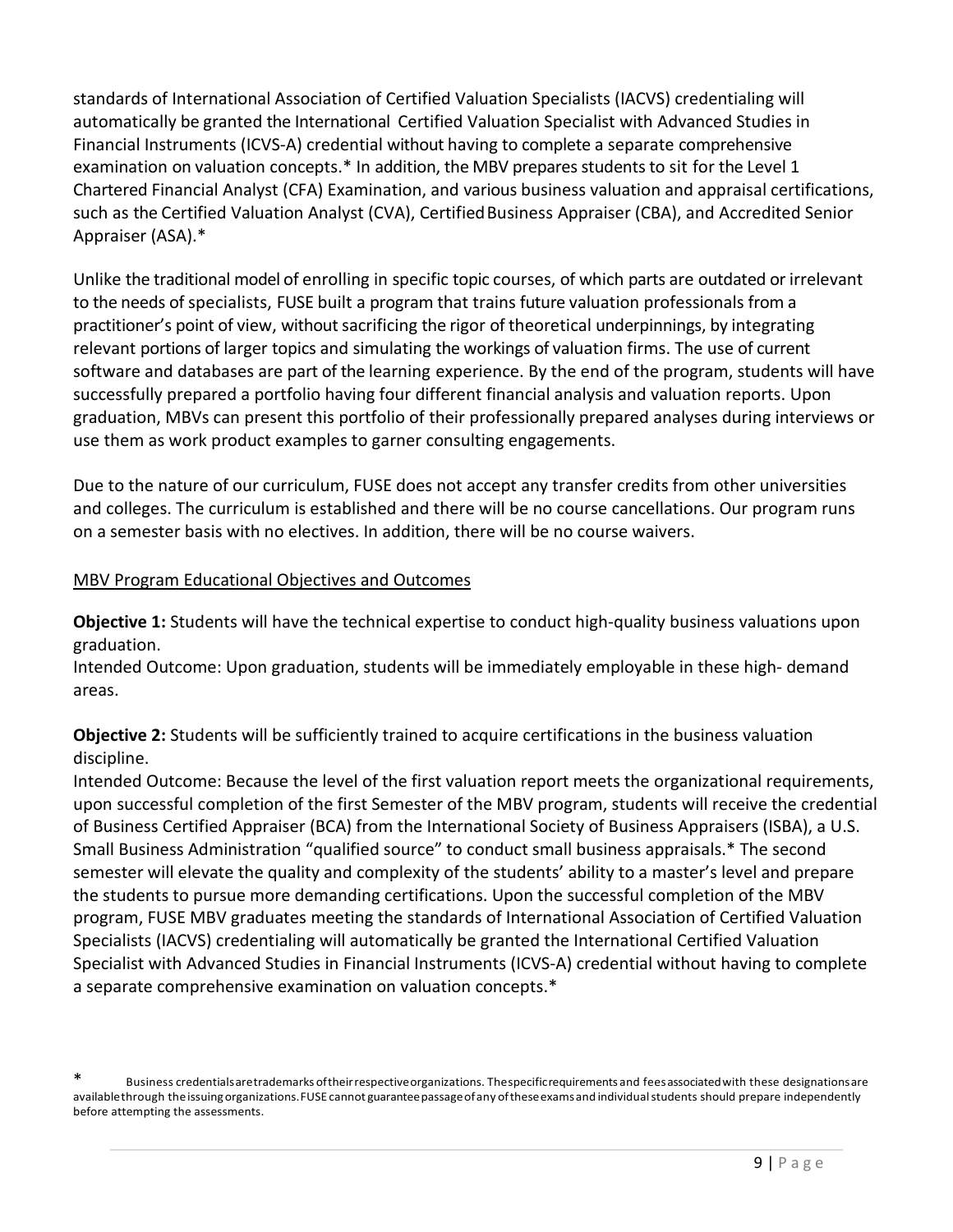standards of International Association of Certified Valuation Specialists (IACVS) credentialing will automatically be granted the International Certified Valuation Specialist with Advanced Studies in Financial Instruments (ICVS-A) credential without having to complete a separate comprehensive examination on valuation concepts.* In addition, the MBV prepares students to sit for the Level 1 Chartered Financial Analyst (CFA) Examination, and various business valuation and appraisal certifications, such as the Certified Valuation Analyst (CVA), Certified Business Appraiser (CBA), and Accredited Senior Appraiser (ASA).*

Unlike the traditional model of enrolling in specific topic courses, of which parts are outdated or irrelevant to the needs of specialists, FUSE built a program that trains future valuation professionals from a practitioner's point of view, without sacrificing the rigor of theoretical underpinnings, by integrating relevant portions of larger topics and simulating the workings of valuation firms. The use of current software and databases are part of the learning experience. By the end of the program, students will have successfully prepared a portfolio having four different financial analysis and valuation reports. Upon graduation, MBVs can present this portfolio of their professionally prepared analyses during interviews or use them as work product examples to garner consulting engagements.

Due to the nature of our curriculum, FUSE does not accept any transfer credits from other universities and colleges. The curriculum is established and there will be no course cancellations. Our program runs on a semester basis with no electives. In addition, there will be no course waivers.

<u>MBV Program Educational Objectives and Outcomes</u>

**Objective 1:** Students will have the technical expertise to conduct high-quality business valuations upon graduation.
Intended Outcome: Upon graduation, students will be immediately employable in these high- demand areas.

**Objective 2:** Students will be sufficiently trained to acquire certifications in the business valuation discipline.
Intended Outcome: Because the level of the first valuation report meets the organizational requirements, upon successful completion of the first Semester of the MBV program, students will receive the credential of Business Certified Appraiser (BCA) from the International Society of Business Appraisers (ISBA), a U.S. Small Business Administration "qualified source" to conduct small business appraisals.* The second semester will elevate the quality and complexity of the students' ability to a master's level and prepare the students to pursue more demanding certifications. Upon the successful completion of the MBV program, FUSE MBV graduates meeting the standards of International Association of Certified Valuation Specialists (IACVS) credentialing will automatically be granted the International Certified Valuation Specialist with Advanced Studies in Financial Instruments (ICVS-A) credential without having to complete a separate comprehensive examination on valuation concepts.*

\* Business credentials are trademarks of their respective organizations. The specific requirements and fees associated with these designations are available through the issuing organizations. FUSE cannot guarantee passage of any of these exams and individual students should prepare independently before attempting the assessments.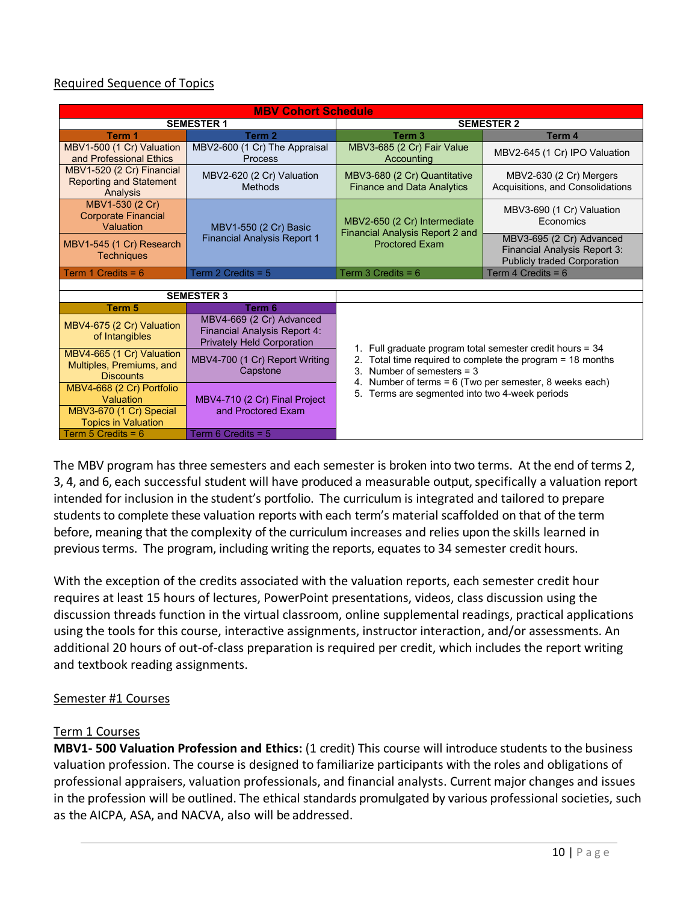Required Sequence of Topics

| MBV Cohort Schedule | | | |
|---|---|---|---|
| SEMESTER 1 | | SEMESTER 2 | |
| Term 1 | Term 2 | Term 3 | Term 4 |
| MBV1-500 (1 Cr) Valuation and Professional Ethics | MBV2-600 (1 Cr) The Appraisal Process | MBV3-685 (2 Cr) Fair Value Accounting | MBV2-645 (1 Cr) IPO Valuation |
| MBV1-520 (2 Cr) Financial Reporting and Statement Analysis | MBV2-620 (2 Cr) Valuation Methods | MBV3-680 (2 Cr) Quantitative Finance and Data Analytics | MBV2-630 (2 Cr) Mergers Acquisitions, and Consolidations |
| MBV1-530 (2 Cr) Corporate Financial Valuation | MBV1-550 (2 Cr) Basic Financial Analysis Report 1 | MBV2-650 (2 Cr) Intermediate Financial Analysis Report 2 and Proctored Exam | MBV3-690 (1 Cr) Valuation Economics |
| MBV1-545 (1 Cr) Research Techniques | | | MBV3-695 (2 Cr) Advanced Financial Analysis Report 3: Publicly traded Corporation |
| Term 1 Credits = 6 | Term 2 Credits = 5 | Term 3 Credits = 6 | Term 4 Credits = 6 |

| SEMESTER 3 | | |
|---|---|---|
| Term 5 | Term 6 | |
| MBV4-675 (2 Cr) Valuation of Intangibles | MBV4-669 (2 Cr) Advanced Financial Analysis Report 4: Privately Held Corporation | 1. Full graduate program total semester credit hours = 34<br>2. Total time required to complete the program = 18 months<br>3. Number of semesters = 3<br>4. Number of terms = 6 (Two per semester, 8 weeks each)<br>5. Terms are segmented into two 4-week periods |
| MBV4-665 (1 Cr) Valuation Multiples, Premiums, and Discounts | MBV4-700 (1 Cr) Report Writing Capstone | |
| MBV4-668 (2 Cr) Portfolio Valuation | MBV4-710 (2 Cr) Final Project and Proctored Exam | |
| MBV3-670 (1 Cr) Special Topics in Valuation | | |
| Term 5 Credits = 6 | Term 6 Credits = 5 | |

The MBV program has three semesters and each semester is broken into two terms. At the end of terms 2, 3, 4, and 6, each successful student will have produced a measurable output, specifically a valuation report intended for inclusion in the student's portfolio. The curriculum is integrated and tailored to prepare students to complete these valuation reports with each term's material scaffolded on that of the term before, meaning that the complexity of the curriculum increases and relies upon the skills learned in previous terms. The program, including writing the reports, equates to 34 semester credit hours.

With the exception of the credits associated with the valuation reports, each semester credit hour requires at least 15 hours of lectures, PowerPoint presentations, videos, class discussion using the discussion threads function in the virtual classroom, online supplemental readings, practical applications using the tools for this course, interactive assignments, instructor interaction, and/or assessments. An additional 20 hours of out-of-class preparation is required per credit, which includes the report writing and textbook reading assignments.

Semester #1 Courses

Term 1 Courses

**MBV1- 500 Valuation Profession and Ethics:** (1 credit) This course will introduce students to the business valuation profession. The course is designed to familiarize participants with the roles and obligations of professional appraisers, valuation professionals, and financial analysts. Current major changes and issues in the profession will be outlined. The ethical standards promulgated by various professional societies, such as the AICPA, ASA, and NACVA, also will be addressed.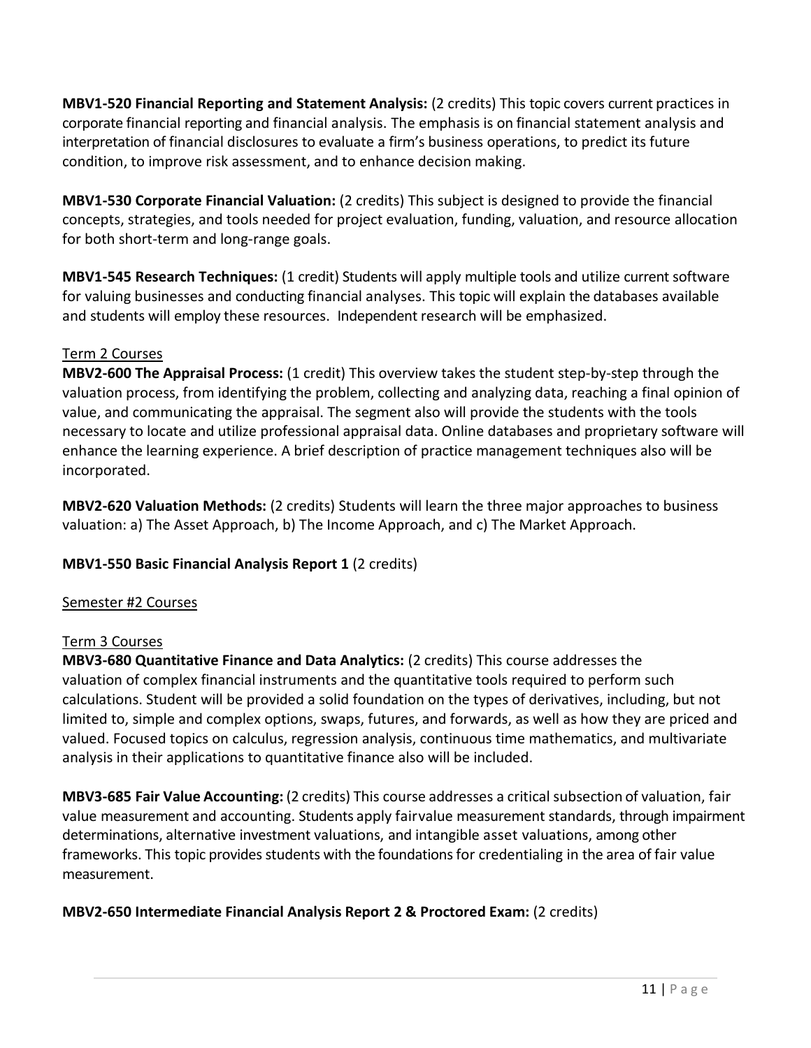**MBV1-520 Financial Reporting and Statement Analysis:** (2 credits) This topic covers current practices in corporate financial reporting and financial analysis. The emphasis is on financial statement analysis and interpretation of financial disclosures to evaluate a firm's business operations, to predict its future condition, to improve risk assessment, and to enhance decision making.

**MBV1-530 Corporate Financial Valuation:** (2 credits) This subject is designed to provide the financial concepts, strategies, and tools needed for project evaluation, funding, valuation, and resource allocation for both short-term and long-range goals.

**MBV1-545 Research Techniques:** (1 credit) Students will apply multiple tools and utilize current software for valuing businesses and conducting financial analyses. This topic will explain the databases available and students will employ these resources. Independent research will be emphasized.

<u>Term 2 Courses</u>

**MBV2-600 The Appraisal Process:** (1 credit) This overview takes the student step-by-step through the valuation process, from identifying the problem, collecting and analyzing data, reaching a final opinion of value, and communicating the appraisal. The segment also will provide the students with the tools necessary to locate and utilize professional appraisal data. Online databases and proprietary software will enhance the learning experience. A brief description of practice management techniques also will be incorporated.

**MBV2-620 Valuation Methods:** (2 credits) Students will learn the three major approaches to business valuation: a) The Asset Approach, b) The Income Approach, and c) The Market Approach.

**MBV1-550 Basic Financial Analysis Report 1** (2 credits)

<u>Semester #2 Courses</u>

<u>Term 3 Courses</u>

**MBV3-680 Quantitative Finance and Data Analytics:** (2 credits) This course addresses the valuation of complex financial instruments and the quantitative tools required to perform such calculations. Student will be provided a solid foundation on the types of derivatives, including, but not limited to, simple and complex options, swaps, futures, and forwards, as well as how they are priced and valued. Focused topics on calculus, regression analysis, continuous time mathematics, and multivariate analysis in their applications to quantitative finance also will be included.

**MBV3-685 Fair Value Accounting:** (2 credits) This course addresses a critical subsection of valuation, fair value measurement and accounting. Students apply fairvalue measurement standards, through impairment determinations, alternative investment valuations, and intangible asset valuations, among other frameworks. This topic provides students with the foundations for credentialing in the area of fair value measurement.

**MBV2-650 Intermediate Financial Analysis Report 2 & Proctored Exam:** (2 credits)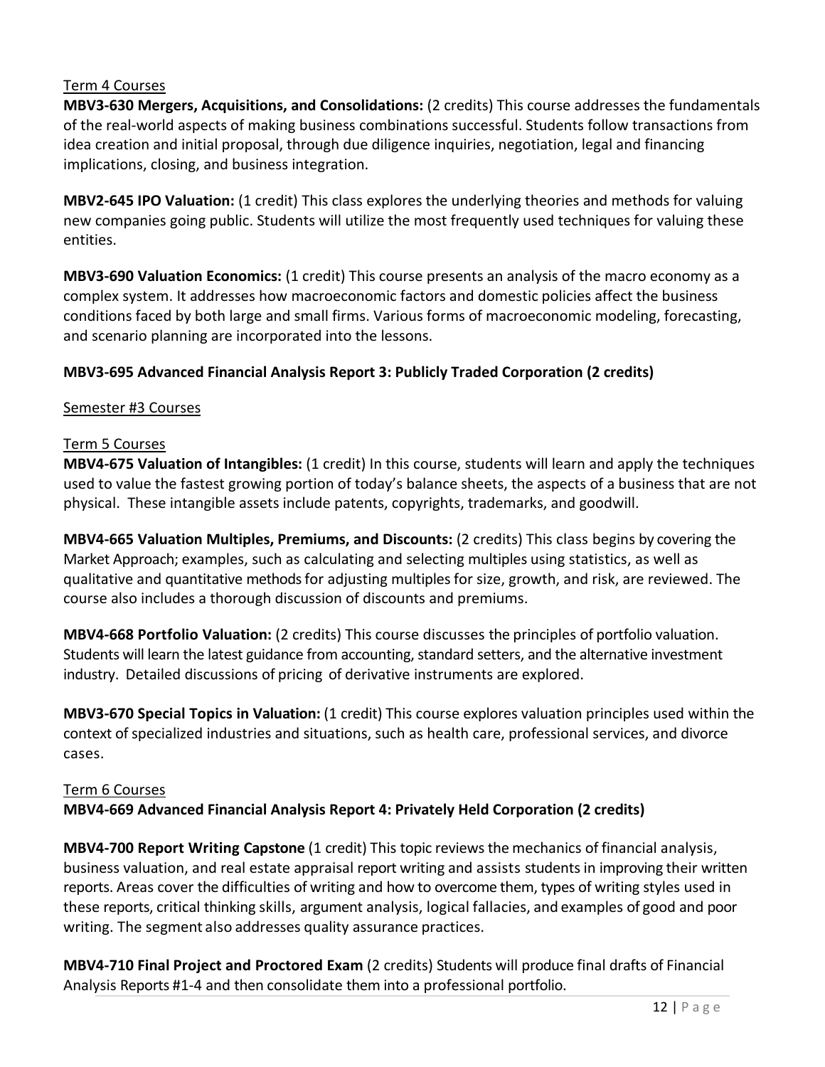Term 4 Courses

**MBV3-630 Mergers, Acquisitions, and Consolidations:** (2 credits) This course addresses the fundamentals of the real-world aspects of making business combinations successful. Students follow transactions from idea creation and initial proposal, through due diligence inquiries, negotiation, legal and financing implications, closing, and business integration.

**MBV2-645 IPO Valuation:** (1 credit) This class explores the underlying theories and methods for valuing new companies going public. Students will utilize the most frequently used techniques for valuing these entities.

**MBV3-690 Valuation Economics:** (1 credit) This course presents an analysis of the macro economy as a complex system. It addresses how macroeconomic factors and domestic policies affect the business conditions faced by both large and small firms. Various forms of macroeconomic modeling, forecasting, and scenario planning are incorporated into the lessons.

**MBV3-695 Advanced Financial Analysis Report 3: Publicly Traded Corporation (2 credits)**

Semester #3 Courses

Term 5 Courses

**MBV4-675 Valuation of Intangibles:** (1 credit) In this course, students will learn and apply the techniques used to value the fastest growing portion of today's balance sheets, the aspects of a business that are not physical. These intangible assets include patents, copyrights, trademarks, and goodwill.

**MBV4-665 Valuation Multiples, Premiums, and Discounts:** (2 credits) This class begins by covering the Market Approach; examples, such as calculating and selecting multiples using statistics, as well as qualitative and quantitative methods for adjusting multiples for size, growth, and risk, are reviewed. The course also includes a thorough discussion of discounts and premiums.

**MBV4-668 Portfolio Valuation:** (2 credits) This course discusses the principles of portfolio valuation. Students will learn the latest guidance from accounting, standard setters, and the alternative investment industry. Detailed discussions of pricing of derivative instruments are explored.

**MBV3-670 Special Topics in Valuation:** (1 credit) This course explores valuation principles used within the context of specialized industries and situations, such as health care, professional services, and divorce cases.

Term 6 Courses

**MBV4-669 Advanced Financial Analysis Report 4: Privately Held Corporation (2 credits)**

**MBV4-700 Report Writing Capstone** (1 credit) This topic reviews the mechanics of financial analysis, business valuation, and real estate appraisal report writing and assists students in improving their written reports. Areas cover the difficulties of writing and how to overcome them, types of writing styles used in these reports, critical thinking skills, argument analysis, logical fallacies, and examples of good and poor writing. The segment also addresses quality assurance practices.

**MBV4-710 Final Project and Proctored Exam** (2 credits) Students will produce final drafts of Financial Analysis Reports #1-4 and then consolidate them into a professional portfolio.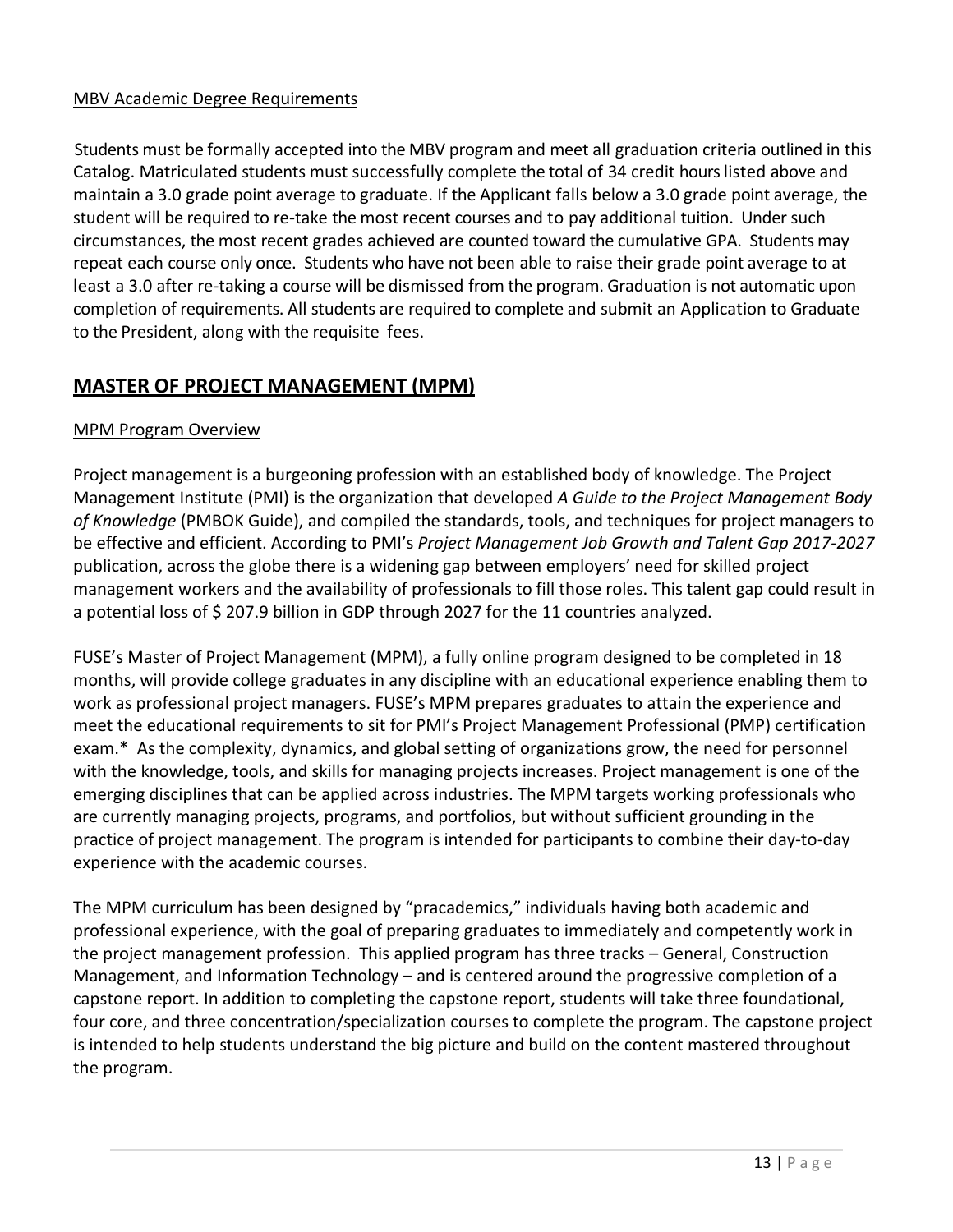MBV Academic Degree Requirements

Students must be formally accepted into the MBV program and meet all graduation criteria outlined in this Catalog. Matriculated students must successfully complete the total of 34 credit hours listed above and maintain a 3.0 grade point average to graduate. If the Applicant falls below a 3.0 grade point average, the student will be required to re-take the most recent courses and to pay additional tuition. Under such circumstances, the most recent grades achieved are counted toward the cumulative GPA. Students may repeat each course only once. Students who have not been able to raise their grade point average to at least a 3.0 after re-taking a course will be dismissed from the program. Graduation is not automatic upon completion of requirements. All students are required to complete and submit an Application to Graduate to the President, along with the requisite fees.

## MASTER OF PROJECT MANAGEMENT (MPM)

MPM Program Overview

Project management is a burgeoning profession with an established body of knowledge. The Project Management Institute (PMI) is the organization that developed *A Guide to the Project Management Body of Knowledge* (PMBOK Guide), and compiled the standards, tools, and techniques for project managers to be effective and efficient. According to PMI's *Project Management Job Growth and Talent Gap 2017-2027* publication, across the globe there is a widening gap between employers' need for skilled project management workers and the availability of professionals to fill those roles. This talent gap could result in a potential loss of $ 207.9 billion in GDP through 2027 for the 11 countries analyzed.

FUSE's Master of Project Management (MPM), a fully online program designed to be completed in 18 months, will provide college graduates in any discipline with an educational experience enabling them to work as professional project managers. FUSE's MPM prepares graduates to attain the experience and meet the educational requirements to sit for PMI's Project Management Professional (PMP) certification exam.* As the complexity, dynamics, and global setting of organizations grow, the need for personnel with the knowledge, tools, and skills for managing projects increases. Project management is one of the emerging disciplines that can be applied across industries. The MPM targets working professionals who are currently managing projects, programs, and portfolios, but without sufficient grounding in the practice of project management. The program is intended for participants to combine their day-to-day experience with the academic courses.

The MPM curriculum has been designed by "pracademics," individuals having both academic and professional experience, with the goal of preparing graduates to immediately and competently work in the project management profession. This applied program has three tracks – General, Construction Management, and Information Technology – and is centered around the progressive completion of a capstone report. In addition to completing the capstone report, students will take three foundational, four core, and three concentration/specialization courses to complete the program. The capstone project is intended to help students understand the big picture and build on the content mastered throughout the program.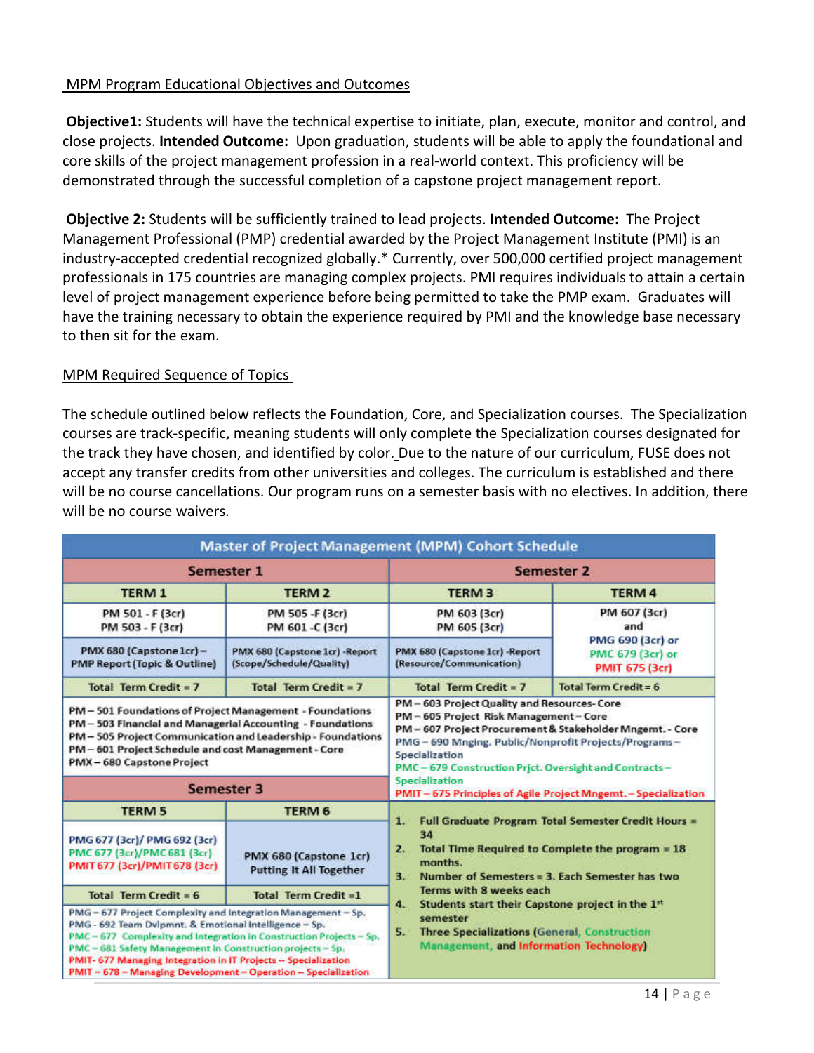## MPM Program Educational Objectives and Outcomes

**Objective1:** Students will have the technical expertise to initiate, plan, execute, monitor and control, and close projects. **Intended Outcome:** Upon graduation, students will be able to apply the foundational and core skills of the project management profession in a real-world context. This proficiency will be demonstrated through the successful completion of a capstone project management report.

**Objective 2:** Students will be sufficiently trained to lead projects. **Intended Outcome:** The Project Management Professional (PMP) credential awarded by the Project Management Institute (PMI) is an industry-accepted credential recognized globally.* Currently, over 500,000 certified project management professionals in 175 countries are managing complex projects. PMI requires individuals to attain a certain level of project management experience before being permitted to take the PMP exam. Graduates will have the training necessary to obtain the experience required by PMI and the knowledge base necessary to then sit for the exam.

## MPM Required Sequence of Topics

The schedule outlined below reflects the Foundation, Core, and Specialization courses. The Specialization courses are track-specific, meaning students will only complete the Specialization courses designated for the track they have chosen, and identified by color. Due to the nature of our curriculum, FUSE does not accept any transfer credits from other universities and colleges. The curriculum is established and there will be no course cancellations. Our program runs on a semester basis with no electives. In addition, there will be no course waivers.

**Master of Project Management (MPM) Cohort Schedule**

| Semester 1 | | Semester 2 | |
|---|---|---|---|
| **TERM 1** | **TERM 2** | **TERM 3** | **TERM 4** |
| PM 501 - F (3cr)<br>PM 503 - F (3cr) | PM 505 -F (3cr)<br>PM 601 -C (3cr) | PM 603 (3cr)<br>PM 605 (3cr) | PM 607 (3cr)<br>and<br>PMG 690 (3cr) or<br>PMC 679 (3cr) or<br>PMIT 675 (3cr) |
| PMX 680 (Capstone 1cr) – PMP Report (Topic & Outline) | PMX 680 (Capstone 1cr) -Report (Scope/Schedule/Quality) | PMX 680 (Capstone 1cr) -Report (Resource/Communication) | |
| Total Term Credit = 7 | Total Term Credit = 7 | Total Term Credit = 7 | Total Term Credit = 6 |

PM – 501 Foundations of Project Management - Foundations
PM – 503 Financial and Managerial Accounting - Foundations
PM – 505 Project Communication and Leadership - Foundations
PM – 601 Project Schedule and cost Management - Core
PMX – 680 Capstone Project

PM – 603 Project Quality and Resources- Core
PM – 605 Project Risk Management – Core
PM – 607 Project Procurement & Stakeholder Mngemt. - Core
PMG – 690 Mnging. Public/Nonprofit Projects/Programs – Specialization
PMC – 679 Construction Prjct. Oversight and Contracts – Specialization
PMIT – 675 Principles of Agile Project Mngemt. – Specialization

| Semester 3 | |
|---|---|
| **TERM 5** | **TERM 6** |
| PMG 677 (3cr)/ PMG 692 (3cr)<br>PMC 677 (3cr)/PMC 681 (3cr)<br>PMIT 677 (3cr)/PMIT 678 (3cr) | PMX 680 (Capstone 1cr)<br>Putting It All Together |
| Total Term Credit = 6 | Total Term Credit =1 |

PMG – 677 Project Complexity and Integration Management – Sp.
PMG - 692 Team Dvlpmnt. & Emotional Intelligence – Sp.
PMC – 677 Complexity and Integration in Construction Projects – Sp.
PMC – 681 Safety Management in Construction projects – Sp.
PMIT- 677 Managing Integration in IT Projects -- Specialization
PMIT – 678 – Managing Development – Operation -- Specialization

1. Full Graduate Program Total Semester Credit Hours = 34
2. Total Time Required to Complete the program = 18 months.
3. Number of Semesters = 3. Each Semester has two Terms with 8 weeks each
4. Students start their Capstone project in the 1st semester
5. Three Specializations (General, Construction Management, and Information Technology)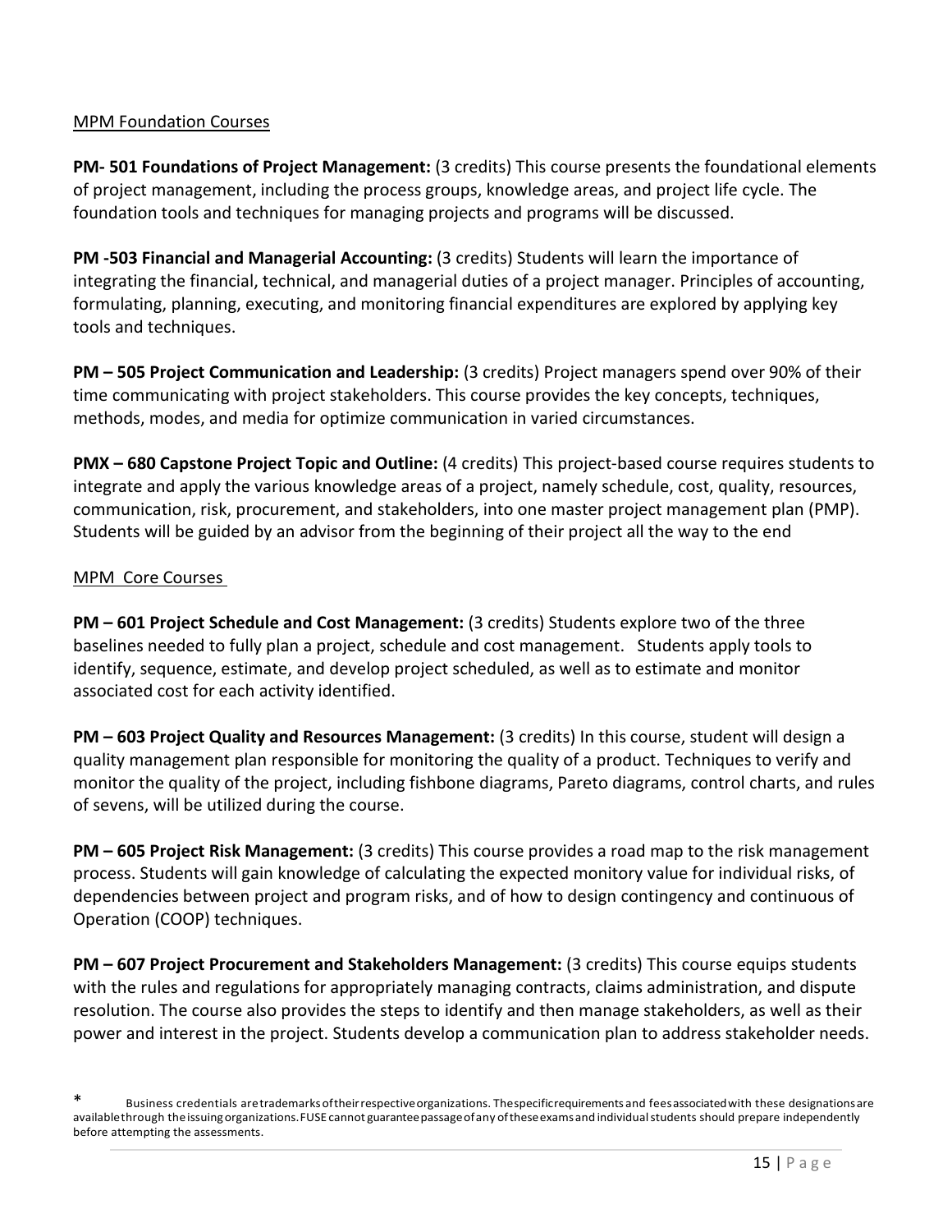MPM Foundation Courses

**PM- 501 Foundations of Project Management:** (3 credits) This course presents the foundational elements of project management, including the process groups, knowledge areas, and project life cycle. The foundation tools and techniques for managing projects and programs will be discussed.

**PM -503 Financial and Managerial Accounting:** (3 credits) Students will learn the importance of integrating the financial, technical, and managerial duties of a project manager. Principles of accounting, formulating, planning, executing, and monitoring financial expenditures are explored by applying key tools and techniques.

**PM – 505 Project Communication and Leadership:** (3 credits) Project managers spend over 90% of their time communicating with project stakeholders. This course provides the key concepts, techniques, methods, modes, and media for optimize communication in varied circumstances.

**PMX – 680 Capstone Project Topic and Outline:** (4 credits) This project-based course requires students to integrate and apply the various knowledge areas of a project, namely schedule, cost, quality, resources, communication, risk, procurement, and stakeholders, into one master project management plan (PMP). Students will be guided by an advisor from the beginning of their project all the way to the end

MPM Core Courses

**PM – 601 Project Schedule and Cost Management:** (3 credits) Students explore two of the three baselines needed to fully plan a project, schedule and cost management. Students apply tools to identify, sequence, estimate, and develop project scheduled, as well as to estimate and monitor associated cost for each activity identified.

**PM – 603 Project Quality and Resources Management:** (3 credits) In this course, student will design a quality management plan responsible for monitoring the quality of a product. Techniques to verify and monitor the quality of the project, including fishbone diagrams, Pareto diagrams, control charts, and rules of sevens, will be utilized during the course.

**PM – 605 Project Risk Management:** (3 credits) This course provides a road map to the risk management process. Students will gain knowledge of calculating the expected monitory value for individual risks, of dependencies between project and program risks, and of how to design contingency and continuous of Operation (COOP) techniques.

**PM – 607 Project Procurement and Stakeholders Management:** (3 credits) This course equips students with the rules and regulations for appropriately managing contracts, claims administration, and dispute resolution. The course also provides the steps to identify and then manage stakeholders, as well as their power and interest in the project. Students develop a communication plan to address stakeholder needs.

* Business credentials are trademarks of their respective organizations. The specific requirements and fees associated with these designations are available through the issuing organizations. FUSE cannot guarantee passage of any of these exams and individual students should prepare independently before attempting the assessments.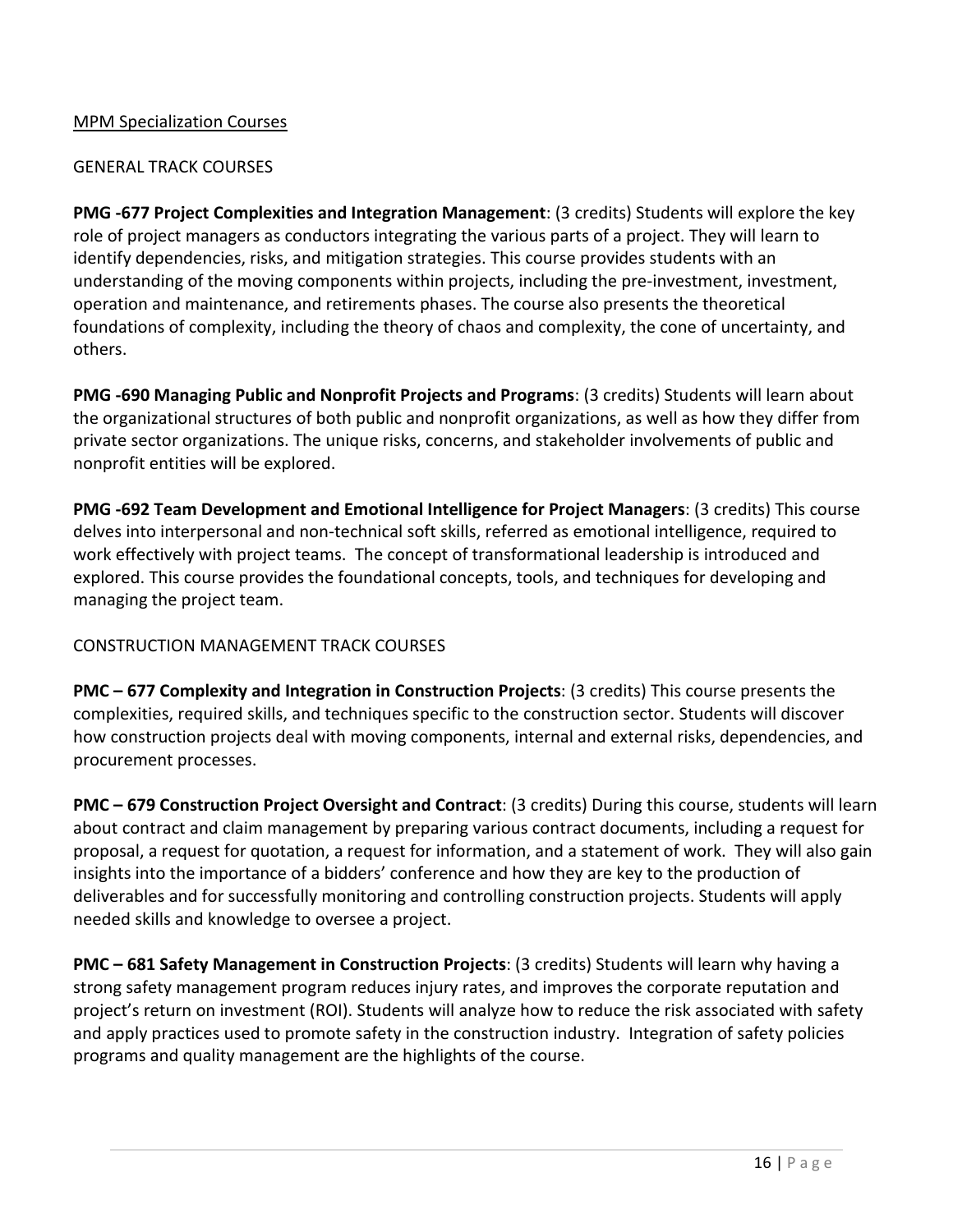## MPM Specialization Courses

### GENERAL TRACK COURSES

**PMG -677 Project Complexities and Integration Management**: (3 credits) Students will explore the key role of project managers as conductors integrating the various parts of a project. They will learn to identify dependencies, risks, and mitigation strategies. This course provides students with an understanding of the moving components within projects, including the pre-investment, investment, operation and maintenance, and retirements phases. The course also presents the theoretical foundations of complexity, including the theory of chaos and complexity, the cone of uncertainty, and others.

**PMG -690 Managing Public and Nonprofit Projects and Programs**: (3 credits) Students will learn about the organizational structures of both public and nonprofit organizations, as well as how they differ from private sector organizations. The unique risks, concerns, and stakeholder involvements of public and nonprofit entities will be explored.

**PMG -692 Team Development and Emotional Intelligence for Project Managers**: (3 credits) This course delves into interpersonal and non-technical soft skills, referred as emotional intelligence, required to work effectively with project teams. The concept of transformational leadership is introduced and explored. This course provides the foundational concepts, tools, and techniques for developing and managing the project team.

### CONSTRUCTION MANAGEMENT TRACK COURSES

**PMC – 677 Complexity and Integration in Construction Projects**: (3 credits) This course presents the complexities, required skills, and techniques specific to the construction sector. Students will discover how construction projects deal with moving components, internal and external risks, dependencies, and procurement processes.

**PMC – 679 Construction Project Oversight and Contract**: (3 credits) During this course, students will learn about contract and claim management by preparing various contract documents, including a request for proposal, a request for quotation, a request for information, and a statement of work. They will also gain insights into the importance of a bidders' conference and how they are key to the production of deliverables and for successfully monitoring and controlling construction projects. Students will apply needed skills and knowledge to oversee a project.

**PMC – 681 Safety Management in Construction Projects**: (3 credits) Students will learn why having a strong safety management program reduces injury rates, and improves the corporate reputation and project's return on investment (ROI). Students will analyze how to reduce the risk associated with safety and apply practices used to promote safety in the construction industry. Integration of safety policies programs and quality management are the highlights of the course.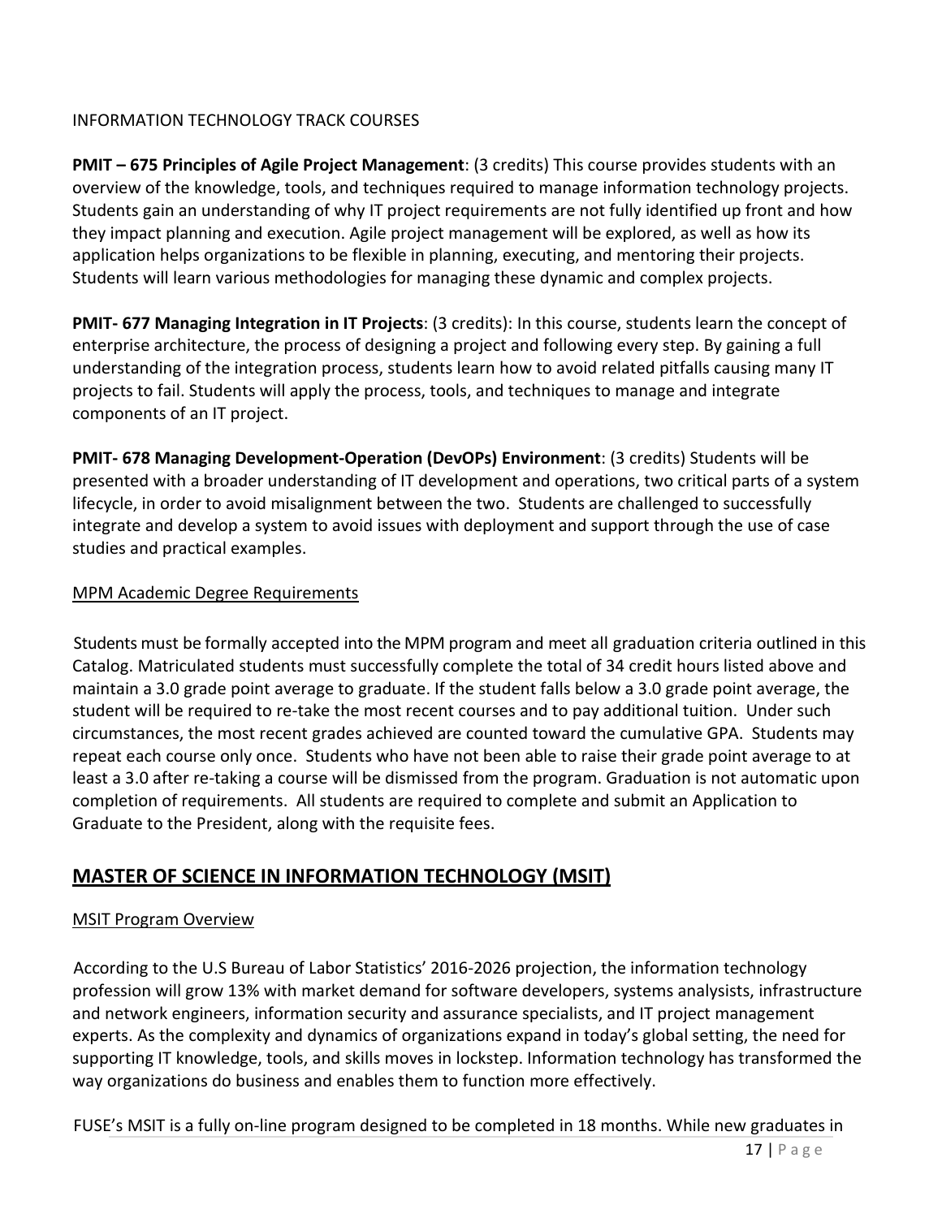INFORMATION TECHNOLOGY TRACK COURSES

**PMIT – 675 Principles of Agile Project Management**: (3 credits) This course provides students with an overview of the knowledge, tools, and techniques required to manage information technology projects. Students gain an understanding of why IT project requirements are not fully identified up front and how they impact planning and execution. Agile project management will be explored, as well as how its application helps organizations to be flexible in planning, executing, and mentoring their projects. Students will learn various methodologies for managing these dynamic and complex projects.

**PMIT- 677 Managing Integration in IT Projects**: (3 credits): In this course, students learn the concept of enterprise architecture, the process of designing a project and following every step. By gaining a full understanding of the integration process, students learn how to avoid related pitfalls causing many IT projects to fail. Students will apply the process, tools, and techniques to manage and integrate components of an IT project.

**PMIT- 678 Managing Development-Operation (DevOPs) Environment**: (3 credits) Students will be presented with a broader understanding of IT development and operations, two critical parts of a system lifecycle, in order to avoid misalignment between the two. Students are challenged to successfully integrate and develop a system to avoid issues with deployment and support through the use of case studies and practical examples.

MPM Academic Degree Requirements

Students must be formally accepted into the MPM program and meet all graduation criteria outlined in this Catalog. Matriculated students must successfully complete the total of 34 credit hours listed above and maintain a 3.0 grade point average to graduate. If the student falls below a 3.0 grade point average, the student will be required to re-take the most recent courses and to pay additional tuition. Under such circumstances, the most recent grades achieved are counted toward the cumulative GPA. Students may repeat each course only once. Students who have not been able to raise their grade point average to at least a 3.0 after re-taking a course will be dismissed from the program. Graduation is not automatic upon completion of requirements. All students are required to complete and submit an Application to Graduate to the President, along with the requisite fees.

## MASTER OF SCIENCE IN INFORMATION TECHNOLOGY (MSIT)

MSIT Program Overview

According to the U.S Bureau of Labor Statistics' 2016-2026 projection, the information technology profession will grow 13% with market demand for software developers, systems analysists, infrastructure and network engineers, information security and assurance specialists, and IT project management experts. As the complexity and dynamics of organizations expand in today's global setting, the need for supporting IT knowledge, tools, and skills moves in lockstep. Information technology has transformed the way organizations do business and enables them to function more effectively.

FUSE's MSIT is a fully on-line program designed to be completed in 18 months. While new graduates in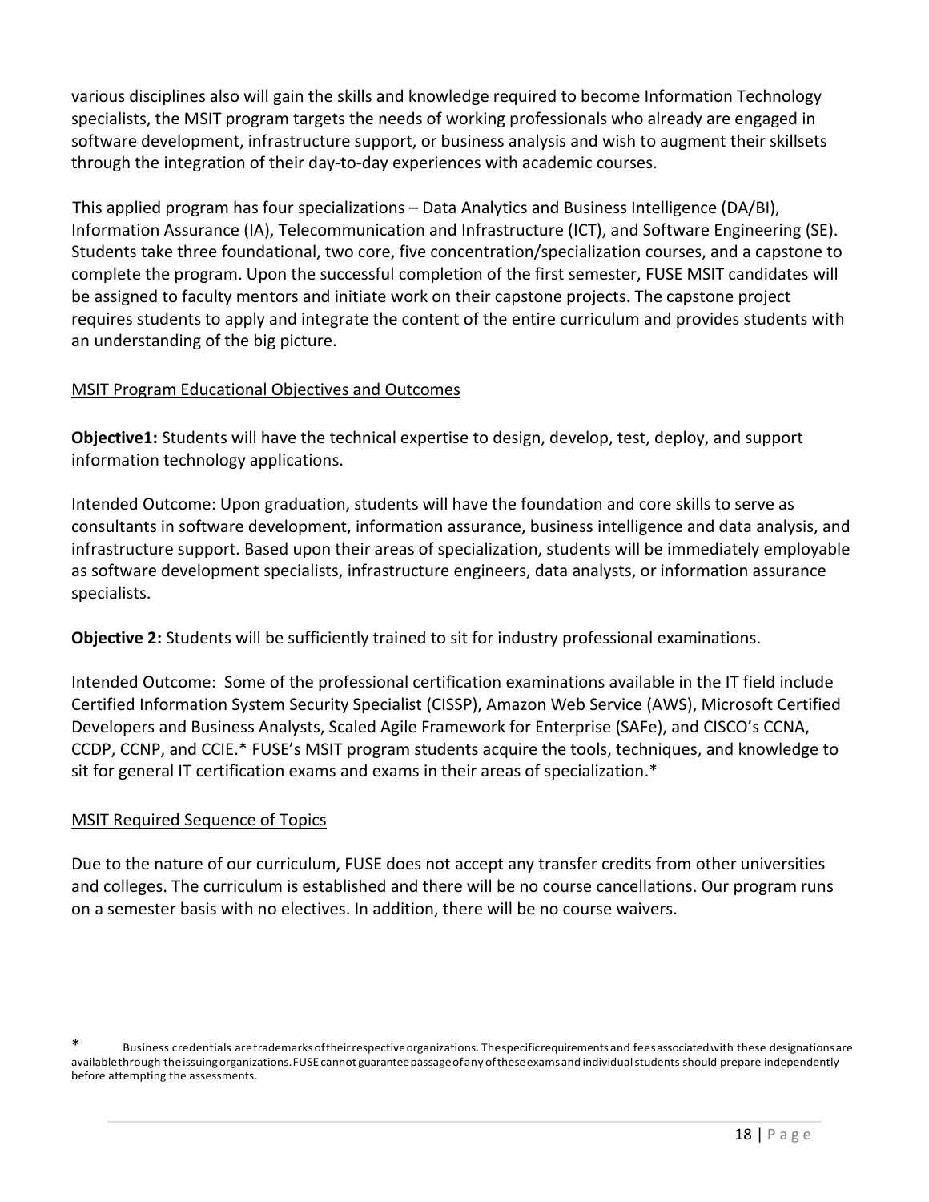various disciplines also will gain the skills and knowledge required to become Information Technology specialists, the MSIT program targets the needs of working professionals who already are engaged in software development, infrastructure support, or business analysis and wish to augment their skillsets through the integration of their day-to-day experiences with academic courses.

This applied program has four specializations – Data Analytics and Business Intelligence (DA/BI), Information Assurance (IA), Telecommunication and Infrastructure (ICT), and Software Engineering (SE). Students take three foundational, two core, five concentration/specialization courses, and a capstone to complete the program. Upon the successful completion of the first semester, FUSE MSIT candidates will be assigned to faculty mentors and initiate work on their capstone projects. The capstone project requires students to apply and integrate the content of the entire curriculum and provides students with an understanding of the big picture.

## MSIT Program Educational Objectives and Outcomes

**Objective1:** Students will have the technical expertise to design, develop, test, deploy, and support information technology applications.

Intended Outcome: Upon graduation, students will have the foundation and core skills to serve as consultants in software development, information assurance, business intelligence and data analysis, and infrastructure support. Based upon their areas of specialization, students will be immediately employable as software development specialists, infrastructure engineers, data analysts, or information assurance specialists.

**Objective 2:** Students will be sufficiently trained to sit for industry professional examinations.

Intended Outcome: Some of the professional certification examinations available in the IT field include Certified Information System Security Specialist (CISSP), Amazon Web Service (AWS), Microsoft Certified Developers and Business Analysts, Scaled Agile Framework for Enterprise (SAFe), and CISCO's CCNA, CCDP, CCNP, and CCIE.* FUSE's MSIT program students acquire the tools, techniques, and knowledge to sit for general IT certification exams and exams in their areas of specialization.*

## MSIT Required Sequence of Topics

Due to the nature of our curriculum, FUSE does not accept any transfer credits from other universities and colleges. The curriculum is established and there will be no course cancellations. Our program runs on a semester basis with no electives. In addition, there will be no course waivers.

\* Business credentials are trademarks of their respective organizations. The specific requirements and fees associated with these designations are available through the issuing organizations. FUSE cannot guarantee passage of any of these exams and individual students should prepare independently before attempting the assessments.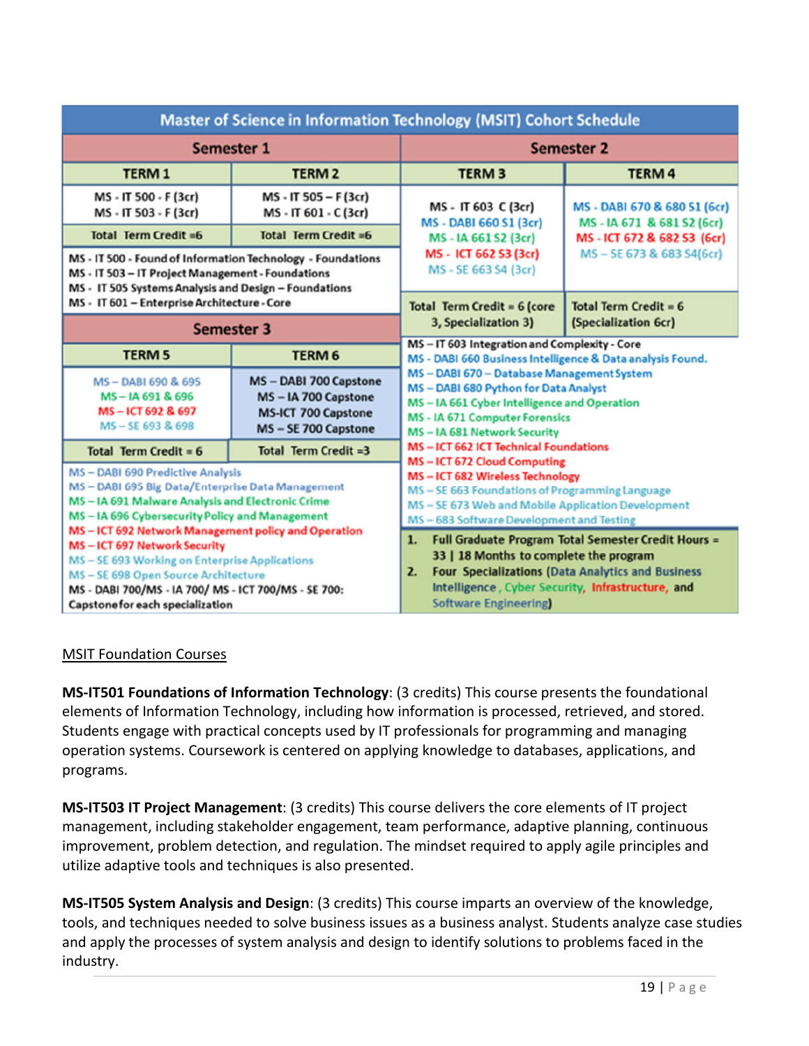## Master of Science in Information Technology (MSIT) Cohort Schedule

| Semester 1 | | Semester 2 | |
|---|---|---|---|
| **TERM 1** | **TERM 2** | **TERM 3** | **TERM 4** |
| MS - IT 500 - F (3cr)<br>MS - IT 503 - F (3cr) | MS - IT 505 – F (3cr)<br>MS - IT 601 - C (3cr) | MS - IT 603 C (3cr)<br>MS - DABI 660 S1 (3cr)<br>MS - IA 661 S2 (3cr)<br>MS - ICT 662 S3 (3cr)<br>MS - SE 663 S4 (3cr) | MS - DABI 670 & 680 S1 (6cr)<br>MS - IA 671 & 681 S2 (6cr)<br>MS - ICT 672 & 682 S3 (6cr)<br>MS – SE 673 & 683 S4(6cr) |
| Total Term Credit =6 | Total Term Credit =6 | Total Term Credit = 6 (core 3, Specialization 3) | Total Term Credit = 6 (Specialization 6cr) |

MS - IT 500 - Found of Information Technology - Foundations
MS - IT 503 – IT Project Management - Foundations
MS - IT 505 Systems Analysis and Design – Foundations
MS - IT 601 – Enterprise Architecture - Core

| Semester 3 | |
|---|---|
| **TERM 5** | **TERM 6** |
| MS – DABI 690 & 695<br>MS – IA 691 & 696<br>MS – ICT 692 & 697<br>MS – SE 693 & 698 | MS – DABI 700 Capstone<br>MS – IA 700 Capstone<br>MS-ICT 700 Capstone<br>MS – SE 700 Capstone |
| Total Term Credit = 6 | Total Term Credit =3 |

MS – DABI 690 Predictive Analysis
MS – DABI 695 Big Data/Enterprise Data Management
MS – IA 691 Malware Analysis and Electronic Crime
MS – IA 696 Cybersecurity Policy and Management
MS – ICT 692 Network Management policy and Operation
MS – ICT 697 Network Security
MS – SE 693 Working on Enterprise Applications
MS – SE 698 Open Source Architecture
MS - DABI 700/MS - IA 700/ MS - ICT 700/MS - SE 700: Capstone for each specialization

MS – IT 603 Integration and Complexity - Core
MS - DABI 660 Business Intelligence & Data analysis Found.
MS – DABI 670 – Database Management System
MS – DABI 680 Python for Data Analyst
MS – IA 661 Cyber Intelligence and Operation
MS - IA 671 Computer Forensics
MS – IA 681 Network Security
MS – ICT 662 ICT Technical Foundations
MS – ICT 672 Cloud Computing
MS – ICT 682 Wireless Technology
MS – SE 663 Foundations of Programming Language
MS – SE 673 Web and Mobile Application Development
MS – 683 Software Development and Testing

1. **Full Graduate Program Total Semester Credit Hours = 33 | 18 Months to complete the program**
2. **Four Specializations (Data Analytics and Business Intelligence, Cyber Security, Infrastructure, and Software Engineering)**

MSIT Foundation Courses

**MS-IT501 Foundations of Information Technology**: (3 credits) This course presents the foundational elements of Information Technology, including how information is processed, retrieved, and stored. Students engage with practical concepts used by IT professionals for programming and managing operation systems. Coursework is centered on applying knowledge to databases, applications, and programs.

**MS-IT503 IT Project Management**: (3 credits) This course delivers the core elements of IT project management, including stakeholder engagement, team performance, adaptive planning, continuous improvement, problem detection, and regulation. The mindset required to apply agile principles and utilize adaptive tools and techniques is also presented.

**MS-IT505 System Analysis and Design**: (3 credits) This course imparts an overview of the knowledge, tools, and techniques needed to solve business issues as a business analyst. Students analyze case studies and apply the processes of system analysis and design to identify solutions to problems faced in the industry.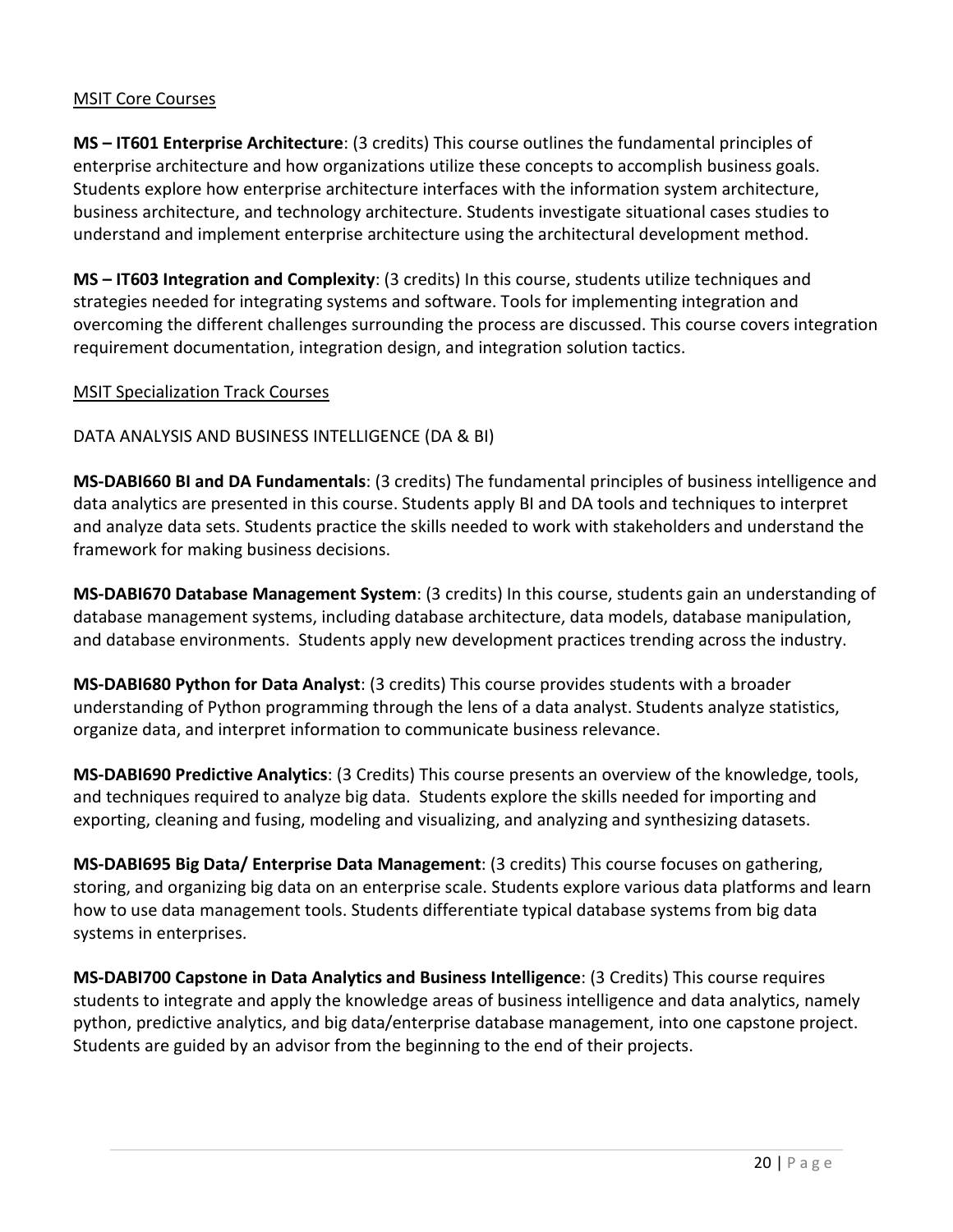<u>MSIT Core Courses</u>

**MS – IT601 Enterprise Architecture**: (3 credits) This course outlines the fundamental principles of enterprise architecture and how organizations utilize these concepts to accomplish business goals. Students explore how enterprise architecture interfaces with the information system architecture, business architecture, and technology architecture. Students investigate situational cases studies to understand and implement enterprise architecture using the architectural development method.

**MS – IT603 Integration and Complexity**: (3 credits) In this course, students utilize techniques and strategies needed for integrating systems and software. Tools for implementing integration and overcoming the different challenges surrounding the process are discussed. This course covers integration requirement documentation, integration design, and integration solution tactics.

<u>MSIT Specialization Track Courses</u>

DATA ANALYSIS AND BUSINESS INTELLIGENCE (DA & BI)

**MS-DABI660 BI and DA Fundamentals**: (3 credits) The fundamental principles of business intelligence and data analytics are presented in this course. Students apply BI and DA tools and techniques to interpret and analyze data sets. Students practice the skills needed to work with stakeholders and understand the framework for making business decisions.

**MS-DABI670 Database Management System**: (3 credits) In this course, students gain an understanding of database management systems, including database architecture, data models, database manipulation, and database environments. Students apply new development practices trending across the industry.

**MS-DABI680 Python for Data Analyst**: (3 credits) This course provides students with a broader understanding of Python programming through the lens of a data analyst. Students analyze statistics, organize data, and interpret information to communicate business relevance.

**MS-DABI690 Predictive Analytics**: (3 Credits) This course presents an overview of the knowledge, tools, and techniques required to analyze big data. Students explore the skills needed for importing and exporting, cleaning and fusing, modeling and visualizing, and analyzing and synthesizing datasets.

**MS-DABI695 Big Data/ Enterprise Data Management**: (3 credits) This course focuses on gathering, storing, and organizing big data on an enterprise scale. Students explore various data platforms and learn how to use data management tools. Students differentiate typical database systems from big data systems in enterprises.

**MS-DABI700 Capstone in Data Analytics and Business Intelligence**: (3 Credits) This course requires students to integrate and apply the knowledge areas of business intelligence and data analytics, namely python, predictive analytics, and big data/enterprise database management, into one capstone project. Students are guided by an advisor from the beginning to the end of their projects.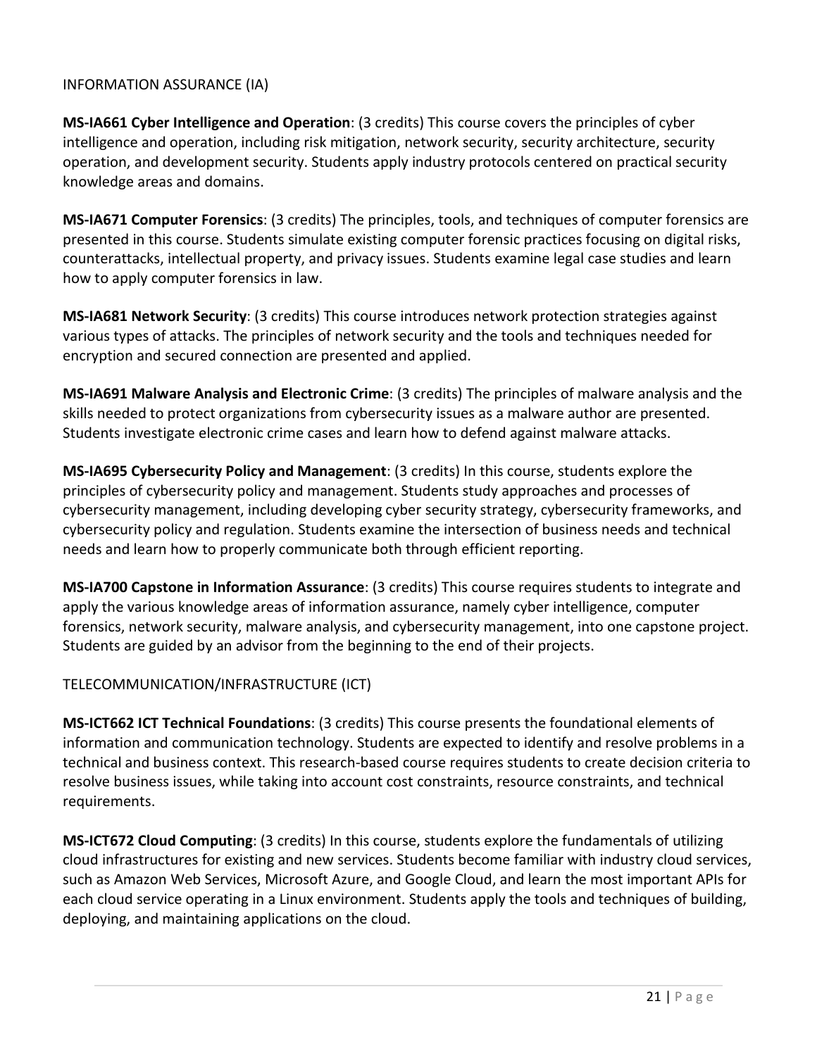## INFORMATION ASSURANCE (IA)

**MS-IA661 Cyber Intelligence and Operation**: (3 credits) This course covers the principles of cyber intelligence and operation, including risk mitigation, network security, security architecture, security operation, and development security. Students apply industry protocols centered on practical security knowledge areas and domains.

**MS-IA671 Computer Forensics**: (3 credits) The principles, tools, and techniques of computer forensics are presented in this course. Students simulate existing computer forensic practices focusing on digital risks, counterattacks, intellectual property, and privacy issues. Students examine legal case studies and learn how to apply computer forensics in law.

**MS-IA681 Network Security**: (3 credits) This course introduces network protection strategies against various types of attacks. The principles of network security and the tools and techniques needed for encryption and secured connection are presented and applied.

**MS-IA691 Malware Analysis and Electronic Crime**: (3 credits) The principles of malware analysis and the skills needed to protect organizations from cybersecurity issues as a malware author are presented. Students investigate electronic crime cases and learn how to defend against malware attacks.

**MS-IA695 Cybersecurity Policy and Management**: (3 credits) In this course, students explore the principles of cybersecurity policy and management. Students study approaches and processes of cybersecurity management, including developing cyber security strategy, cybersecurity frameworks, and cybersecurity policy and regulation. Students examine the intersection of business needs and technical needs and learn how to properly communicate both through efficient reporting.

**MS-IA700 Capstone in Information Assurance**: (3 credits) This course requires students to integrate and apply the various knowledge areas of information assurance, namely cyber intelligence, computer forensics, network security, malware analysis, and cybersecurity management, into one capstone project. Students are guided by an advisor from the beginning to the end of their projects.

## TELECOMMUNICATION/INFRASTRUCTURE (ICT)

**MS-ICT662 ICT Technical Foundations**: (3 credits) This course presents the foundational elements of information and communication technology. Students are expected to identify and resolve problems in a technical and business context. This research-based course requires students to create decision criteria to resolve business issues, while taking into account cost constraints, resource constraints, and technical requirements.

**MS-ICT672 Cloud Computing**: (3 credits) In this course, students explore the fundamentals of utilizing cloud infrastructures for existing and new services. Students become familiar with industry cloud services, such as Amazon Web Services, Microsoft Azure, and Google Cloud, and learn the most important APIs for each cloud service operating in a Linux environment. Students apply the tools and techniques of building, deploying, and maintaining applications on the cloud.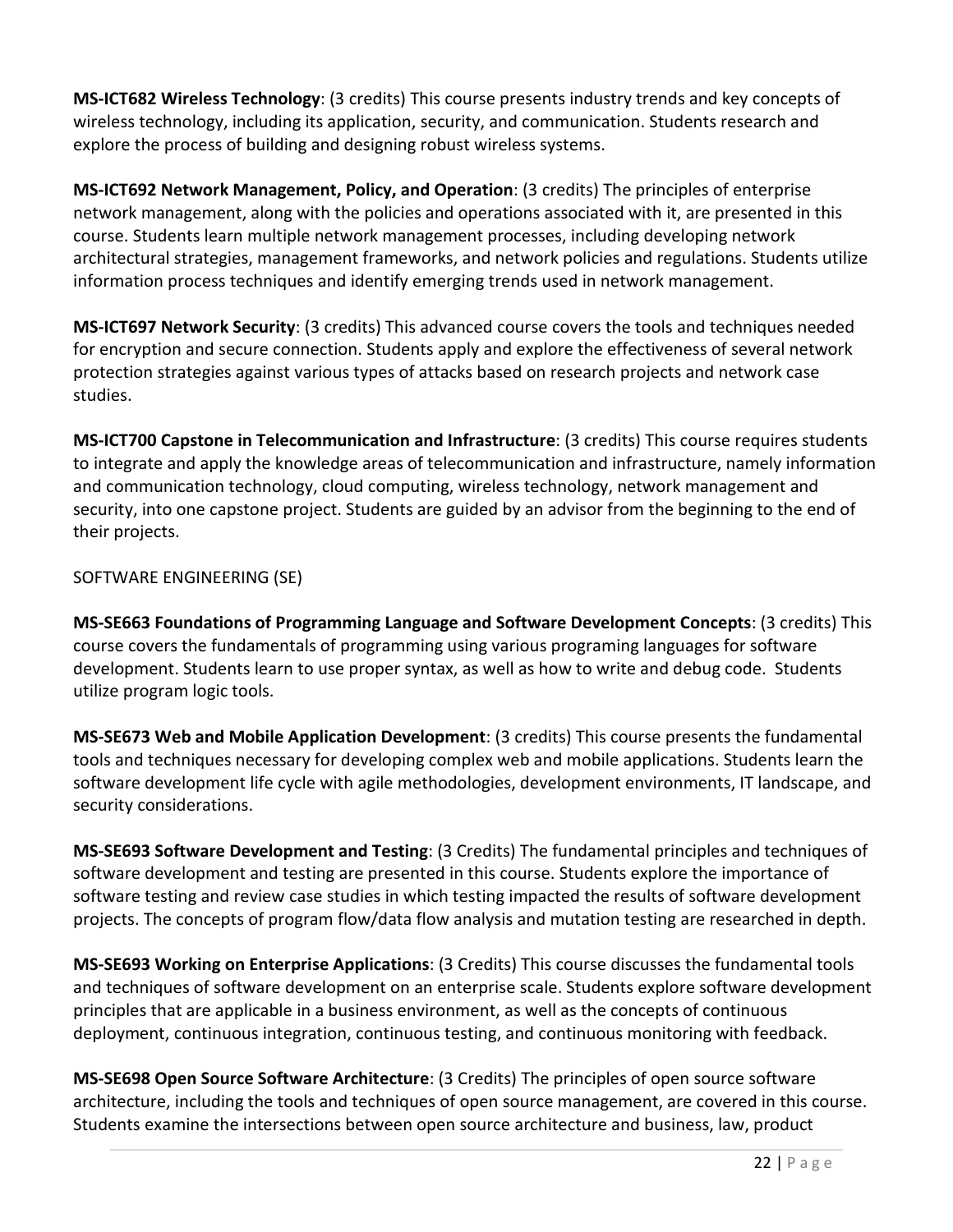**MS-ICT682 Wireless Technology**: (3 credits) This course presents industry trends and key concepts of wireless technology, including its application, security, and communication. Students research and explore the process of building and designing robust wireless systems.

**MS-ICT692 Network Management, Policy, and Operation**: (3 credits) The principles of enterprise network management, along with the policies and operations associated with it, are presented in this course. Students learn multiple network management processes, including developing network architectural strategies, management frameworks, and network policies and regulations. Students utilize information process techniques and identify emerging trends used in network management.

**MS-ICT697 Network Security**: (3 credits) This advanced course covers the tools and techniques needed for encryption and secure connection. Students apply and explore the effectiveness of several network protection strategies against various types of attacks based on research projects and network case studies.

**MS-ICT700 Capstone in Telecommunication and Infrastructure**: (3 credits) This course requires students to integrate and apply the knowledge areas of telecommunication and infrastructure, namely information and communication technology, cloud computing, wireless technology, network management and security, into one capstone project. Students are guided by an advisor from the beginning to the end of their projects.

SOFTWARE ENGINEERING (SE)

**MS-SE663 Foundations of Programming Language and Software Development Concepts**: (3 credits) This course covers the fundamentals of programming using various programing languages for software development. Students learn to use proper syntax, as well as how to write and debug code. Students utilize program logic tools.

**MS-SE673 Web and Mobile Application Development**: (3 credits) This course presents the fundamental tools and techniques necessary for developing complex web and mobile applications. Students learn the software development life cycle with agile methodologies, development environments, IT landscape, and security considerations.

**MS-SE693 Software Development and Testing**: (3 Credits) The fundamental principles and techniques of software development and testing are presented in this course. Students explore the importance of software testing and review case studies in which testing impacted the results of software development projects. The concepts of program flow/data flow analysis and mutation testing are researched in depth.

**MS-SE693 Working on Enterprise Applications**: (3 Credits) This course discusses the fundamental tools and techniques of software development on an enterprise scale. Students explore software development principles that are applicable in a business environment, as well as the concepts of continuous deployment, continuous integration, continuous testing, and continuous monitoring with feedback.

**MS-SE698 Open Source Software Architecture**: (3 Credits) The principles of open source software architecture, including the tools and techniques of open source management, are covered in this course. Students examine the intersections between open source architecture and business, law, product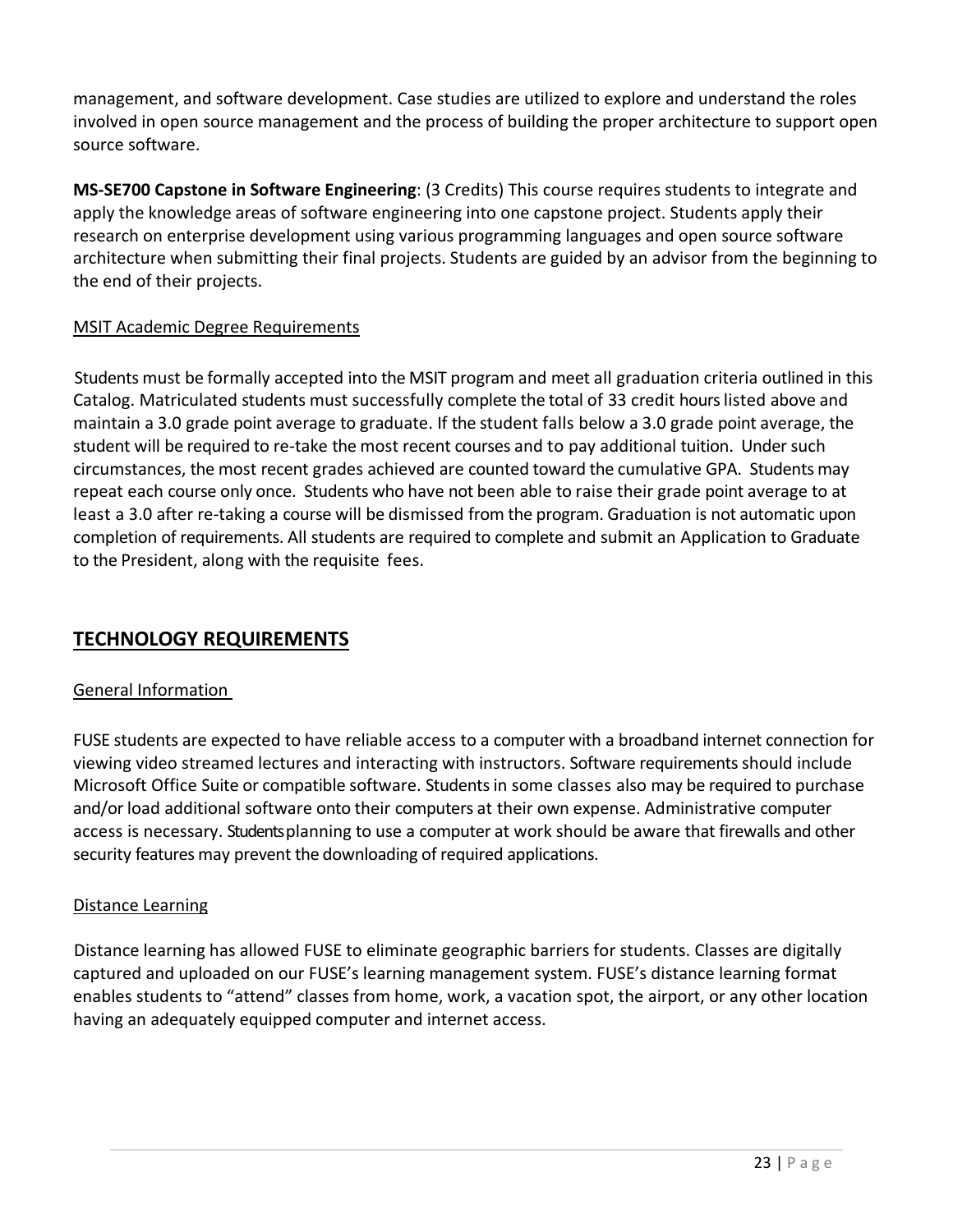management, and software development. Case studies are utilized to explore and understand the roles involved in open source management and the process of building the proper architecture to support open source software.

**MS-SE700 Capstone in Software Engineering**: (3 Credits) This course requires students to integrate and apply the knowledge areas of software engineering into one capstone project. Students apply their research on enterprise development using various programming languages and open source software architecture when submitting their final projects. Students are guided by an advisor from the beginning to the end of their projects.

MSIT Academic Degree Requirements

Students must be formally accepted into the MSIT program and meet all graduation criteria outlined in this Catalog. Matriculated students must successfully complete the total of 33 credit hours listed above and maintain a 3.0 grade point average to graduate. If the student falls below a 3.0 grade point average, the student will be required to re-take the most recent courses and to pay additional tuition. Under such circumstances, the most recent grades achieved are counted toward the cumulative GPA. Students may repeat each course only once. Students who have not been able to raise their grade point average to at least a 3.0 after re-taking a course will be dismissed from the program. Graduation is not automatic upon completion of requirements. All students are required to complete and submit an Application to Graduate to the President, along with the requisite fees.

## TECHNOLOGY REQUIREMENTS

General Information

FUSE students are expected to have reliable access to a computer with a broadband internet connection for viewing video streamed lectures and interacting with instructors. Software requirements should include Microsoft Office Suite or compatible software. Students in some classes also may be required to purchase and/or load additional software onto their computers at their own expense. Administrative computer access is necessary. Students planning to use a computer at work should be aware that firewalls and other security features may prevent the downloading of required applications.

Distance Learning

Distance learning has allowed FUSE to eliminate geographic barriers for students. Classes are digitally captured and uploaded on our FUSE's learning management system. FUSE's distance learning format enables students to "attend" classes from home, work, a vacation spot, the airport, or any other location having an adequately equipped computer and internet access.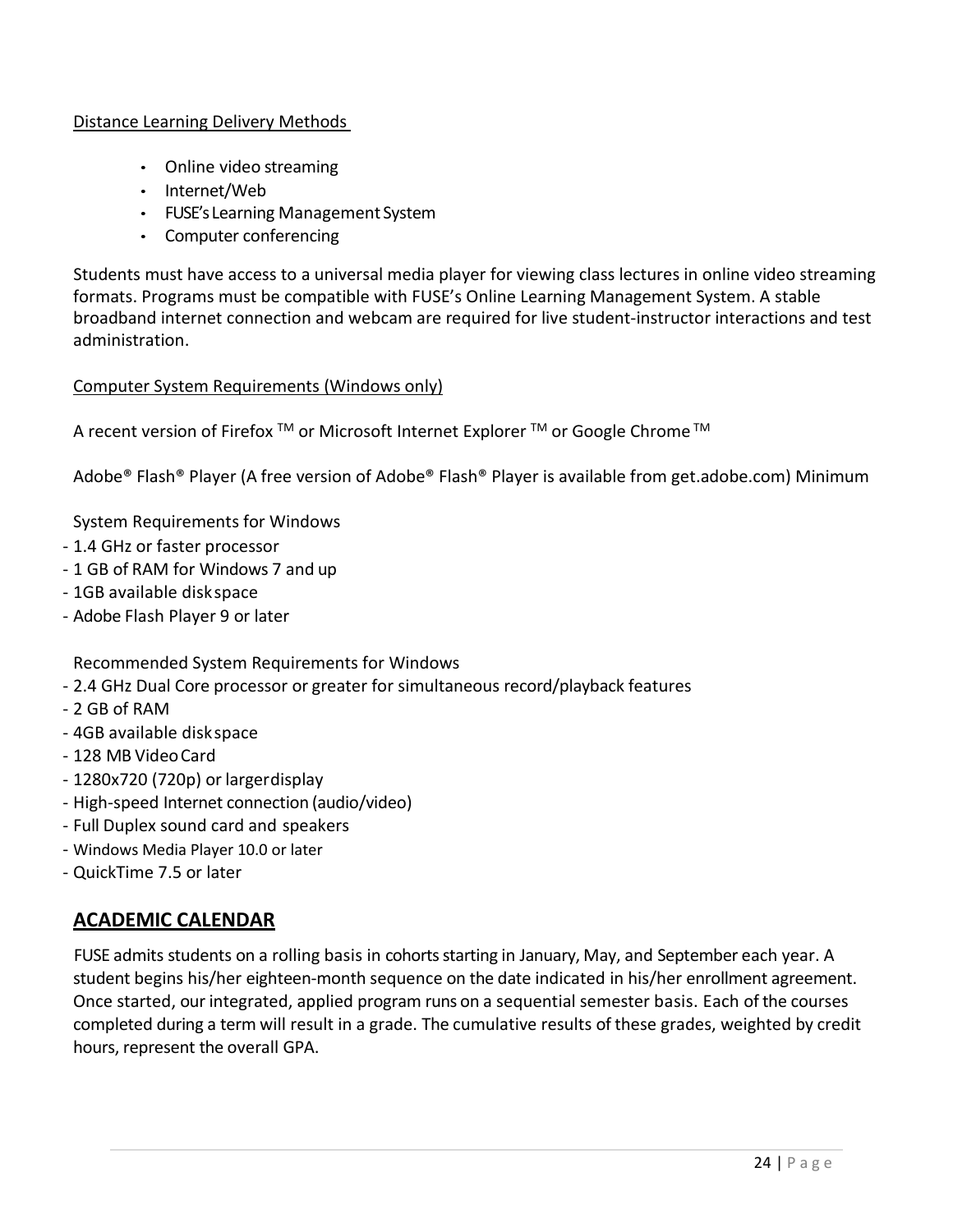Distance Learning Delivery Methods

- Online video streaming
- Internet/Web
- FUSE's Learning Management System
- Computer conferencing

Students must have access to a universal media player for viewing class lectures in online video streaming formats. Programs must be compatible with FUSE's Online Learning Management System. A stable broadband internet connection and webcam are required for live student-instructor interactions and test administration.

Computer System Requirements (Windows only)

A recent version of Firefox ™ or Microsoft Internet Explorer ™ or Google Chrome ™

Adobe® Flash® Player (A free version of Adobe® Flash® Player is available from get.adobe.com) Minimum

System Requirements for Windows

- 1.4 GHz or faster processor
- 1 GB of RAM for Windows 7 and up
- 1GB available disk space
- Adobe Flash Player 9 or later

Recommended System Requirements for Windows

- 2.4 GHz Dual Core processor or greater for simultaneous record/playback features
- 2 GB of RAM
- 4GB available disk space
- 128 MB Video Card
- 1280x720 (720p) or larger display
- High-speed Internet connection (audio/video)
- Full Duplex sound card and speakers
- Windows Media Player 10.0 or later
- QuickTime 7.5 or later

## ACADEMIC CALENDAR

FUSE admits students on a rolling basis in cohorts starting in January, May, and September each year. A student begins his/her eighteen-month sequence on the date indicated in his/her enrollment agreement. Once started, our integrated, applied program runs on a sequential semester basis. Each of the courses completed during a term will result in a grade. The cumulative results of these grades, weighted by credit hours, represent the overall GPA.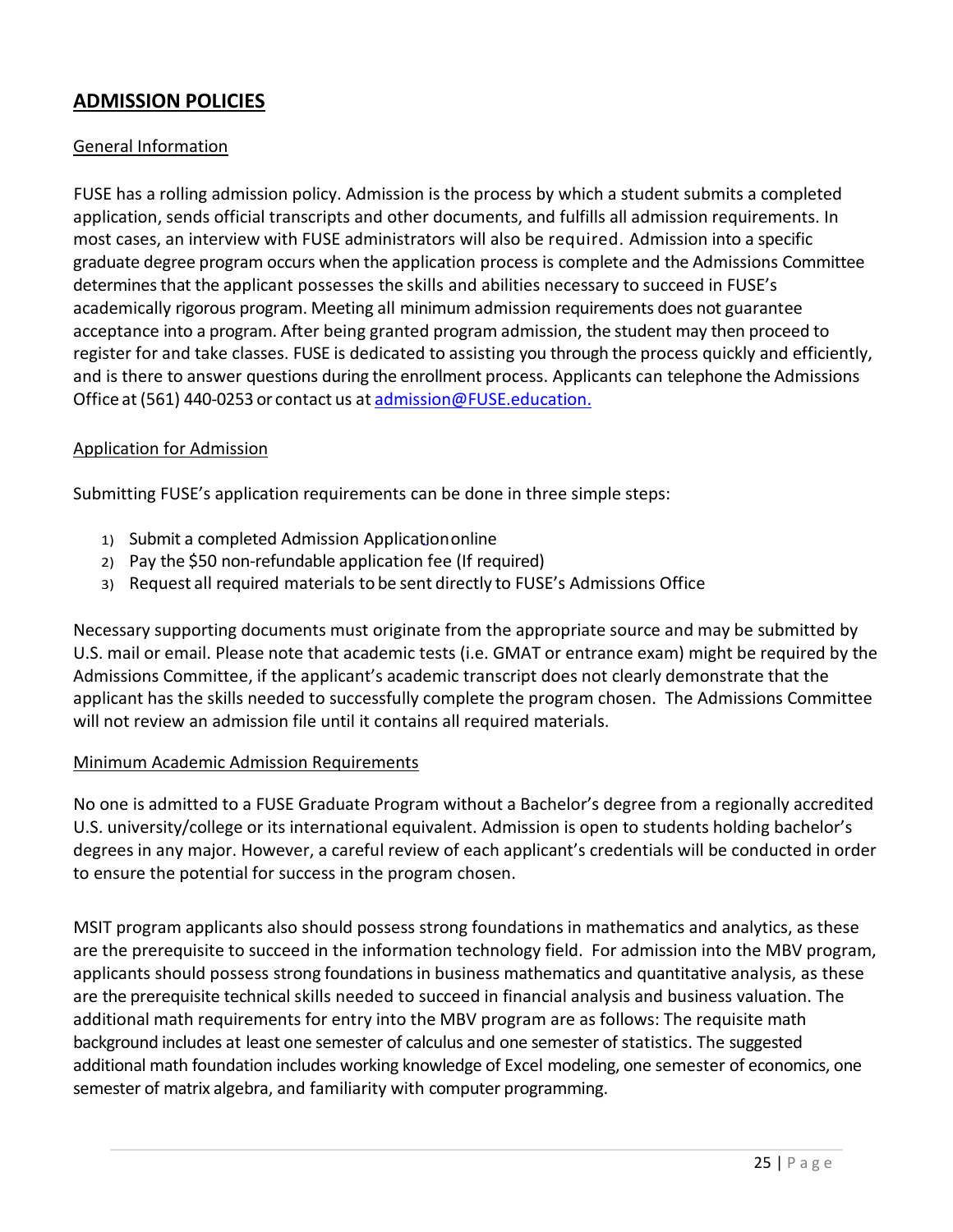## ADMISSION POLICIES

### General Information

FUSE has a rolling admission policy. Admission is the process by which a student submits a completed application, sends official transcripts and other documents, and fulfills all admission requirements. In most cases, an interview with FUSE administrators will also be required. Admission into a specific graduate degree program occurs when the application process is complete and the Admissions Committee determines that the applicant possesses the skills and abilities necessary to succeed in FUSE's academically rigorous program. Meeting all minimum admission requirements does not guarantee acceptance into a program. After being granted program admission, the student may then proceed to register for and take classes. FUSE is dedicated to assisting you through the process quickly and efficiently, and is there to answer questions during the enrollment process. Applicants can telephone the Admissions Office at (561) 440-0253 or contact us at admission@FUSE.education.

### Application for Admission

Submitting FUSE's application requirements can be done in three simple steps:

1) Submit a completed Admission Application online
2) Pay the $50 non-refundable application fee (If required)
3) Request all required materials to be sent directly to FUSE's Admissions Office

Necessary supporting documents must originate from the appropriate source and may be submitted by U.S. mail or email. Please note that academic tests (i.e. GMAT or entrance exam) might be required by the Admissions Committee, if the applicant's academic transcript does not clearly demonstrate that the applicant has the skills needed to successfully complete the program chosen. The Admissions Committee will not review an admission file until it contains all required materials.

### Minimum Academic Admission Requirements

No one is admitted to a FUSE Graduate Program without a Bachelor's degree from a regionally accredited U.S. university/college or its international equivalent. Admission is open to students holding bachelor's degrees in any major. However, a careful review of each applicant's credentials will be conducted in order to ensure the potential for success in the program chosen.

MSIT program applicants also should possess strong foundations in mathematics and analytics, as these are the prerequisite to succeed in the information technology field. For admission into the MBV program, applicants should possess strong foundations in business mathematics and quantitative analysis, as these are the prerequisite technical skills needed to succeed in financial analysis and business valuation. The additional math requirements for entry into the MBV program are as follows: The requisite math background includes at least one semester of calculus and one semester of statistics. The suggested additional math foundation includes working knowledge of Excel modeling, one semester of economics, one semester of matrix algebra, and familiarity with computer programming.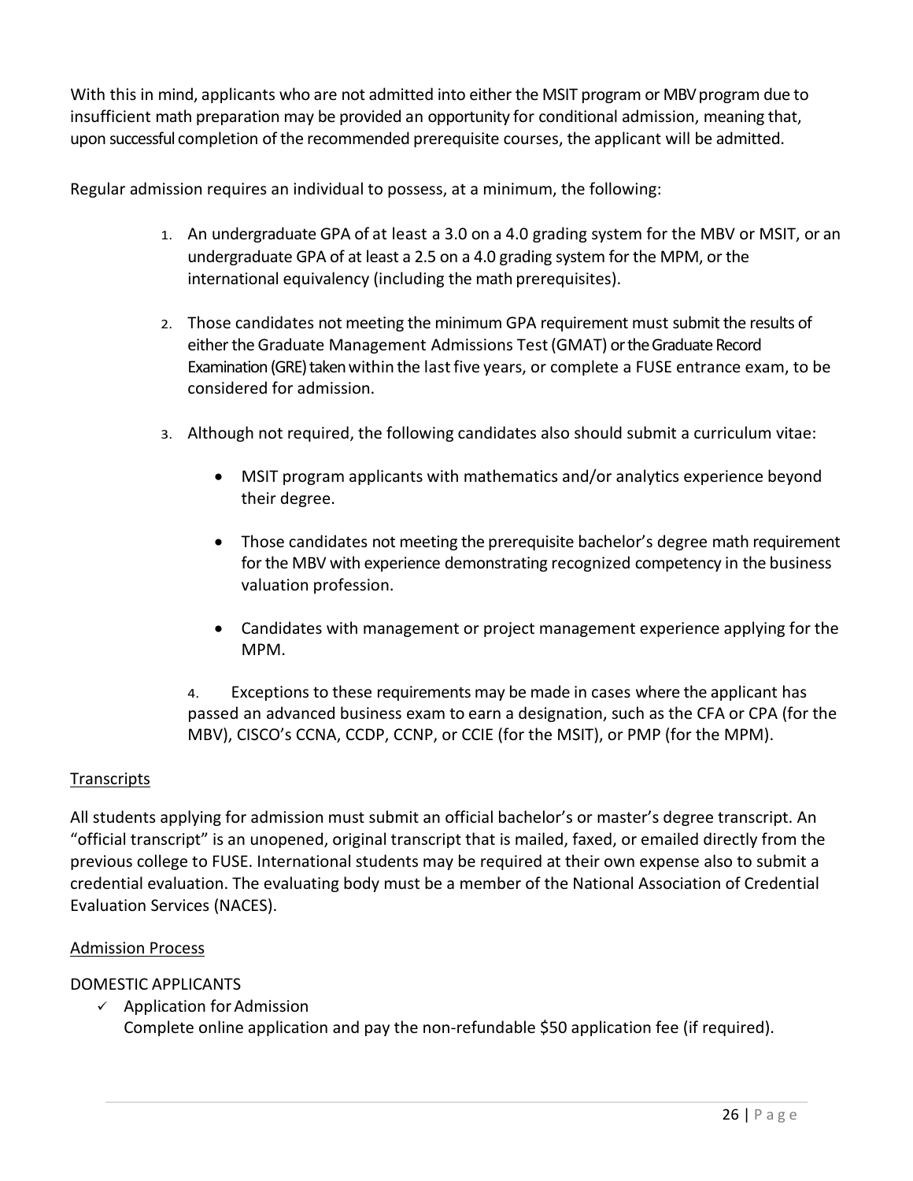With this in mind, applicants who are not admitted into either the MSIT program or MBV program due to insufficient math preparation may be provided an opportunity for conditional admission, meaning that, upon successful completion of the recommended prerequisite courses, the applicant will be admitted.

Regular admission requires an individual to possess, at a minimum, the following:

1. An undergraduate GPA of at least a 3.0 on a 4.0 grading system for the MBV or MSIT, or an undergraduate GPA of at least a 2.5 on a 4.0 grading system for the MPM, or the international equivalency (including the math prerequisites).

2. Those candidates not meeting the minimum GPA requirement must submit the results of either the Graduate Management Admissions Test (GMAT) or the Graduate Record Examination (GRE) taken within the last five years, or complete a FUSE entrance exam, to be considered for admission.

3. Although not required, the following candidates also should submit a curriculum vitae:

   - MSIT program applicants with mathematics and/or analytics experience beyond their degree.

   - Those candidates not meeting the prerequisite bachelor's degree math requirement for the MBV with experience demonstrating recognized competency in the business valuation profession.

   - Candidates with management or project management experience applying for the MPM.

4. Exceptions to these requirements may be made in cases where the applicant has passed an advanced business exam to earn a designation, such as the CFA or CPA (for the MBV), CISCO's CCNA, CCDP, CCNP, or CCIE (for the MSIT), or PMP (for the MPM).

<u>Transcripts</u>

All students applying for admission must submit an official bachelor's or master's degree transcript. An "official transcript" is an unopened, original transcript that is mailed, faxed, or emailed directly from the previous college to FUSE. International students may be required at their own expense also to submit a credential evaluation. The evaluating body must be a member of the National Association of Credential Evaluation Services (NACES).

<u>Admission Process</u>

DOMESTIC APPLICANTS

- ✓ Application for Admission
  Complete online application and pay the non-refundable $50 application fee (if required).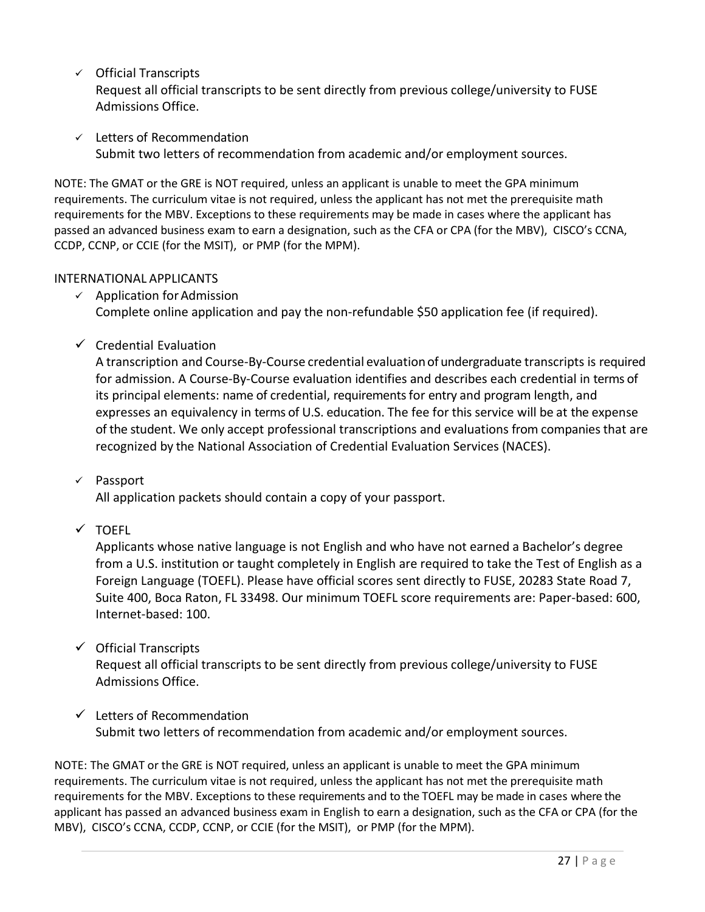- Official Transcripts
  Request all official transcripts to be sent directly from previous college/university to FUSE Admissions Office.

- Letters of Recommendation
  Submit two letters of recommendation from academic and/or employment sources.

NOTE: The GMAT or the GRE is NOT required, unless an applicant is unable to meet the GPA minimum requirements. The curriculum vitae is not required, unless the applicant has not met the prerequisite math requirements for the MBV. Exceptions to these requirements may be made in cases where the applicant has passed an advanced business exam to earn a designation, such as the CFA or CPA (for the MBV), CISCO's CCNA, CCDP, CCNP, or CCIE (for the MSIT), or PMP (for the MPM).

INTERNATIONAL APPLICANTS

- Application for Admission
  Complete online application and pay the non-refundable $50 application fee (if required).

- Credential Evaluation
  A transcription and Course-By-Course credential evaluation of undergraduate transcripts is required for admission. A Course-By-Course evaluation identifies and describes each credential in terms of its principal elements: name of credential, requirements for entry and program length, and expresses an equivalency in terms of U.S. education. The fee for this service will be at the expense of the student. We only accept professional transcriptions and evaluations from companies that are recognized by the National Association of Credential Evaluation Services (NACES).

- Passport
  All application packets should contain a copy of your passport.

- TOEFL
  Applicants whose native language is not English and who have not earned a Bachelor's degree from a U.S. institution or taught completely in English are required to take the Test of English as a Foreign Language (TOEFL). Please have official scores sent directly to FUSE, 20283 State Road 7, Suite 400, Boca Raton, FL 33498. Our minimum TOEFL score requirements are: Paper-based: 600, Internet-based: 100.

- Official Transcripts
  Request all official transcripts to be sent directly from previous college/university to FUSE Admissions Office.

- Letters of Recommendation
  Submit two letters of recommendation from academic and/or employment sources.

NOTE: The GMAT or the GRE is NOT required, unless an applicant is unable to meet the GPA minimum requirements. The curriculum vitae is not required, unless the applicant has not met the prerequisite math requirements for the MBV. Exceptions to these requirements and to the TOEFL may be made in cases where the applicant has passed an advanced business exam in English to earn a designation, such as the CFA or CPA (for the MBV), CISCO's CCNA, CCDP, CCNP, or CCIE (for the MSIT), or PMP (for the MPM).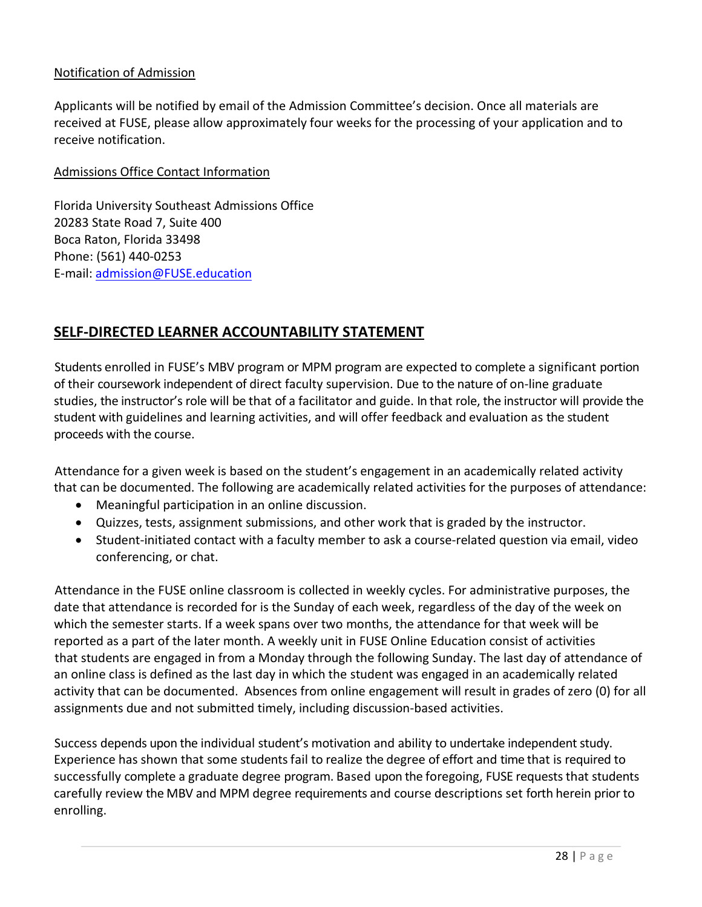<u>Notification of Admission</u>

Applicants will be notified by email of the Admission Committee's decision. Once all materials are received at FUSE, please allow approximately four weeks for the processing of your application and to receive notification.

<u>Admissions Office Contact Information</u>

Florida University Southeast Admissions Office
20283 State Road 7, Suite 400
Boca Raton, Florida 33498
Phone: (561) 440-0253
E-mail: admission@FUSE.education

## SELF-DIRECTED LEARNER ACCOUNTABILITY STATEMENT

Students enrolled in FUSE's MBV program or MPM program are expected to complete a significant portion of their coursework independent of direct faculty supervision. Due to the nature of on-line graduate studies, the instructor's role will be that of a facilitator and guide. In that role, the instructor will provide the student with guidelines and learning activities, and will offer feedback and evaluation as the student proceeds with the course.

Attendance for a given week is based on the student's engagement in an academically related activity that can be documented. The following are academically related activities for the purposes of attendance:

- Meaningful participation in an online discussion.
- Quizzes, tests, assignment submissions, and other work that is graded by the instructor.
- Student-initiated contact with a faculty member to ask a course-related question via email, video conferencing, or chat.

Attendance in the FUSE online classroom is collected in weekly cycles. For administrative purposes, the date that attendance is recorded for is the Sunday of each week, regardless of the day of the week on which the semester starts. If a week spans over two months, the attendance for that week will be reported as a part of the later month. A weekly unit in FUSE Online Education consist of activities that students are engaged in from a Monday through the following Sunday. The last day of attendance of an online class is defined as the last day in which the student was engaged in an academically related activity that can be documented. Absences from online engagement will result in grades of zero (0) for all assignments due and not submitted timely, including discussion-based activities.

Success depends upon the individual student's motivation and ability to undertake independent study. Experience has shown that some students fail to realize the degree of effort and time that is required to successfully complete a graduate degree program. Based upon the foregoing, FUSE requests that students carefully review the MBV and MPM degree requirements and course descriptions set forth herein prior to enrolling.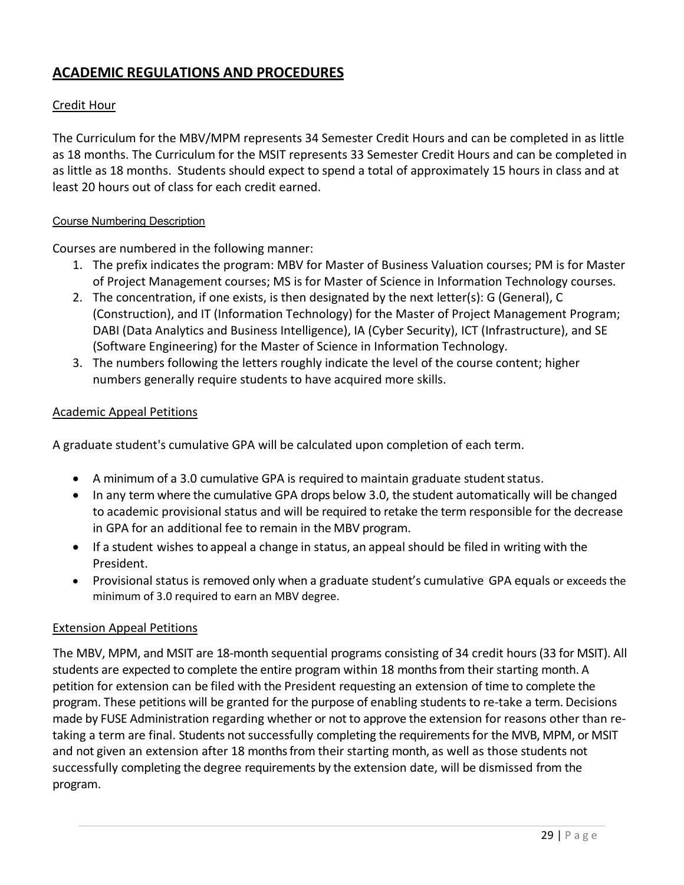## ACADEMIC REGULATIONS AND PROCEDURES

### Credit Hour

The Curriculum for the MBV/MPM represents 34 Semester Credit Hours and can be completed in as little as 18 months. The Curriculum for the MSIT represents 33 Semester Credit Hours and can be completed in as little as 18 months. Students should expect to spend a total of approximately 15 hours in class and at least 20 hours out of class for each credit earned.

#### Course Numbering Description

Courses are numbered in the following manner:

1. The prefix indicates the program: MBV for Master of Business Valuation courses; PM is for Master of Project Management courses; MS is for Master of Science in Information Technology courses.
2. The concentration, if one exists, is then designated by the next letter(s): G (General), C (Construction), and IT (Information Technology) for the Master of Project Management Program; DABI (Data Analytics and Business Intelligence), IA (Cyber Security), ICT (Infrastructure), and SE (Software Engineering) for the Master of Science in Information Technology.
3. The numbers following the letters roughly indicate the level of the course content; higher numbers generally require students to have acquired more skills.

### Academic Appeal Petitions

A graduate student's cumulative GPA will be calculated upon completion of each term.

- A minimum of a 3.0 cumulative GPA is required to maintain graduate student status.
- In any term where the cumulative GPA drops below 3.0, the student automatically will be changed to academic provisional status and will be required to retake the term responsible for the decrease in GPA for an additional fee to remain in the MBV program.
- If a student wishes to appeal a change in status, an appeal should be filed in writing with the President.
- Provisional status is removed only when a graduate student's cumulative GPA equals or exceeds the minimum of 3.0 required to earn an MBV degree.

### Extension Appeal Petitions

The MBV, MPM, and MSIT are 18-month sequential programs consisting of 34 credit hours (33 for MSIT). All students are expected to complete the entire program within 18 months from their starting month. A petition for extension can be filed with the President requesting an extension of time to complete the program. These petitions will be granted for the purpose of enabling students to re-take a term. Decisions made by FUSE Administration regarding whether or not to approve the extension for reasons other than re-taking a term are final. Students not successfully completing the requirements for the MVB, MPM, or MSIT and not given an extension after 18 months from their starting month, as well as those students not successfully completing the degree requirements by the extension date, will be dismissed from the program.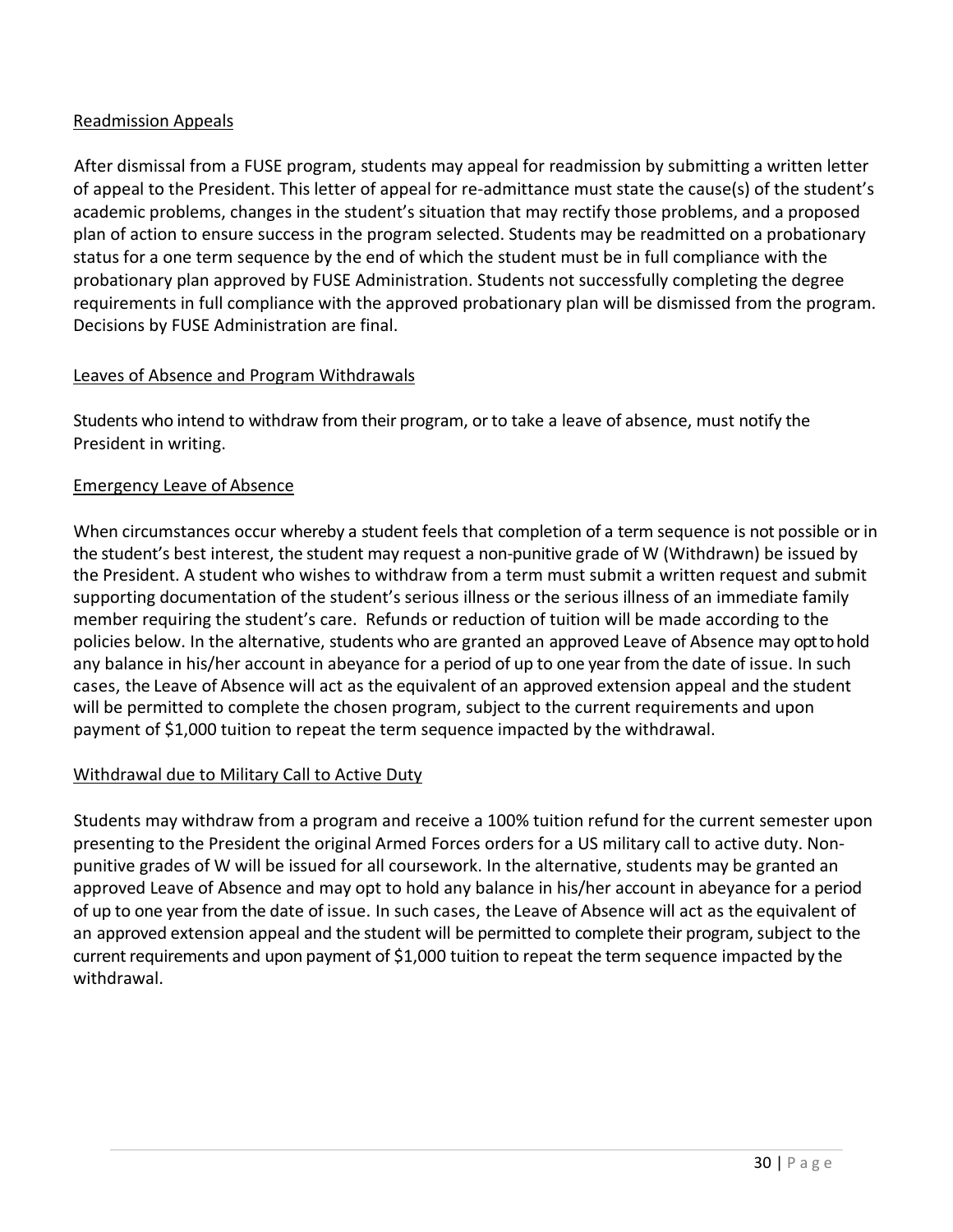## Readmission Appeals

After dismissal from a FUSE program, students may appeal for readmission by submitting a written letter of appeal to the President. This letter of appeal for re-admittance must state the cause(s) of the student's academic problems, changes in the student's situation that may rectify those problems, and a proposed plan of action to ensure success in the program selected. Students may be readmitted on a probationary status for a one term sequence by the end of which the student must be in full compliance with the probationary plan approved by FUSE Administration. Students not successfully completing the degree requirements in full compliance with the approved probationary plan will be dismissed from the program. Decisions by FUSE Administration are final.

## Leaves of Absence and Program Withdrawals

Students who intend to withdraw from their program, or to take a leave of absence, must notify the President in writing.

## Emergency Leave of Absence

When circumstances occur whereby a student feels that completion of a term sequence is not possible or in the student's best interest, the student may request a non-punitive grade of W (Withdrawn) be issued by the President. A student who wishes to withdraw from a term must submit a written request and submit supporting documentation of the student's serious illness or the serious illness of an immediate family member requiring the student's care. Refunds or reduction of tuition will be made according to the policies below. In the alternative, students who are granted an approved Leave of Absence may opt to hold any balance in his/her account in abeyance for a period of up to one year from the date of issue. In such cases, the Leave of Absence will act as the equivalent of an approved extension appeal and the student will be permitted to complete the chosen program, subject to the current requirements and upon payment of $1,000 tuition to repeat the term sequence impacted by the withdrawal.

## Withdrawal due to Military Call to Active Duty

Students may withdraw from a program and receive a 100% tuition refund for the current semester upon presenting to the President the original Armed Forces orders for a US military call to active duty. Non-punitive grades of W will be issued for all coursework. In the alternative, students may be granted an approved Leave of Absence and may opt to hold any balance in his/her account in abeyance for a period of up to one year from the date of issue. In such cases, the Leave of Absence will act as the equivalent of an approved extension appeal and the student will be permitted to complete their program, subject to the current requirements and upon payment of $1,000 tuition to repeat the term sequence impacted by the withdrawal.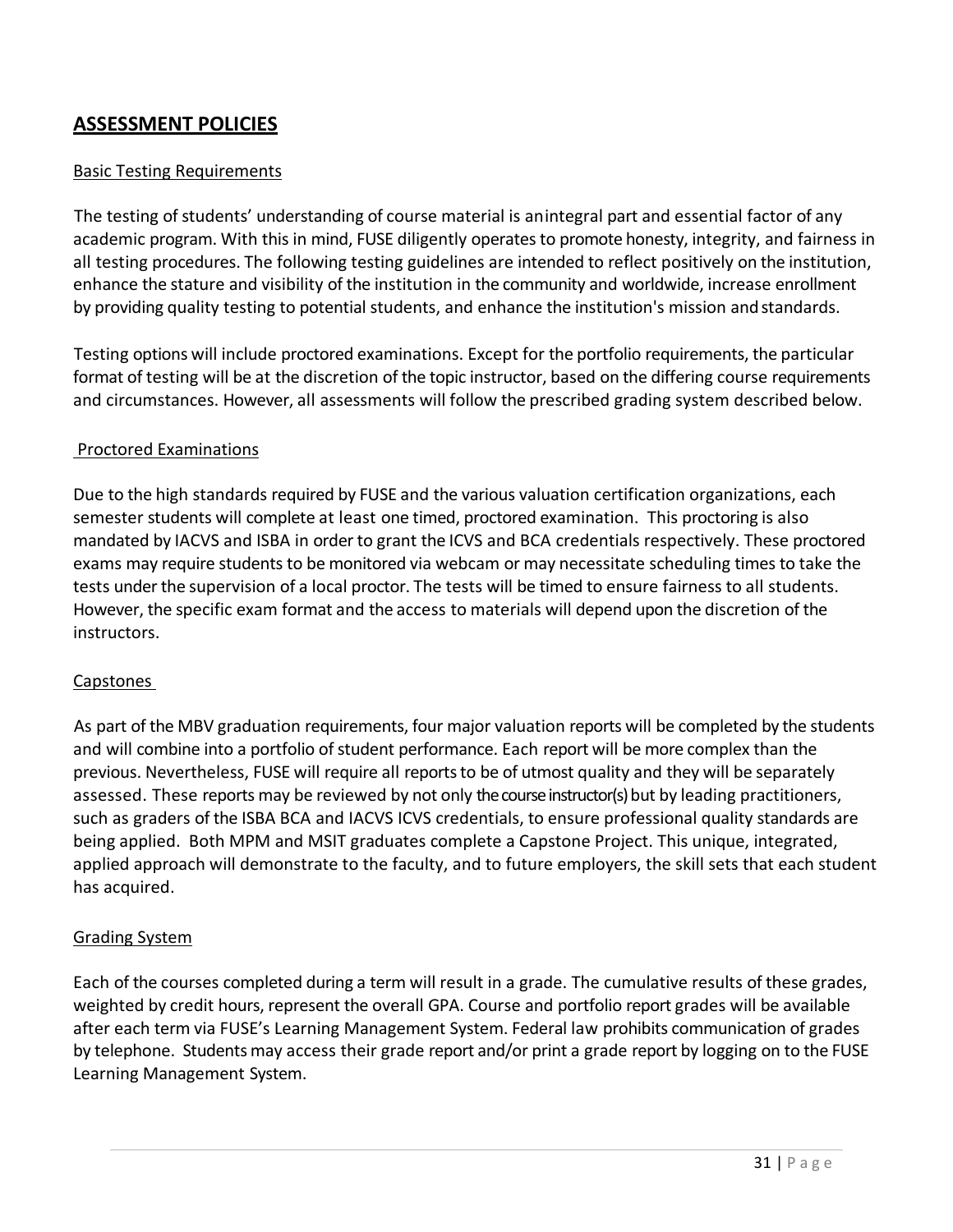## ASSESSMENT POLICIES

Basic Testing Requirements

The testing of students' understanding of course material is an integral part and essential factor of any academic program. With this in mind, FUSE diligently operates to promote honesty, integrity, and fairness in all testing procedures. The following testing guidelines are intended to reflect positively on the institution, enhance the stature and visibility of the institution in the community and worldwide, increase enrollment by providing quality testing to potential students, and enhance the institution's mission and standards.

Testing options will include proctored examinations. Except for the portfolio requirements, the particular format of testing will be at the discretion of the topic instructor, based on the differing course requirements and circumstances. However, all assessments will follow the prescribed grading system described below.

Proctored Examinations

Due to the high standards required by FUSE and the various valuation certification organizations, each semester students will complete at least one timed, proctored examination. This proctoring is also mandated by IACVS and ISBA in order to grant the ICVS and BCA credentials respectively. These proctored exams may require students to be monitored via webcam or may necessitate scheduling times to take the tests under the supervision of a local proctor. The tests will be timed to ensure fairness to all students. However, the specific exam format and the access to materials will depend upon the discretion of the instructors.

Capstones

As part of the MBV graduation requirements, four major valuation reports will be completed by the students and will combine into a portfolio of student performance. Each report will be more complex than the previous. Nevertheless, FUSE will require all reports to be of utmost quality and they will be separately assessed. These reports may be reviewed by not only the course instructor(s) but by leading practitioners, such as graders of the ISBA BCA and IACVS ICVS credentials, to ensure professional quality standards are being applied. Both MPM and MSIT graduates complete a Capstone Project. This unique, integrated, applied approach will demonstrate to the faculty, and to future employers, the skill sets that each student has acquired.

Grading System

Each of the courses completed during a term will result in a grade. The cumulative results of these grades, weighted by credit hours, represent the overall GPA. Course and portfolio report grades will be available after each term via FUSE's Learning Management System. Federal law prohibits communication of grades by telephone. Students may access their grade report and/or print a grade report by logging on to the FUSE Learning Management System.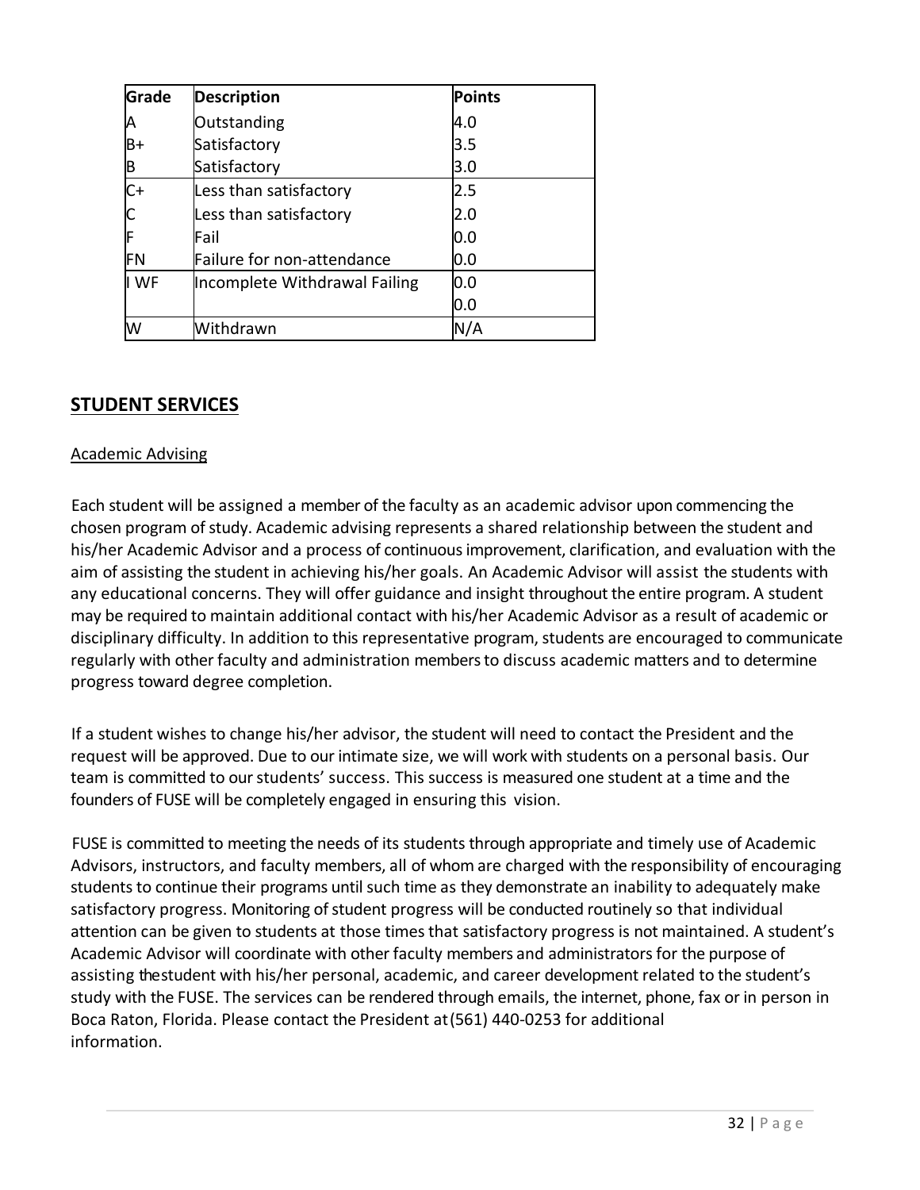| Grade | Description | Points |
| --- | --- | --- |
| A | Outstanding | 4.0 |
| B+ | Satisfactory | 3.5 |
| B | Satisfactory | 3.0 |
| C+ | Less than satisfactory | 2.5 |
| C | Less than satisfactory | 2.0 |
| F | Fail | 0.0 |
| FN | Failure for non-attendance | 0.0 |
| I WF | Incomplete Withdrawal Failing | 0.0 |
| | | 0.0 |
| W | Withdrawn | N/A |

## STUDENT SERVICES

### Academic Advising

Each student will be assigned a member of the faculty as an academic advisor upon commencing the chosen program of study. Academic advising represents a shared relationship between the student and his/her Academic Advisor and a process of continuous improvement, clarification, and evaluation with the aim of assisting the student in achieving his/her goals. An Academic Advisor will assist the students with any educational concerns. They will offer guidance and insight throughout the entire program. A student may be required to maintain additional contact with his/her Academic Advisor as a result of academic or disciplinary difficulty. In addition to this representative program, students are encouraged to communicate regularly with other faculty and administration members to discuss academic matters and to determine progress toward degree completion.

If a student wishes to change his/her advisor, the student will need to contact the President and the request will be approved. Due to our intimate size, we will work with students on a personal basis. Our team is committed to our students' success. This success is measured one student at a time and the founders of FUSE will be completely engaged in ensuring this vision.

FUSE is committed to meeting the needs of its students through appropriate and timely use of Academic Advisors, instructors, and faculty members, all of whom are charged with the responsibility of encouraging students to continue their programs until such time as they demonstrate an inability to adequately make satisfactory progress. Monitoring of student progress will be conducted routinely so that individual attention can be given to students at those times that satisfactory progress is not maintained. A student's Academic Advisor will coordinate with other faculty members and administrators for the purpose of assisting thestudent with his/her personal, academic, and career development related to the student's study with the FUSE. The services can be rendered through emails, the internet, phone, fax or in person in Boca Raton, Florida. Please contact the President at(561) 440-0253 for additional information.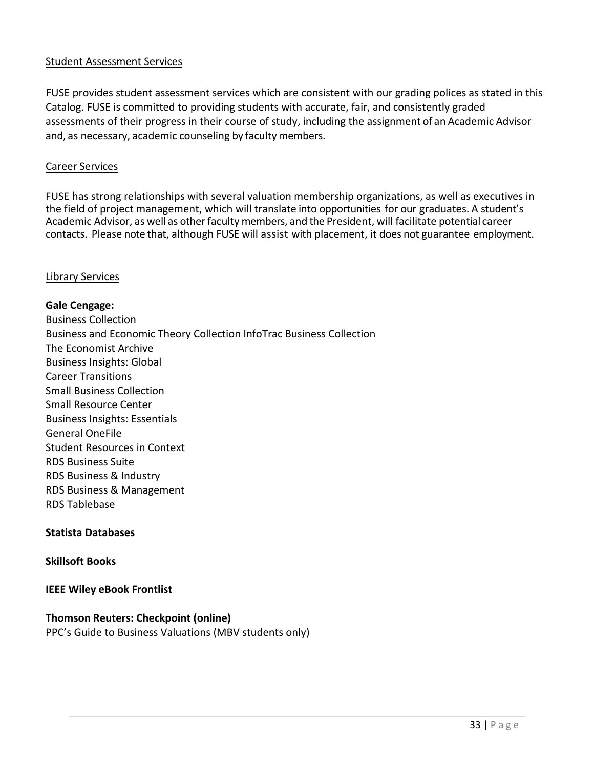Student Assessment Services

FUSE provides student assessment services which are consistent with our grading polices as stated in this Catalog. FUSE is committed to providing students with accurate, fair, and consistently graded assessments of their progress in their course of study, including the assignment of an Academic Advisor and, as necessary, academic counseling by faculty members.

Career Services

FUSE has strong relationships with several valuation membership organizations, as well as executives in the field of project management, which will translate into opportunities for our graduates. A student's Academic Advisor, as well as other faculty members, and the President, will facilitate potential career contacts. Please note that, although FUSE will assist with placement, it does not guarantee employment.

Library Services

**Gale Cengage:**
Business Collection
Business and Economic Theory Collection InfoTrac Business Collection
The Economist Archive
Business Insights: Global
Career Transitions
Small Business Collection
Small Resource Center
Business Insights: Essentials
General OneFile
Student Resources in Context
RDS Business Suite
RDS Business & Industry
RDS Business & Management
RDS Tablebase

**Statista Databases**

**Skillsoft Books**

**IEEE Wiley eBook Frontlist**

**Thomson Reuters: Checkpoint (online)**
PPC's Guide to Business Valuations (MBV students only)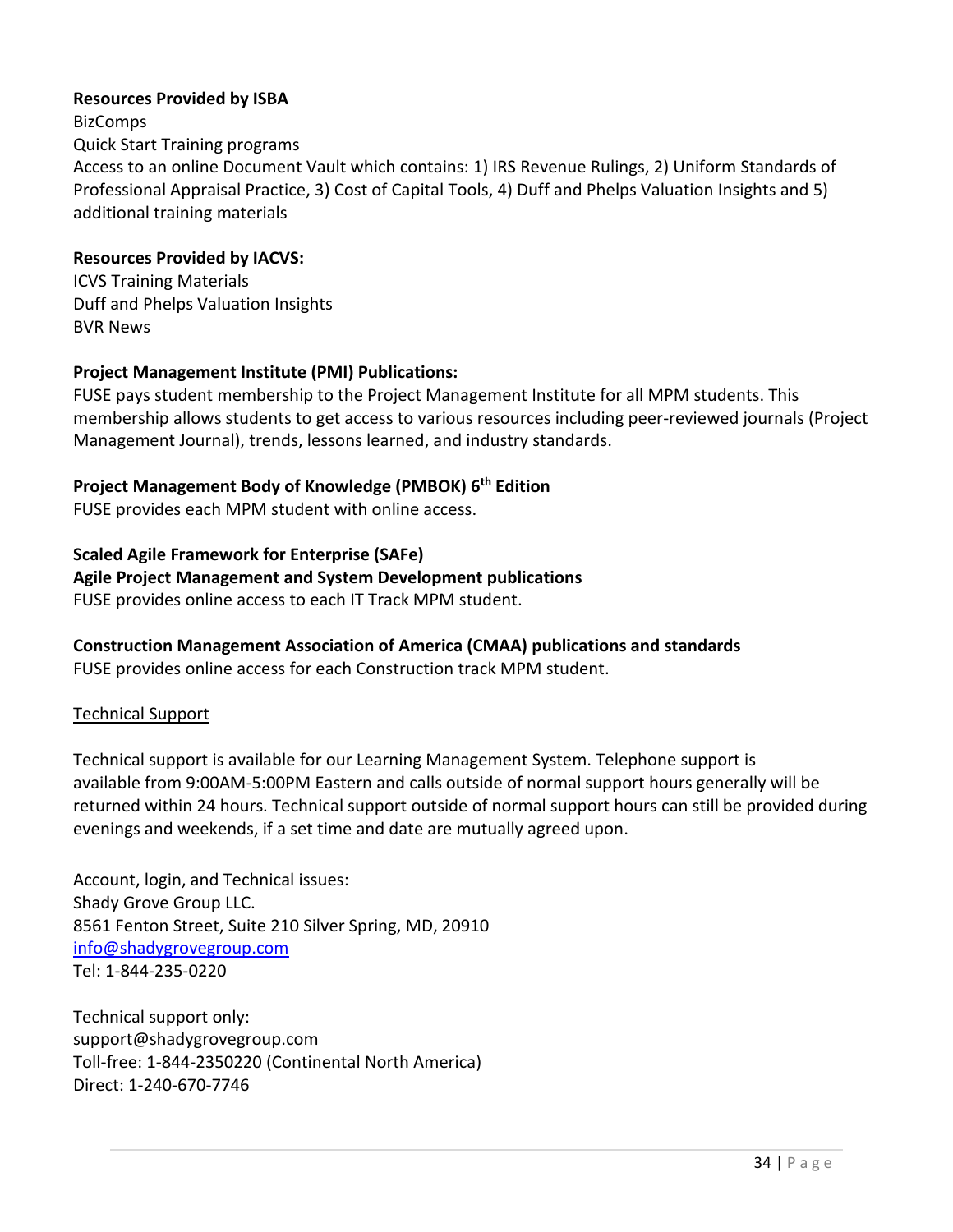**Resources Provided by ISBA**

BizComps

Quick Start Training programs

Access to an online Document Vault which contains: 1) IRS Revenue Rulings, 2) Uniform Standards of Professional Appraisal Practice, 3) Cost of Capital Tools, 4) Duff and Phelps Valuation Insights and 5) additional training materials

**Resources Provided by IACVS:**

ICVS Training Materials

Duff and Phelps Valuation Insights

BVR News

**Project Management Institute (PMI) Publications:**

FUSE pays student membership to the Project Management Institute for all MPM students. This membership allows students to get access to various resources including peer-reviewed journals (Project Management Journal), trends, lessons learned, and industry standards.

**Project Management Body of Knowledge (PMBOK) 6th Edition**

FUSE provides each MPM student with online access.

**Scaled Agile Framework for Enterprise (SAFe)**

**Agile Project Management and System Development publications**

FUSE provides online access to each IT Track MPM student.

**Construction Management Association of America (CMAA) publications and standards**

FUSE provides online access for each Construction track MPM student.

<u>Technical Support</u>

Technical support is available for our Learning Management System. Telephone support is available from 9:00AM-5:00PM Eastern and calls outside of normal support hours generally will be returned within 24 hours. Technical support outside of normal support hours can still be provided during evenings and weekends, if a set time and date are mutually agreed upon.

Account, login, and Technical issues:

Shady Grove Group LLC.

8561 Fenton Street, Suite 210 Silver Spring, MD, 20910

info@shadygrovegroup.com

Tel: 1-844-235-0220

Technical support only:

support@shadygrovegroup.com

Toll-free: 1-844-2350220 (Continental North America)

Direct: 1-240-670-7746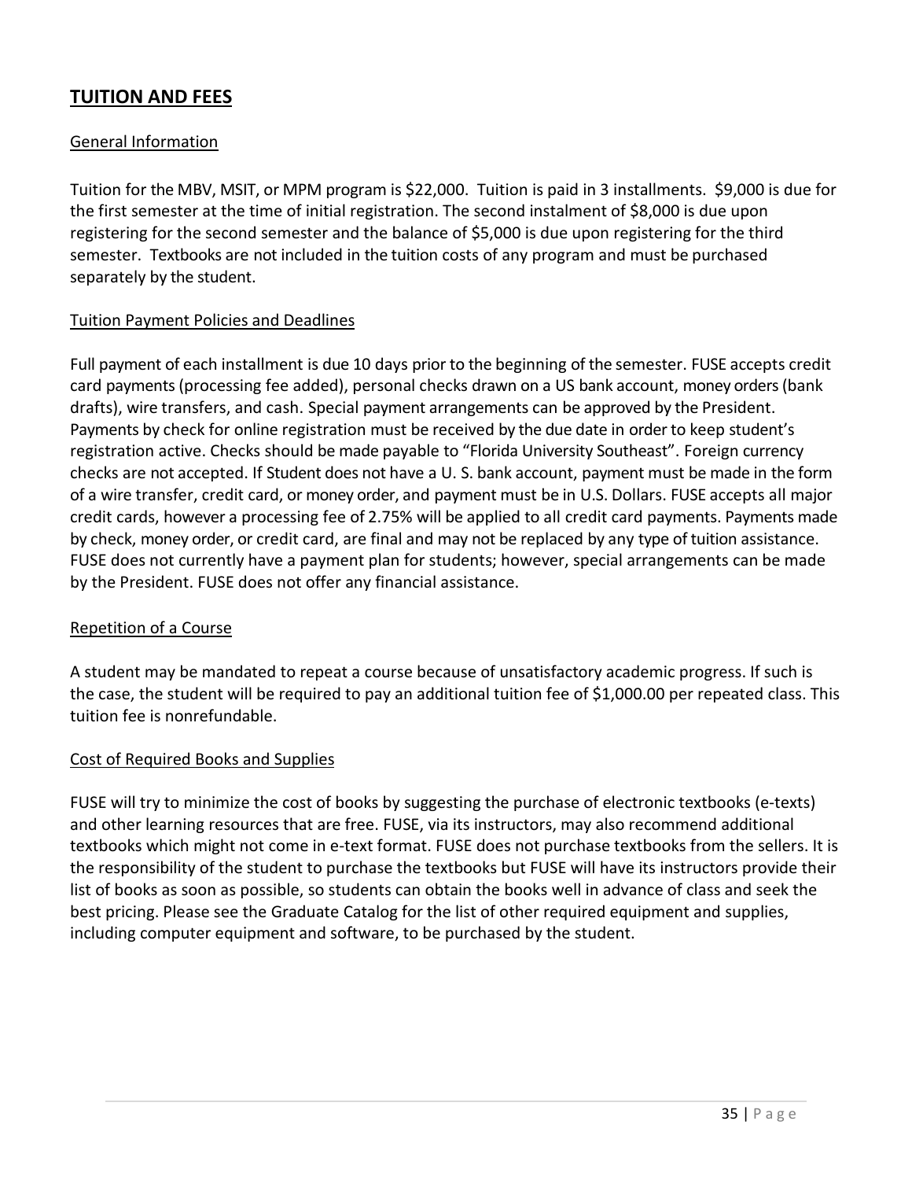## TUITION AND FEES

### General Information

Tuition for the MBV, MSIT, or MPM program is $22,000. Tuition is paid in 3 installments. $9,000 is due for the first semester at the time of initial registration. The second instalment of $8,000 is due upon registering for the second semester and the balance of $5,000 is due upon registering for the third semester. Textbooks are not included in the tuition costs of any program and must be purchased separately by the student.

### Tuition Payment Policies and Deadlines

Full payment of each installment is due 10 days prior to the beginning of the semester. FUSE accepts credit card payments (processing fee added), personal checks drawn on a US bank account, money orders (bank drafts), wire transfers, and cash. Special payment arrangements can be approved by the President. Payments by check for online registration must be received by the due date in order to keep student's registration active. Checks should be made payable to "Florida University Southeast". Foreign currency checks are not accepted. If Student does not have a U. S. bank account, payment must be made in the form of a wire transfer, credit card, or money order, and payment must be in U.S. Dollars. FUSE accepts all major credit cards, however a processing fee of 2.75% will be applied to all credit card payments. Payments made by check, money order, or credit card, are final and may not be replaced by any type of tuition assistance. FUSE does not currently have a payment plan for students; however, special arrangements can be made by the President. FUSE does not offer any financial assistance.

### Repetition of a Course

A student may be mandated to repeat a course because of unsatisfactory academic progress. If such is the case, the student will be required to pay an additional tuition fee of $1,000.00 per repeated class. This tuition fee is nonrefundable.

### Cost of Required Books and Supplies

FUSE will try to minimize the cost of books by suggesting the purchase of electronic textbooks (e-texts) and other learning resources that are free. FUSE, via its instructors, may also recommend additional textbooks which might not come in e-text format. FUSE does not purchase textbooks from the sellers. It is the responsibility of the student to purchase the textbooks but FUSE will have its instructors provide their list of books as soon as possible, so students can obtain the books well in advance of class and seek the best pricing. Please see the Graduate Catalog for the list of other required equipment and supplies, including computer equipment and software, to be purchased by the student.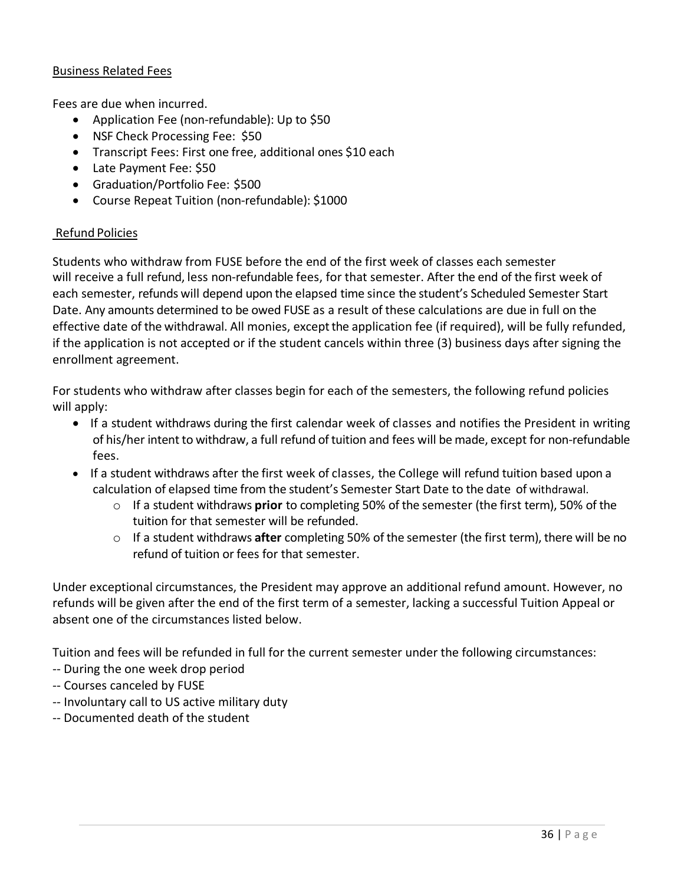## Business Related Fees

Fees are due when incurred.

- Application Fee (non-refundable): Up to $50
- NSF Check Processing Fee: $50
- Transcript Fees: First one free, additional ones $10 each
- Late Payment Fee: $50
- Graduation/Portfolio Fee: $500
- Course Repeat Tuition (non-refundable): $1000

## Refund Policies

Students who withdraw from FUSE before the end of the first week of classes each semester will receive a full refund, less non-refundable fees, for that semester. After the end of the first week of each semester, refunds will depend upon the elapsed time since the student's Scheduled Semester Start Date. Any amounts determined to be owed FUSE as a result of these calculations are due in full on the effective date of the withdrawal. All monies, except the application fee (if required), will be fully refunded, if the application is not accepted or if the student cancels within three (3) business days after signing the enrollment agreement.

For students who withdraw after classes begin for each of the semesters, the following refund policies will apply:

- If a student withdraws during the first calendar week of classes and notifies the President in writing of his/her intent to withdraw, a full refund of tuition and fees will be made, except for non-refundable fees.
- If a student withdraws after the first week of classes, the College will refund tuition based upon a calculation of elapsed time from the student's Semester Start Date to the date of withdrawal.
  - If a student withdraws **prior** to completing 50% of the semester (the first term), 50% of the tuition for that semester will be refunded.
  - If a student withdraws **after** completing 50% of the semester (the first term), there will be no refund of tuition or fees for that semester.

Under exceptional circumstances, the President may approve an additional refund amount. However, no refunds will be given after the end of the first term of a semester, lacking a successful Tuition Appeal or absent one of the circumstances listed below.

Tuition and fees will be refunded in full for the current semester under the following circumstances:
-- During the one week drop period
-- Courses canceled by FUSE
-- Involuntary call to US active military duty
-- Documented death of the student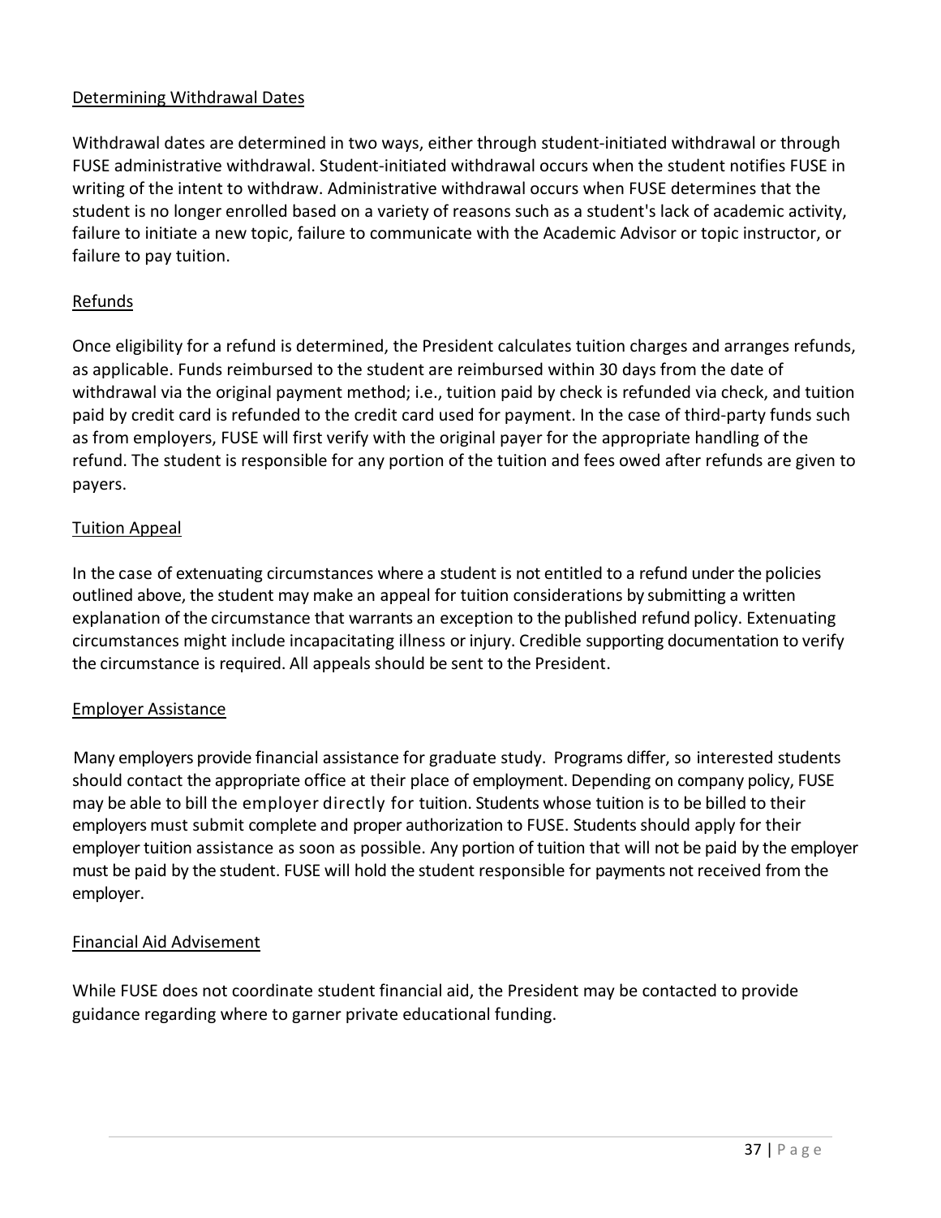Determining Withdrawal Dates

Withdrawal dates are determined in two ways, either through student-initiated withdrawal or through FUSE administrative withdrawal. Student-initiated withdrawal occurs when the student notifies FUSE in writing of the intent to withdraw. Administrative withdrawal occurs when FUSE determines that the student is no longer enrolled based on a variety of reasons such as a student's lack of academic activity, failure to initiate a new topic, failure to communicate with the Academic Advisor or topic instructor, or failure to pay tuition.

Refunds

Once eligibility for a refund is determined, the President calculates tuition charges and arranges refunds, as applicable. Funds reimbursed to the student are reimbursed within 30 days from the date of withdrawal via the original payment method; i.e., tuition paid by check is refunded via check, and tuition paid by credit card is refunded to the credit card used for payment. In the case of third-party funds such as from employers, FUSE will first verify with the original payer for the appropriate handling of the refund. The student is responsible for any portion of the tuition and fees owed after refunds are given to payers.

Tuition Appeal

In the case of extenuating circumstances where a student is not entitled to a refund under the policies outlined above, the student may make an appeal for tuition considerations by submitting a written explanation of the circumstance that warrants an exception to the published refund policy. Extenuating circumstances might include incapacitating illness or injury. Credible supporting documentation to verify the circumstance is required. All appeals should be sent to the President.

Employer Assistance

Many employers provide financial assistance for graduate study. Programs differ, so interested students should contact the appropriate office at their place of employment. Depending on company policy, FUSE may be able to bill the employer directly for tuition. Students whose tuition is to be billed to their employers must submit complete and proper authorization to FUSE. Students should apply for their employer tuition assistance as soon as possible. Any portion of tuition that will not be paid by the employer must be paid by the student. FUSE will hold the student responsible for payments not received from the employer.

Financial Aid Advisement

While FUSE does not coordinate student financial aid, the President may be contacted to provide guidance regarding where to garner private educational funding.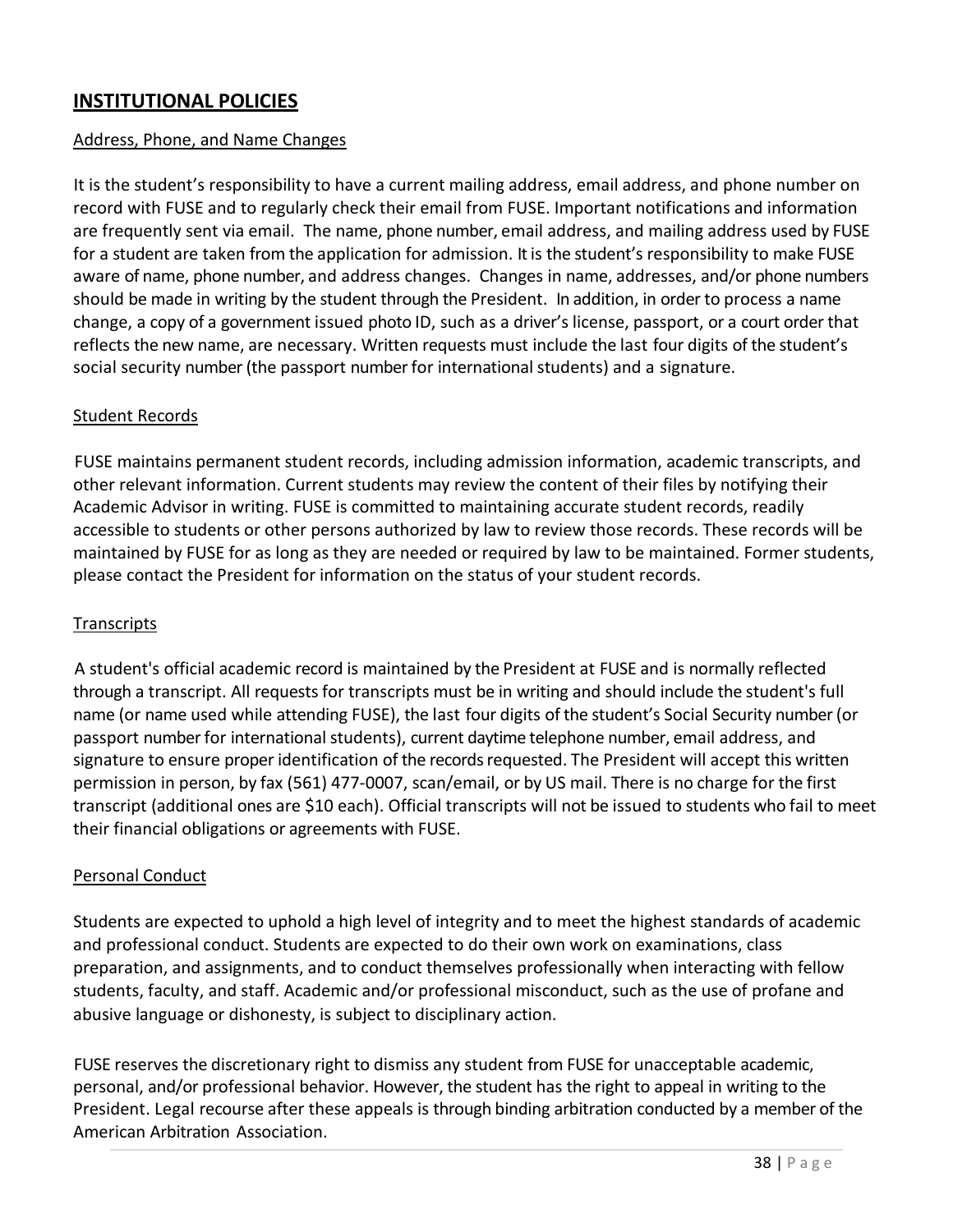## INSTITUTIONAL POLICIES

### Address, Phone, and Name Changes

It is the student's responsibility to have a current mailing address, email address, and phone number on record with FUSE and to regularly check their email from FUSE. Important notifications and information are frequently sent via email. The name, phone number, email address, and mailing address used by FUSE for a student are taken from the application for admission. It is the student's responsibility to make FUSE aware of name, phone number, and address changes. Changes in name, addresses, and/or phone numbers should be made in writing by the student through the President. In addition, in order to process a name change, a copy of a government issued photo ID, such as a driver's license, passport, or a court order that reflects the new name, are necessary. Written requests must include the last four digits of the student's social security number (the passport number for international students) and a signature.

### Student Records

FUSE maintains permanent student records, including admission information, academic transcripts, and other relevant information. Current students may review the content of their files by notifying their Academic Advisor in writing. FUSE is committed to maintaining accurate student records, readily accessible to students or other persons authorized by law to review those records. These records will be maintained by FUSE for as long as they are needed or required by law to be maintained. Former students, please contact the President for information on the status of your student records.

### Transcripts

A student's official academic record is maintained by the President at FUSE and is normally reflected through a transcript. All requests for transcripts must be in writing and should include the student's full name (or name used while attending FUSE), the last four digits of the student's Social Security number (or passport number for international students), current daytime telephone number, email address, and signature to ensure proper identification of the records requested. The President will accept this written permission in person, by fax (561) 477-0007, scan/email, or by US mail. There is no charge for the first transcript (additional ones are $10 each). Official transcripts will not be issued to students who fail to meet their financial obligations or agreements with FUSE.

### Personal Conduct

Students are expected to uphold a high level of integrity and to meet the highest standards of academic and professional conduct. Students are expected to do their own work on examinations, class preparation, and assignments, and to conduct themselves professionally when interacting with fellow students, faculty, and staff. Academic and/or professional misconduct, such as the use of profane and abusive language or dishonesty, is subject to disciplinary action.

FUSE reserves the discretionary right to dismiss any student from FUSE for unacceptable academic, personal, and/or professional behavior. However, the student has the right to appeal in writing to the President. Legal recourse after these appeals is through binding arbitration conducted by a member of the American Arbitration Association.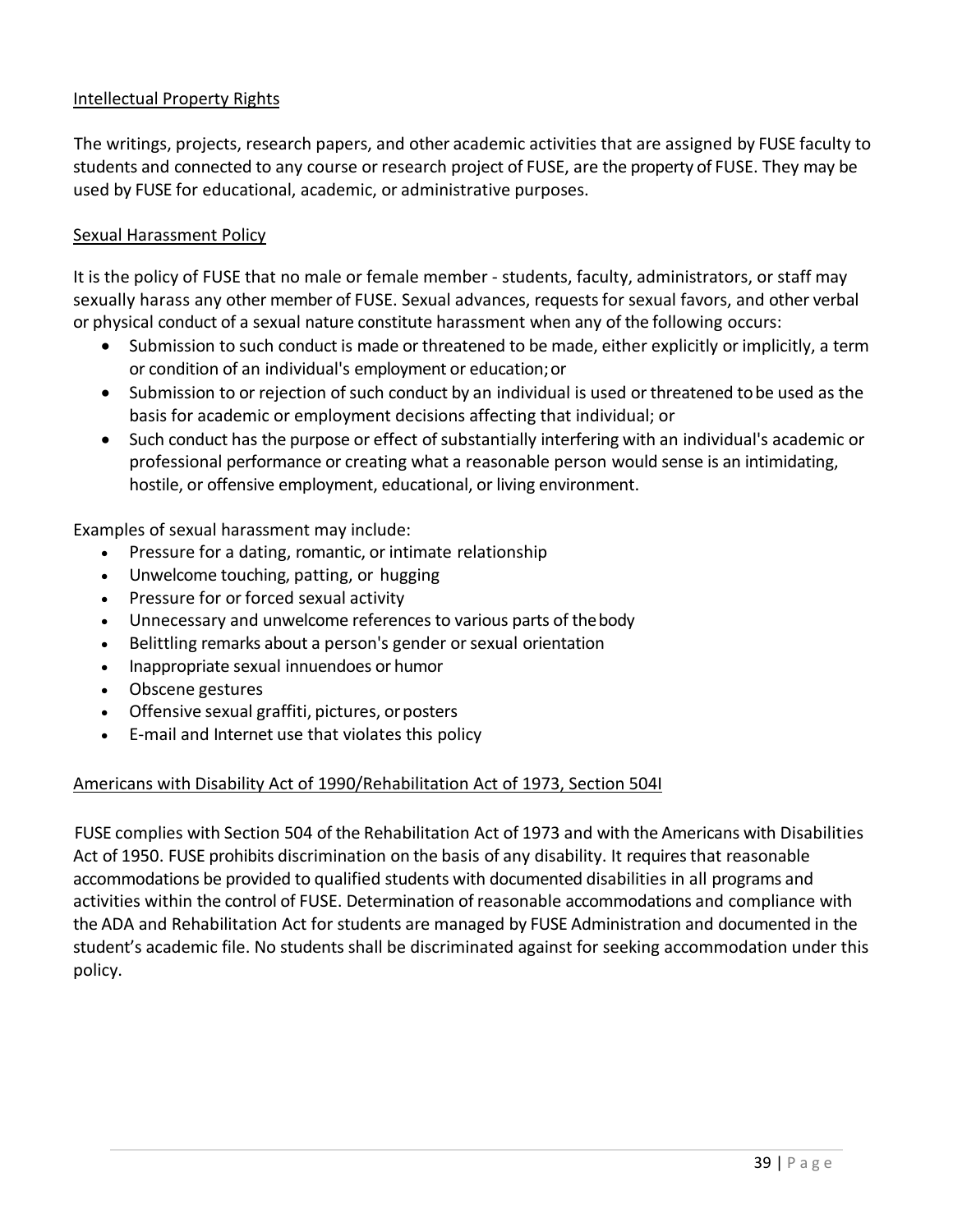## Intellectual Property Rights

The writings, projects, research papers, and other academic activities that are assigned by FUSE faculty to students and connected to any course or research project of FUSE, are the property of FUSE. They may be used by FUSE for educational, academic, or administrative purposes.

## Sexual Harassment Policy

It is the policy of FUSE that no male or female member - students, faculty, administrators, or staff may sexually harass any other member of FUSE. Sexual advances, requests for sexual favors, and other verbal or physical conduct of a sexual nature constitute harassment when any of the following occurs:

- Submission to such conduct is made or threatened to be made, either explicitly or implicitly, a term or condition of an individual's employment or education; or
- Submission to or rejection of such conduct by an individual is used or threatened to be used as the basis for academic or employment decisions affecting that individual; or
- Such conduct has the purpose or effect of substantially interfering with an individual's academic or professional performance or creating what a reasonable person would sense is an intimidating, hostile, or offensive employment, educational, or living environment.

Examples of sexual harassment may include:

- Pressure for a dating, romantic, or intimate relationship
- Unwelcome touching, patting, or hugging
- Pressure for or forced sexual activity
- Unnecessary and unwelcome references to various parts of the body
- Belittling remarks about a person's gender or sexual orientation
- Inappropriate sexual innuendoes or humor
- Obscene gestures
- Offensive sexual graffiti, pictures, or posters
- E-mail and Internet use that violates this policy

## Americans with Disability Act of 1990/Rehabilitation Act of 1973, Section 504I

FUSE complies with Section 504 of the Rehabilitation Act of 1973 and with the Americans with Disabilities Act of 1950. FUSE prohibits discrimination on the basis of any disability. It requires that reasonable accommodations be provided to qualified students with documented disabilities in all programs and activities within the control of FUSE. Determination of reasonable accommodations and compliance with the ADA and Rehabilitation Act for students are managed by FUSE Administration and documented in the student's academic file. No students shall be discriminated against for seeking accommodation under this policy.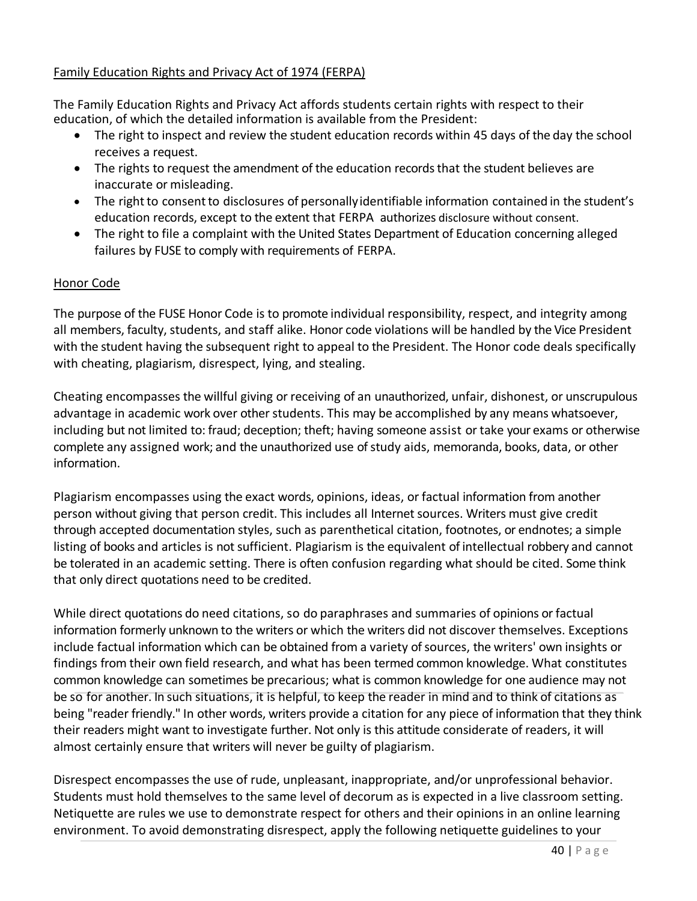## Family Education Rights and Privacy Act of 1974 (FERPA)

The Family Education Rights and Privacy Act affords students certain rights with respect to their education, of which the detailed information is available from the President:

- The right to inspect and review the student education records within 45 days of the day the school receives a request.
- The rights to request the amendment of the education records that the student believes are inaccurate or misleading.
- The right to consent to disclosures of personally identifiable information contained in the student's education records, except to the extent that FERPA authorizes disclosure without consent.
- The right to file a complaint with the United States Department of Education concerning alleged failures by FUSE to comply with requirements of FERPA.

## Honor Code

The purpose of the FUSE Honor Code is to promote individual responsibility, respect, and integrity among all members, faculty, students, and staff alike. Honor code violations will be handled by the Vice President with the student having the subsequent right to appeal to the President. The Honor code deals specifically with cheating, plagiarism, disrespect, lying, and stealing.

Cheating encompasses the willful giving or receiving of an unauthorized, unfair, dishonest, or unscrupulous advantage in academic work over other students. This may be accomplished by any means whatsoever, including but not limited to: fraud; deception; theft; having someone assist or take your exams or otherwise complete any assigned work; and the unauthorized use of study aids, memoranda, books, data, or other information.

Plagiarism encompasses using the exact words, opinions, ideas, or factual information from another person without giving that person credit. This includes all Internet sources. Writers must give credit through accepted documentation styles, such as parenthetical citation, footnotes, or endnotes; a simple listing of books and articles is not sufficient. Plagiarism is the equivalent of intellectual robbery and cannot be tolerated in an academic setting. There is often confusion regarding what should be cited. Some think that only direct quotations need to be credited.

While direct quotations do need citations, so do paraphrases and summaries of opinions or factual information formerly unknown to the writers or which the writers did not discover themselves. Exceptions include factual information which can be obtained from a variety of sources, the writers' own insights or findings from their own field research, and what has been termed common knowledge. What constitutes common knowledge can sometimes be precarious; what is common knowledge for one audience may not be so for another. In such situations, it is helpful, to keep the reader in mind and to think of citations as being "reader friendly." In other words, writers provide a citation for any piece of information that they think their readers might want to investigate further. Not only is this attitude considerate of readers, it will almost certainly ensure that writers will never be guilty of plagiarism.

Disrespect encompasses the use of rude, unpleasant, inappropriate, and/or unprofessional behavior. Students must hold themselves to the same level of decorum as is expected in a live classroom setting. Netiquette are rules we use to demonstrate respect for others and their opinions in an online learning environment. To avoid demonstrating disrespect, apply the following netiquette guidelines to your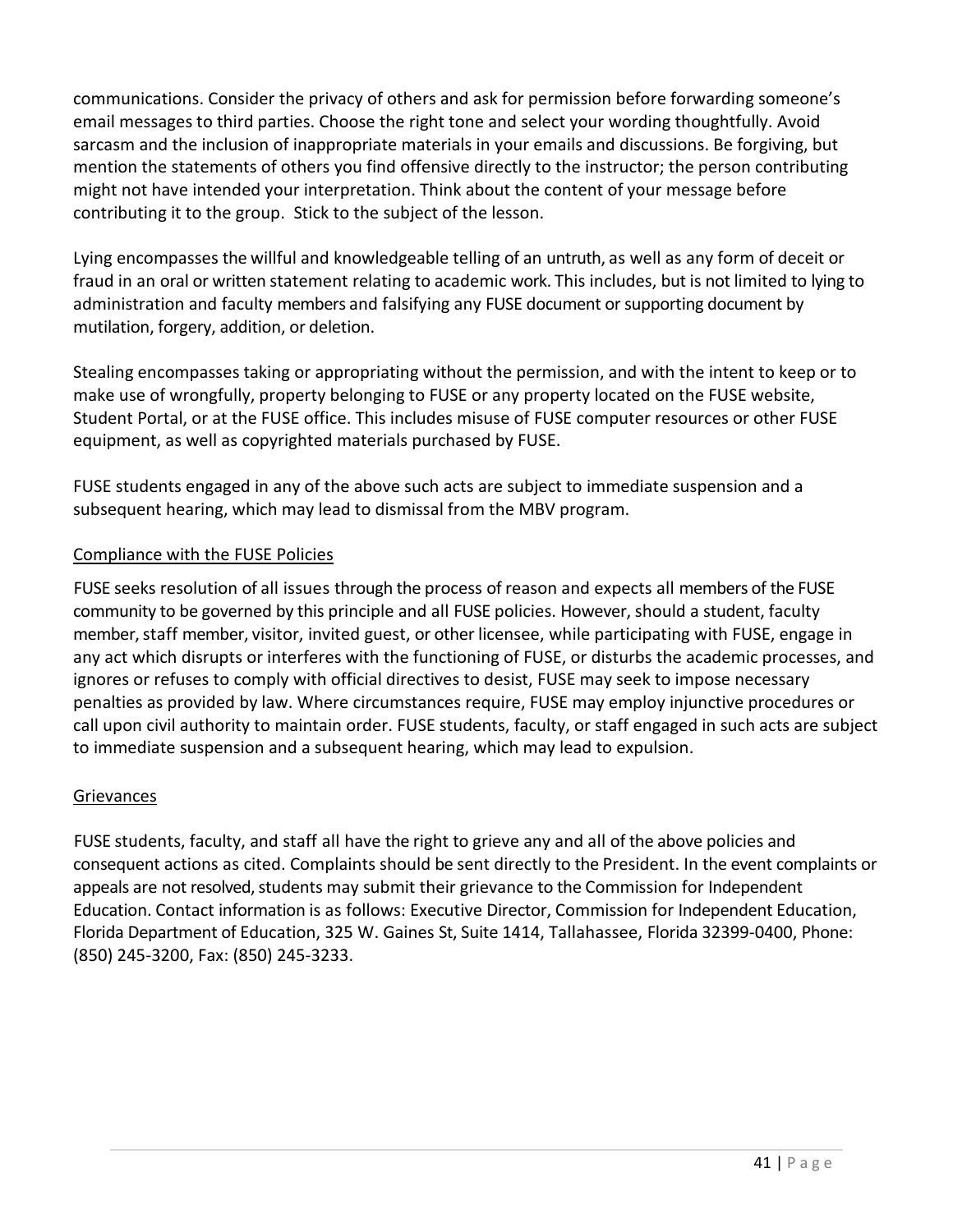communications. Consider the privacy of others and ask for permission before forwarding someone's email messages to third parties. Choose the right tone and select your wording thoughtfully. Avoid sarcasm and the inclusion of inappropriate materials in your emails and discussions. Be forgiving, but mention the statements of others you find offensive directly to the instructor; the person contributing might not have intended your interpretation. Think about the content of your message before contributing it to the group. Stick to the subject of the lesson.

Lying encompasses the willful and knowledgeable telling of an untruth, as well as any form of deceit or fraud in an oral or written statement relating to academic work. This includes, but is not limited to lying to administration and faculty members and falsifying any FUSE document or supporting document by mutilation, forgery, addition, or deletion.

Stealing encompasses taking or appropriating without the permission, and with the intent to keep or to make use of wrongfully, property belonging to FUSE or any property located on the FUSE website, Student Portal, or at the FUSE office. This includes misuse of FUSE computer resources or other FUSE equipment, as well as copyrighted materials purchased by FUSE.

FUSE students engaged in any of the above such acts are subject to immediate suspension and a subsequent hearing, which may lead to dismissal from the MBV program.

<u>Compliance with the FUSE Policies</u>

FUSE seeks resolution of all issues through the process of reason and expects all members of the FUSE community to be governed by this principle and all FUSE policies. However, should a student, faculty member, staff member, visitor, invited guest, or other licensee, while participating with FUSE, engage in any act which disrupts or interferes with the functioning of FUSE, or disturbs the academic processes, and ignores or refuses to comply with official directives to desist, FUSE may seek to impose necessary penalties as provided by law. Where circumstances require, FUSE may employ injunctive procedures or call upon civil authority to maintain order. FUSE students, faculty, or staff engaged in such acts are subject to immediate suspension and a subsequent hearing, which may lead to expulsion.

<u>Grievances</u>

FUSE students, faculty, and staff all have the right to grieve any and all of the above policies and consequent actions as cited. Complaints should be sent directly to the President. In the event complaints or appeals are not resolved, students may submit their grievance to the Commission for Independent Education. Contact information is as follows: Executive Director, Commission for Independent Education, Florida Department of Education, 325 W. Gaines St, Suite 1414, Tallahassee, Florida 32399-0400, Phone: (850) 245-3200, Fax: (850) 245-3233.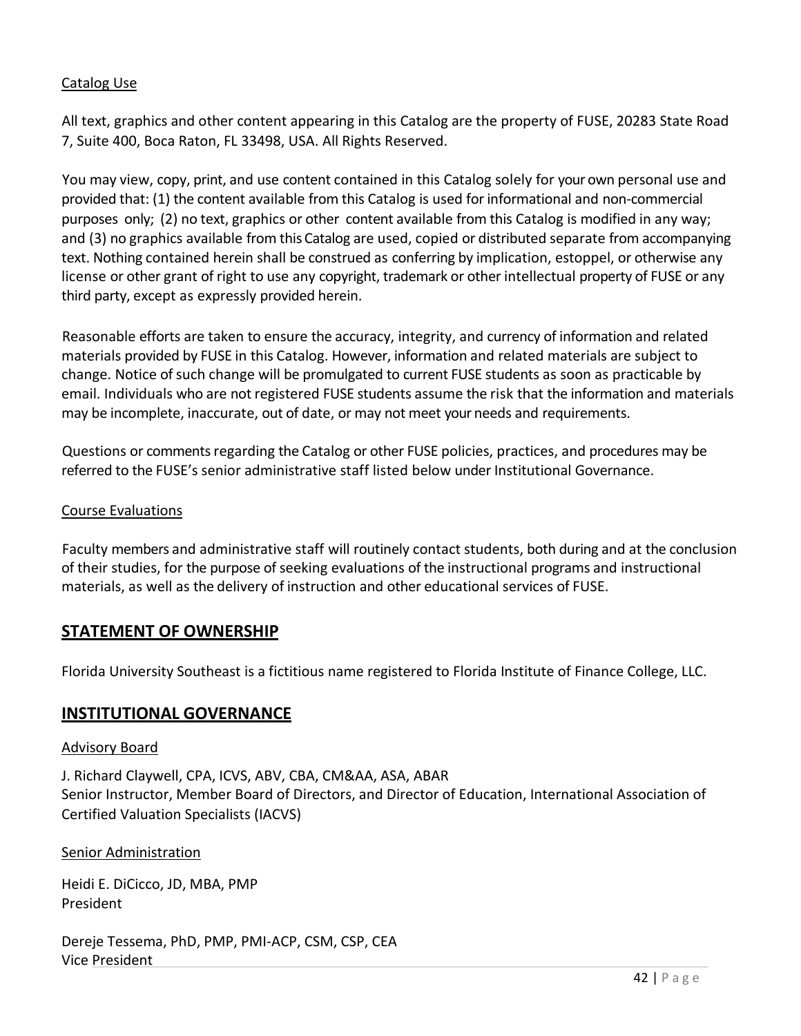Catalog Use

All text, graphics and other content appearing in this Catalog are the property of FUSE, 20283 State Road 7, Suite 400, Boca Raton, FL 33498, USA. All Rights Reserved.

You may view, copy, print, and use content contained in this Catalog solely for your own personal use and provided that: (1) the content available from this Catalog is used for informational and non-commercial purposes only; (2) no text, graphics or other content available from this Catalog is modified in any way; and (3) no graphics available from this Catalog are used, copied or distributed separate from accompanying text. Nothing contained herein shall be construed as conferring by implication, estoppel, or otherwise any license or other grant of right to use any copyright, trademark or other intellectual property of FUSE or any third party, except as expressly provided herein.

Reasonable efforts are taken to ensure the accuracy, integrity, and currency of information and related materials provided by FUSE in this Catalog. However, information and related materials are subject to change. Notice of such change will be promulgated to current FUSE students as soon as practicable by email. Individuals who are not registered FUSE students assume the risk that the information and materials may be incomplete, inaccurate, out of date, or may not meet your needs and requirements.

Questions or comments regarding the Catalog or other FUSE policies, practices, and procedures may be referred to the FUSE's senior administrative staff listed below under Institutional Governance.

Course Evaluations

Faculty members and administrative staff will routinely contact students, both during and at the conclusion of their studies, for the purpose of seeking evaluations of the instructional programs and instructional materials, as well as the delivery of instruction and other educational services of FUSE.

## STATEMENT OF OWNERSHIP

Florida University Southeast is a fictitious name registered to Florida Institute of Finance College, LLC.

## INSTITUTIONAL GOVERNANCE

Advisory Board

J. Richard Claywell, CPA, ICVS, ABV, CBA, CM&AA, ASA, ABAR
Senior Instructor, Member Board of Directors, and Director of Education, International Association of Certified Valuation Specialists (IACVS)

Senior Administration

Heidi E. DiCicco, JD, MBA, PMP
President

Dereje Tessema, PhD, PMP, PMI-ACP, CSM, CSP, CEA
Vice President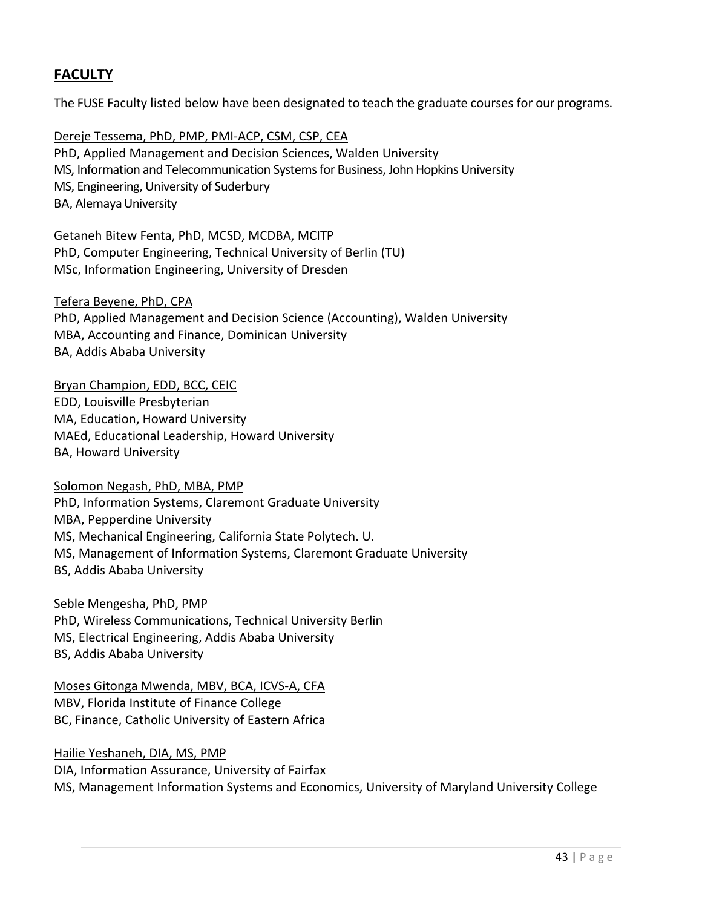## FACULTY

The FUSE Faculty listed below have been designated to teach the graduate courses for our programs.

Dereje Tessema, PhD, PMP, PMI-ACP, CSM, CSP, CEA
PhD, Applied Management and Decision Sciences, Walden University
MS, Information and Telecommunication Systems for Business, John Hopkins University
MS, Engineering, University of Suderbury
BA, Alemaya University

Getaneh Bitew Fenta, PhD, MCSD, MCDBA, MCITP
PhD, Computer Engineering, Technical University of Berlin (TU)
MSc, Information Engineering, University of Dresden

Tefera Beyene, PhD, CPA
PhD, Applied Management and Decision Science (Accounting), Walden University
MBA, Accounting and Finance, Dominican University
BA, Addis Ababa University

Bryan Champion, EDD, BCC, CEIC
EDD, Louisville Presbyterian
MA, Education, Howard University
MAEd, Educational Leadership, Howard University
BA, Howard University

Solomon Negash, PhD, MBA, PMP
PhD, Information Systems, Claremont Graduate University
MBA, Pepperdine University
MS, Mechanical Engineering, California State Polytech. U.
MS, Management of Information Systems, Claremont Graduate University
BS, Addis Ababa University

Seble Mengesha, PhD, PMP
PhD, Wireless Communications, Technical University Berlin
MS, Electrical Engineering, Addis Ababa University
BS, Addis Ababa University

Moses Gitonga Mwenda, MBV, BCA, ICVS-A, CFA
MBV, Florida Institute of Finance College
BC, Finance, Catholic University of Eastern Africa

Hailie Yeshaneh, DIA, MS, PMP
DIA, Information Assurance, University of Fairfax
MS, Management Information Systems and Economics, University of Maryland University College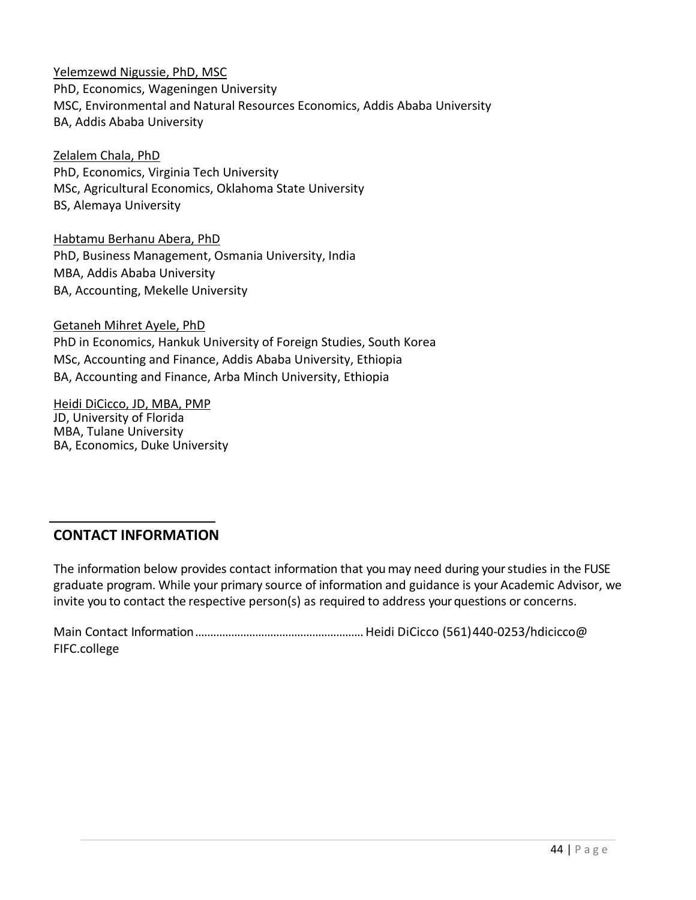Yelemzewd Nigussie, PhD, MSC
PhD, Economics, Wageningen University
MSC, Environmental and Natural Resources Economics, Addis Ababa University
BA, Addis Ababa University

Zelalem Chala, PhD
PhD, Economics, Virginia Tech University
MSc, Agricultural Economics, Oklahoma State University
BS, Alemaya University

Habtamu Berhanu Abera, PhD
PhD, Business Management, Osmania University, India
MBA, Addis Ababa University
BA, Accounting, Mekelle University

Getaneh Mihret Ayele, PhD
PhD in Economics, Hankuk University of Foreign Studies, South Korea
MSc, Accounting and Finance, Addis Ababa University, Ethiopia
BA, Accounting and Finance, Arba Minch University, Ethiopia

Heidi DiCicco, JD, MBA, PMP
JD, University of Florida
MBA, Tulane University
BA, Economics, Duke University

## CONTACT INFORMATION

The information below provides contact information that you may need during your studies in the FUSE graduate program. While your primary source of information and guidance is your Academic Advisor, we invite you to contact the respective person(s) as required to address your questions or concerns.

Main Contact Information....................................................... Heidi DiCicco (561)440-0253/hdicicco@ FIFC.college